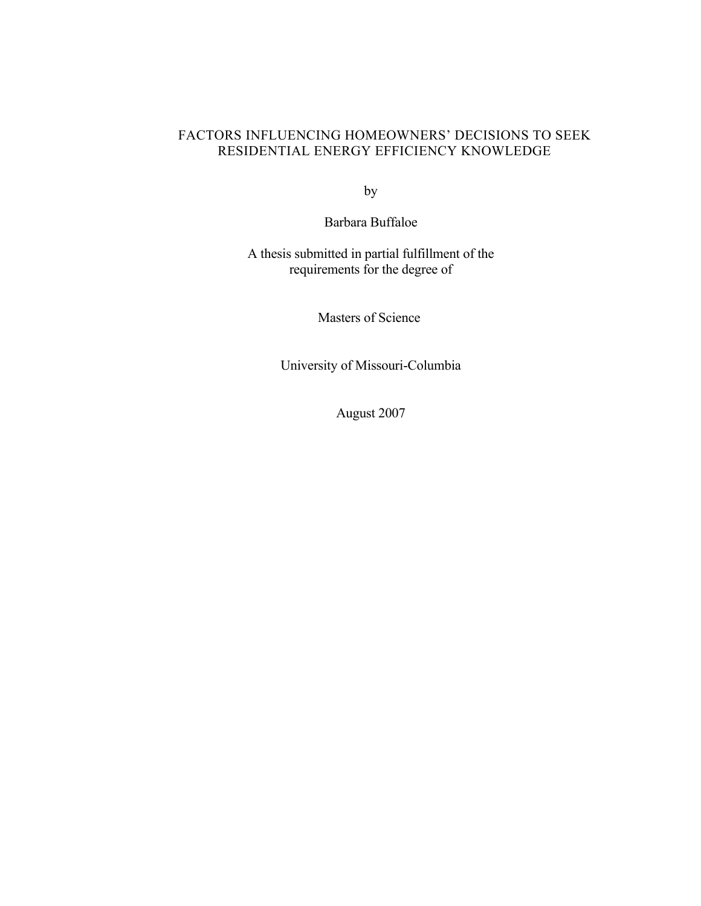# FACTORS INFLUENCING HOMEOWNERS' DECISIONS TO SEEK RESIDENTIAL ENERGY EFFICIENCY KNOWLEDGE

by

Barbara Buffaloe

A thesis submitted in partial fulfillment of the requirements for the degree of

Masters of Science

University of Missouri-Columbia

August 2007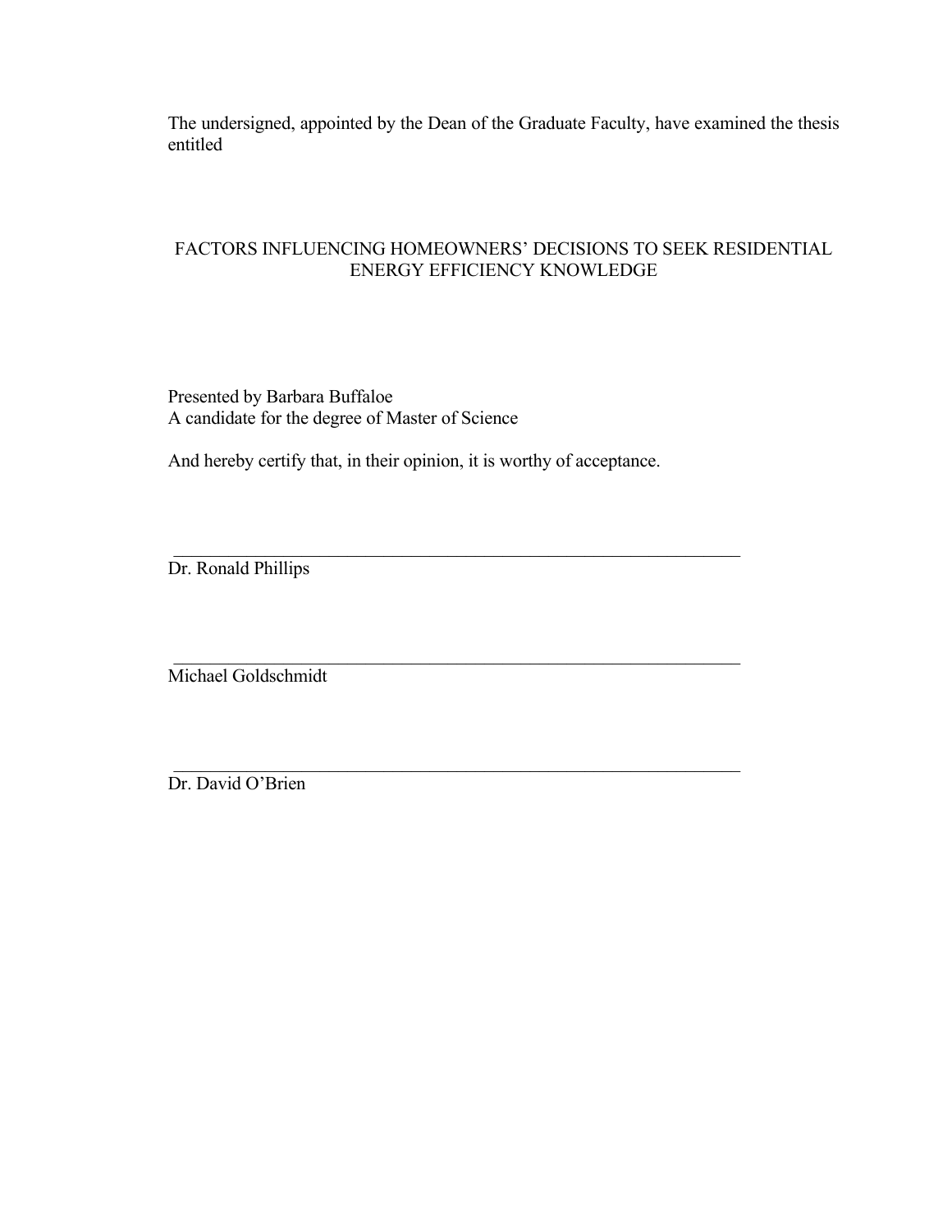The undersigned, appointed by the Dean of the Graduate Faculty, have examined the thesis entitled

FACTORS INFLUENCING HOMEOWNERS' DECISIONS TO SEEK RESIDENTIAL ENERGY EFFICIENCY KNOWLEDGE

Presented by Barbara Buffaloe
A candidate for the degree of Master of Science

And hereby certify that, in their opinion, it is worthy of acceptance.

\_\_\_\_\_\_\_\_\_\_\_\_\_\_\_\_\_\_\_\_\_\_\_\_\_\_\_\_\_\_\_\_\_\_\_\_\_\_\_\_\_\_\_\_\_\_\_\_\_\_\_\_\_\_\_\_\_\_\_\_\_\_

Dr. Ronald Phillips

\_\_\_\_\_\_\_\_\_\_\_\_\_\_\_\_\_\_\_\_\_\_\_\_\_\_\_\_\_\_\_\_\_\_\_\_\_\_\_\_\_\_\_\_\_\_\_\_\_\_\_\_\_\_\_\_\_\_\_\_\_\_

Michael Goldschmidt

\_\_\_\_\_\_\_\_\_\_\_\_\_\_\_\_\_\_\_\_\_\_\_\_\_\_\_\_\_\_\_\_\_\_\_\_\_\_\_\_\_\_\_\_\_\_\_\_\_\_\_\_\_\_\_\_\_\_\_\_\_\_

Dr. David O'Brien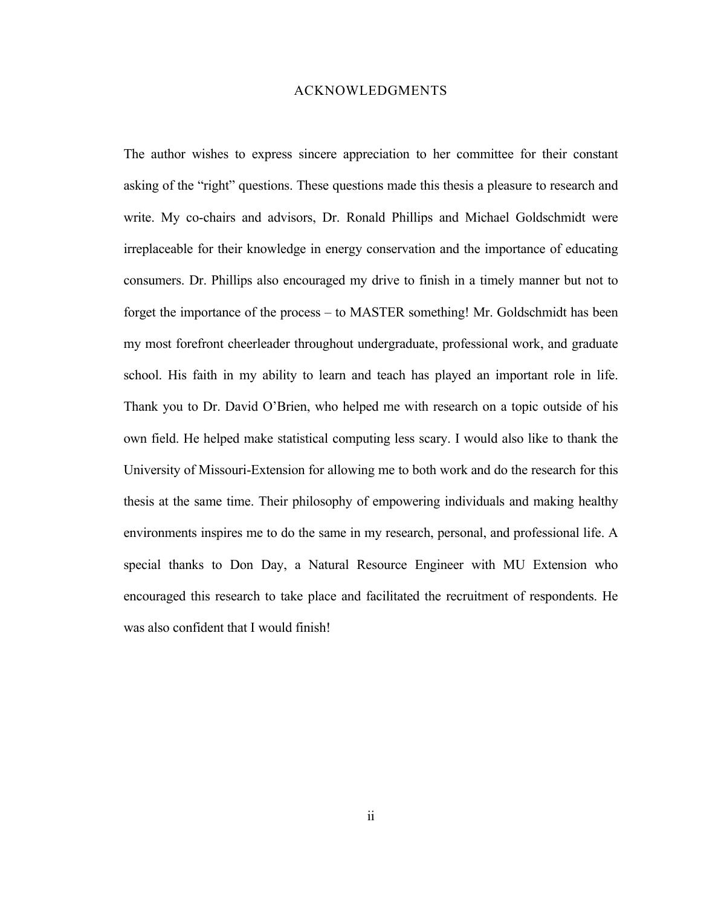# ACKNOWLEDGMENTS

The author wishes to express sincere appreciation to her committee for their constant asking of the "right" questions. These questions made this thesis a pleasure to research and write. My co-chairs and advisors, Dr. Ronald Phillips and Michael Goldschmidt were irreplaceable for their knowledge in energy conservation and the importance of educating consumers. Dr. Phillips also encouraged my drive to finish in a timely manner but not to forget the importance of the process – to MASTER something! Mr. Goldschmidt has been my most forefront cheerleader throughout undergraduate, professional work, and graduate school. His faith in my ability to learn and teach has played an important role in life. Thank you to Dr. David O'Brien, who helped me with research on a topic outside of his own field. He helped make statistical computing less scary. I would also like to thank the University of Missouri-Extension for allowing me to both work and do the research for this thesis at the same time. Their philosophy of empowering individuals and making healthy environments inspires me to do the same in my research, personal, and professional life. A special thanks to Don Day, a Natural Resource Engineer with MU Extension who encouraged this research to take place and facilitated the recruitment of respondents. He was also confident that I would finish!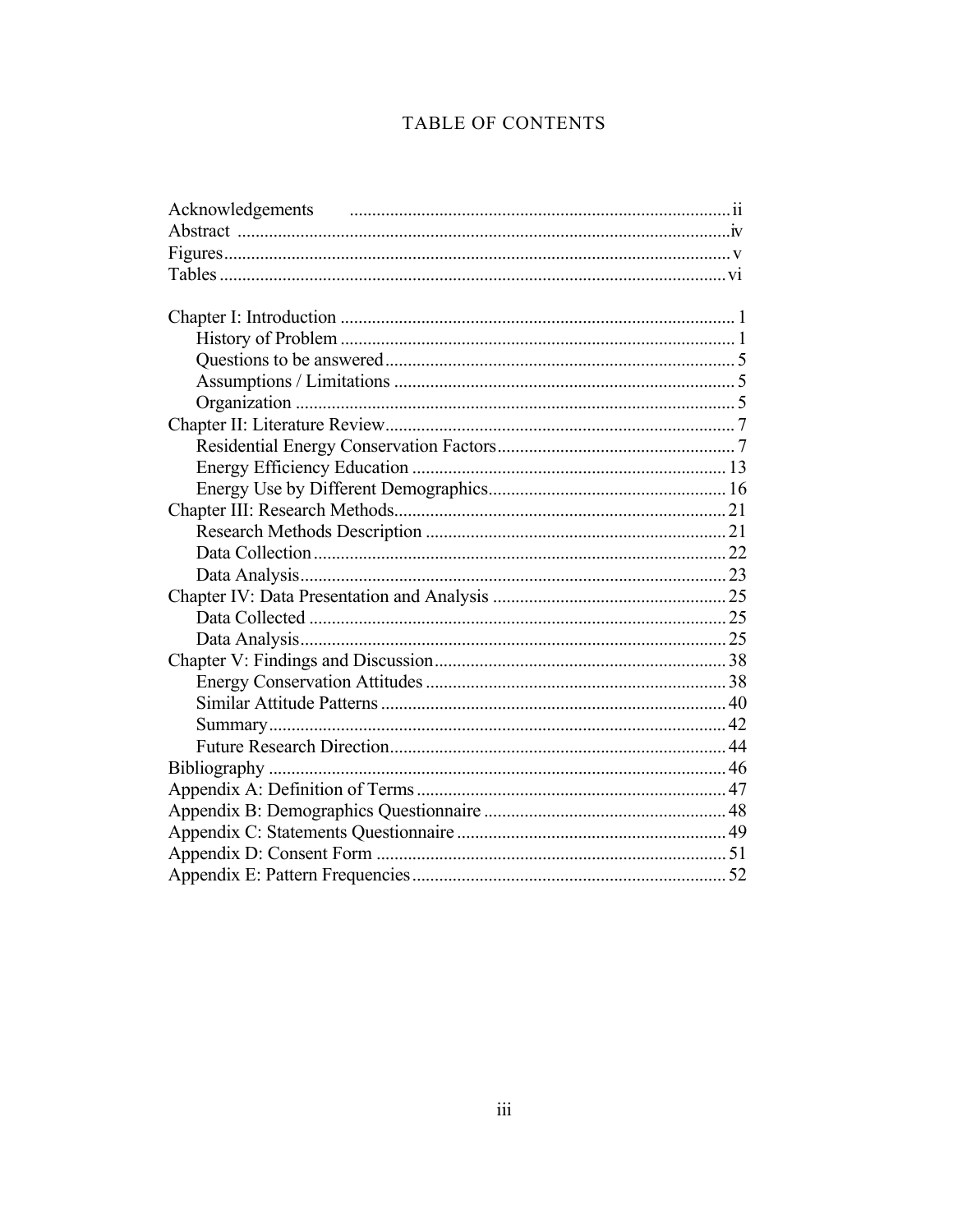# TABLE OF CONTENTS

Acknowledgements ..... ii
Abstract ..... iv
Figures ..... v
Tables ..... vi

Chapter I: Introduction ..... 1
- History of Problem ..... 1
- Questions to be answered ..... 5
- Assumptions / Limitations ..... 5
- Organization ..... 5

Chapter II: Literature Review ..... 7
- Residential Energy Conservation Factors ..... 7
- Energy Efficiency Education ..... 13
- Energy Use by Different Demographics ..... 16

Chapter III: Research Methods ..... 21
- Research Methods Description ..... 21
- Data Collection ..... 22
- Data Analysis ..... 23

Chapter IV: Data Presentation and Analysis ..... 25
- Data Collected ..... 25
- Data Analysis ..... 25

Chapter V: Findings and Discussion ..... 38
- Energy Conservation Attitudes ..... 38
- Similar Attitude Patterns ..... 40
- Summary ..... 42
- Future Research Direction ..... 44

Bibliography ..... 46
Appendix A: Definition of Terms ..... 47
Appendix B: Demographics Questionnaire ..... 48
Appendix C: Statements Questionnaire ..... 49
Appendix D: Consent Form ..... 51
Appendix E: Pattern Frequencies ..... 52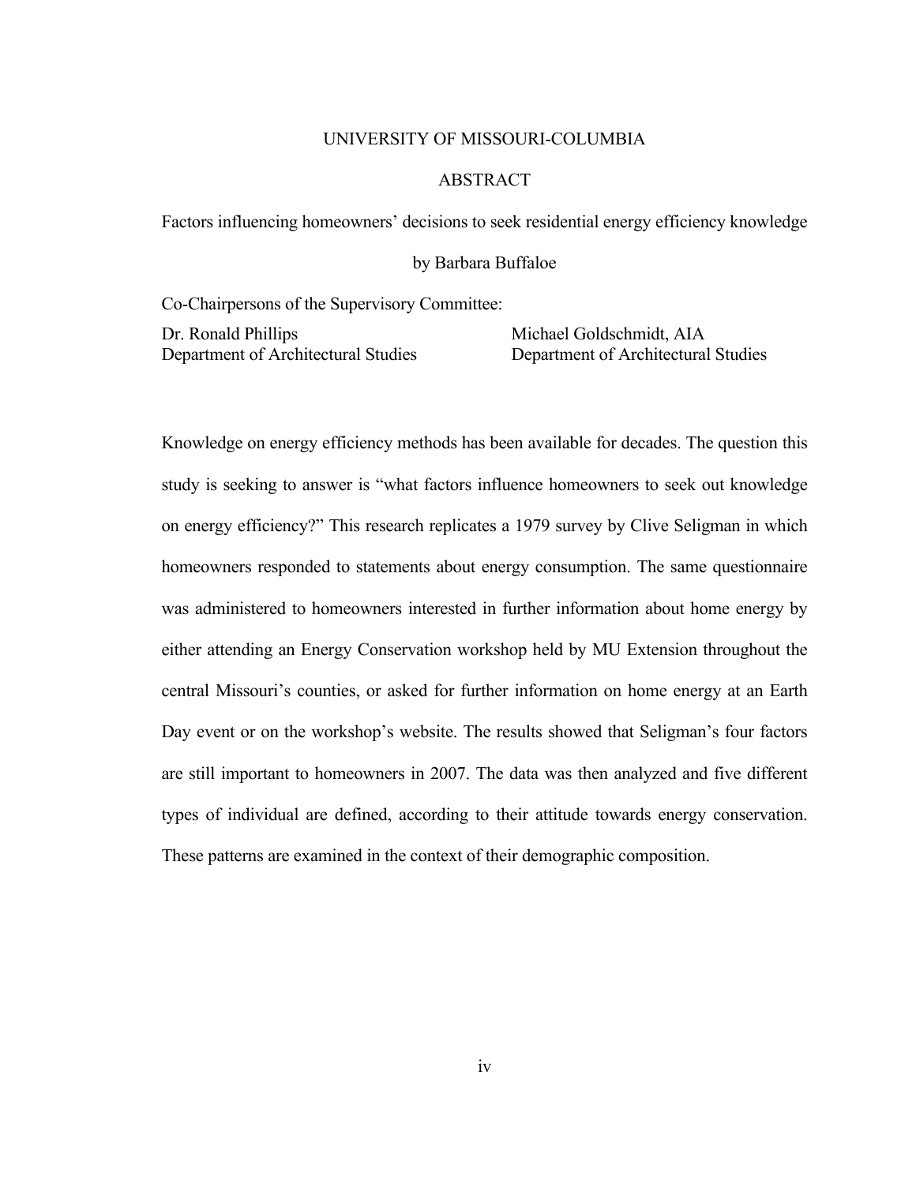UNIVERSITY OF MISSOURI-COLUMBIA

# ABSTRACT

Factors influencing homeowners' decisions to seek residential energy efficiency knowledge

by Barbara Buffaloe

Co-Chairpersons of the Supervisory Committee:

Dr. Ronald Phillips
Department of Architectural Studies

Michael Goldschmidt, AIA
Department of Architectural Studies

Knowledge on energy efficiency methods has been available for decades. The question this study is seeking to answer is "what factors influence homeowners to seek out knowledge on energy efficiency?" This research replicates a 1979 survey by Clive Seligman in which homeowners responded to statements about energy consumption. The same questionnaire was administered to homeowners interested in further information about home energy by either attending an Energy Conservation workshop held by MU Extension throughout the central Missouri's counties, or asked for further information on home energy at an Earth Day event or on the workshop's website. The results showed that Seligman's four factors are still important to homeowners in 2007. The data was then analyzed and five different types of individual are defined, according to their attitude towards energy conservation. These patterns are examined in the context of their demographic composition.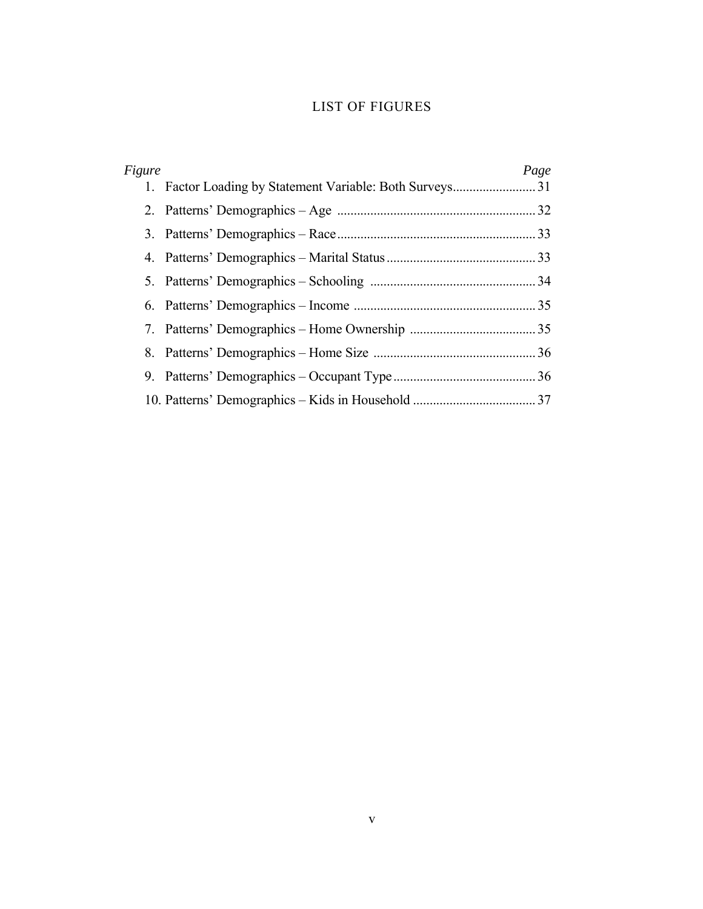# LIST OF FIGURES

| *Figure* | *Page* |
| --- | --- |
| 1. Factor Loading by Statement Variable: Both Surveys | 31 |
| 2. Patterns' Demographics – Age | 32 |
| 3. Patterns' Demographics – Race | 33 |
| 4. Patterns' Demographics – Marital Status | 33 |
| 5. Patterns' Demographics – Schooling | 34 |
| 6. Patterns' Demographics – Income | 35 |
| 7. Patterns' Demographics – Home Ownership | 35 |
| 8. Patterns' Demographics – Home Size | 36 |
| 9. Patterns' Demographics – Occupant Type | 36 |
| 10. Patterns' Demographics – Kids in Household | 37 |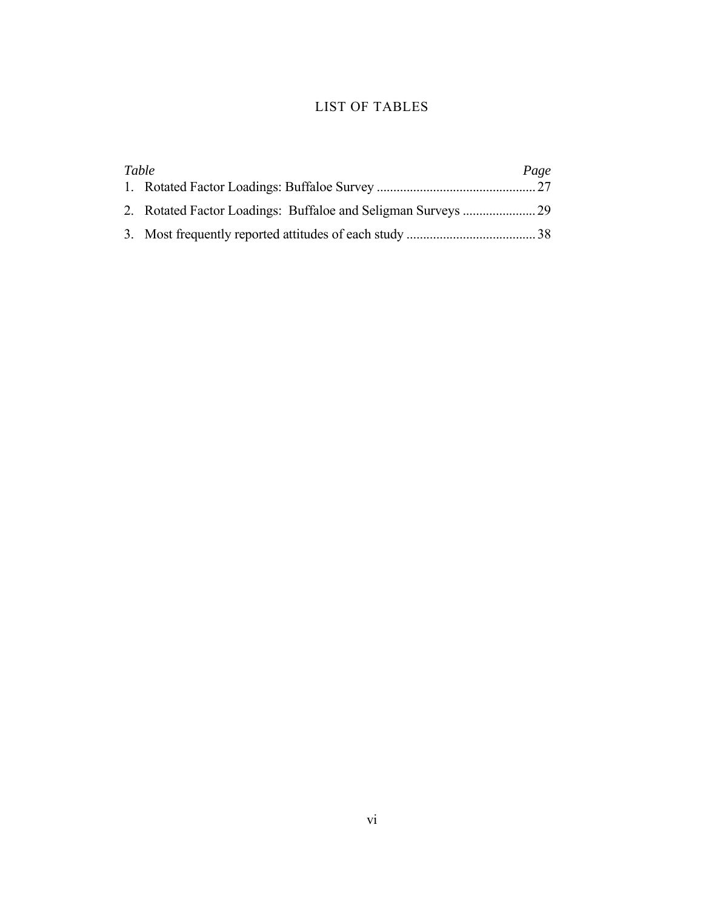# LIST OF TABLES

| *Table* | *Page* |
| --- | --- |
| 1. Rotated Factor Loadings: Buffaloe Survey | 27 |
| 2. Rotated Factor Loadings: Buffaloe and Seligman Surveys | 29 |
| 3. Most frequently reported attitudes of each study | 38 |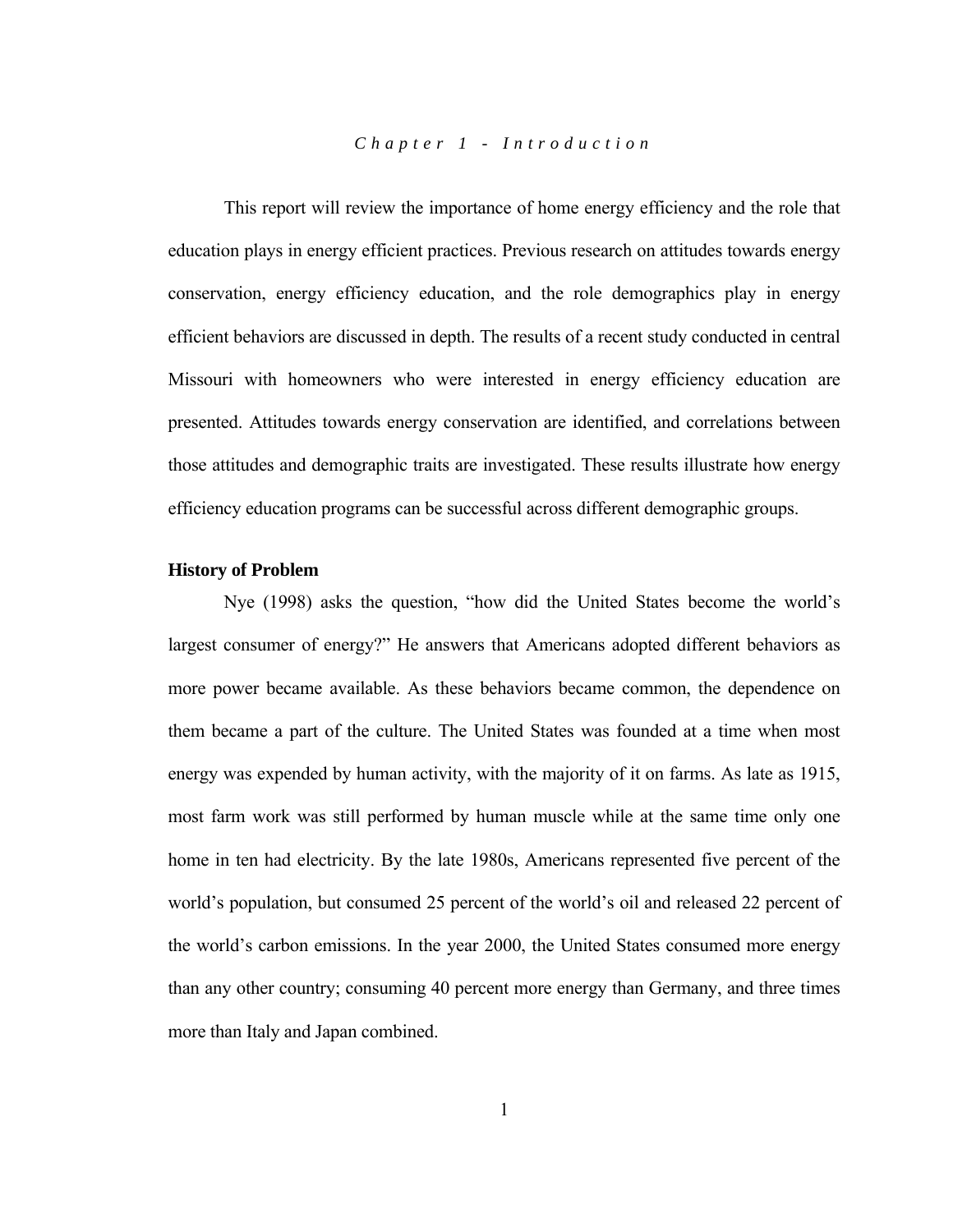# *Chapter 1 - Introduction*

This report will review the importance of home energy efficiency and the role that education plays in energy efficient practices. Previous research on attitudes towards energy conservation, energy efficiency education, and the role demographics play in energy efficient behaviors are discussed in depth. The results of a recent study conducted in central Missouri with homeowners who were interested in energy efficiency education are presented. Attitudes towards energy conservation are identified, and correlations between those attitudes and demographic traits are investigated. These results illustrate how energy efficiency education programs can be successful across different demographic groups.

## History of Problem

Nye (1998) asks the question, "how did the United States become the world's largest consumer of energy?" He answers that Americans adopted different behaviors as more power became available. As these behaviors became common, the dependence on them became a part of the culture. The United States was founded at a time when most energy was expended by human activity, with the majority of it on farms. As late as 1915, most farm work was still performed by human muscle while at the same time only one home in ten had electricity. By the late 1980s, Americans represented five percent of the world's population, but consumed 25 percent of the world's oil and released 22 percent of the world's carbon emissions. In the year 2000, the United States consumed more energy than any other country; consuming 40 percent more energy than Germany, and three times more than Italy and Japan combined.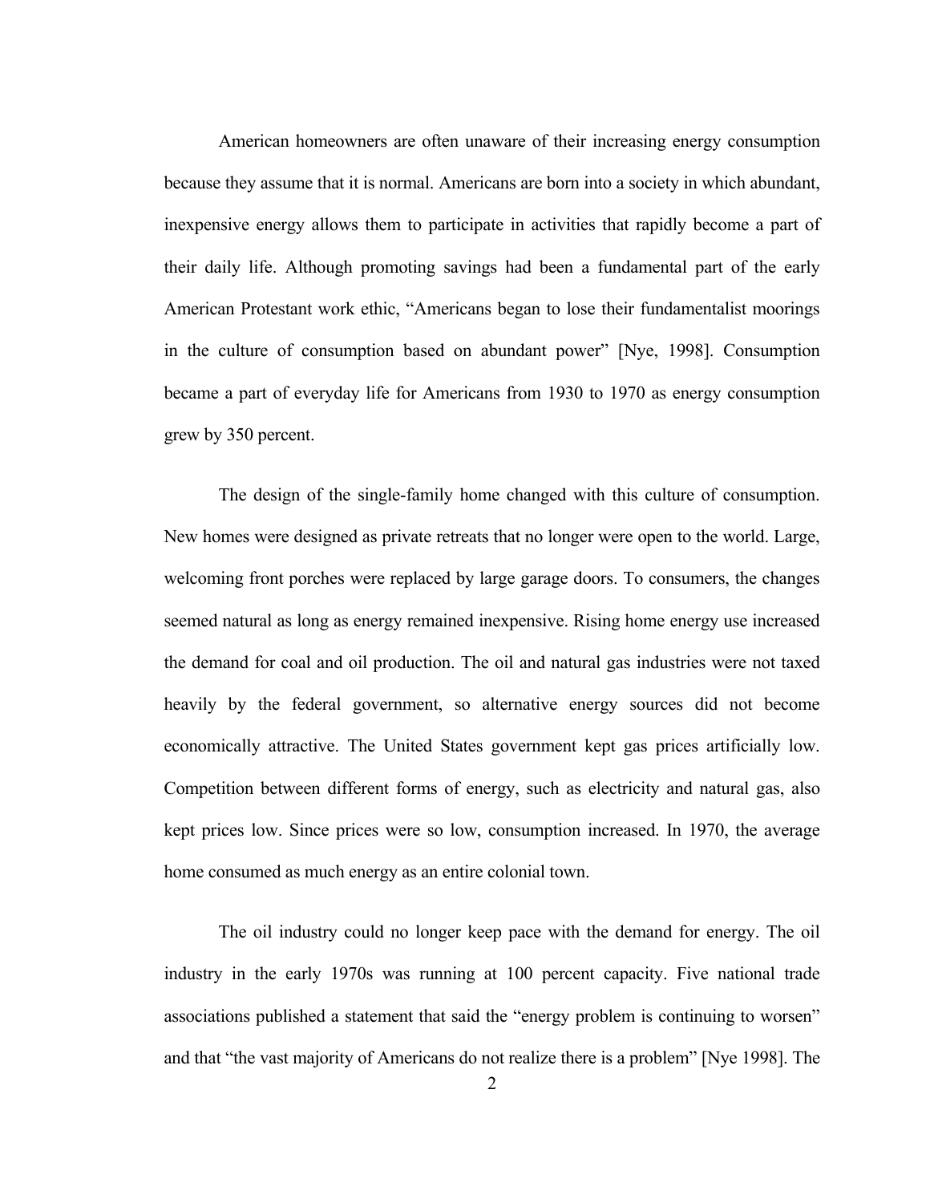American homeowners are often unaware of their increasing energy consumption because they assume that it is normal. Americans are born into a society in which abundant, inexpensive energy allows them to participate in activities that rapidly become a part of their daily life. Although promoting savings had been a fundamental part of the early American Protestant work ethic, "Americans began to lose their fundamentalist moorings in the culture of consumption based on abundant power" [Nye, 1998]. Consumption became a part of everyday life for Americans from 1930 to 1970 as energy consumption grew by 350 percent.

The design of the single-family home changed with this culture of consumption. New homes were designed as private retreats that no longer were open to the world. Large, welcoming front porches were replaced by large garage doors. To consumers, the changes seemed natural as long as energy remained inexpensive. Rising home energy use increased the demand for coal and oil production. The oil and natural gas industries were not taxed heavily by the federal government, so alternative energy sources did not become economically attractive. The United States government kept gas prices artificially low. Competition between different forms of energy, such as electricity and natural gas, also kept prices low. Since prices were so low, consumption increased. In 1970, the average home consumed as much energy as an entire colonial town.

The oil industry could no longer keep pace with the demand for energy. The oil industry in the early 1970s was running at 100 percent capacity. Five national trade associations published a statement that said the "energy problem is continuing to worsen" and that "the vast majority of Americans do not realize there is a problem" [Nye 1998]. The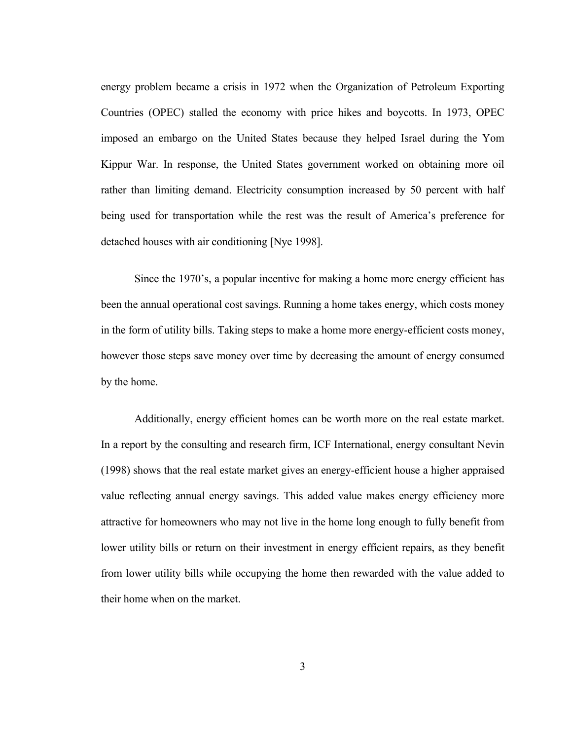energy problem became a crisis in 1972 when the Organization of Petroleum Exporting Countries (OPEC) stalled the economy with price hikes and boycotts. In 1973, OPEC imposed an embargo on the United States because they helped Israel during the Yom Kippur War. In response, the United States government worked on obtaining more oil rather than limiting demand. Electricity consumption increased by 50 percent with half being used for transportation while the rest was the result of America's preference for detached houses with air conditioning [Nye 1998].

Since the 1970's, a popular incentive for making a home more energy efficient has been the annual operational cost savings. Running a home takes energy, which costs money in the form of utility bills. Taking steps to make a home more energy-efficient costs money, however those steps save money over time by decreasing the amount of energy consumed by the home.

Additionally, energy efficient homes can be worth more on the real estate market. In a report by the consulting and research firm, ICF International, energy consultant Nevin (1998) shows that the real estate market gives an energy-efficient house a higher appraised value reflecting annual energy savings. This added value makes energy efficiency more attractive for homeowners who may not live in the home long enough to fully benefit from lower utility bills or return on their investment in energy efficient repairs, as they benefit from lower utility bills while occupying the home then rewarded with the value added to their home when on the market.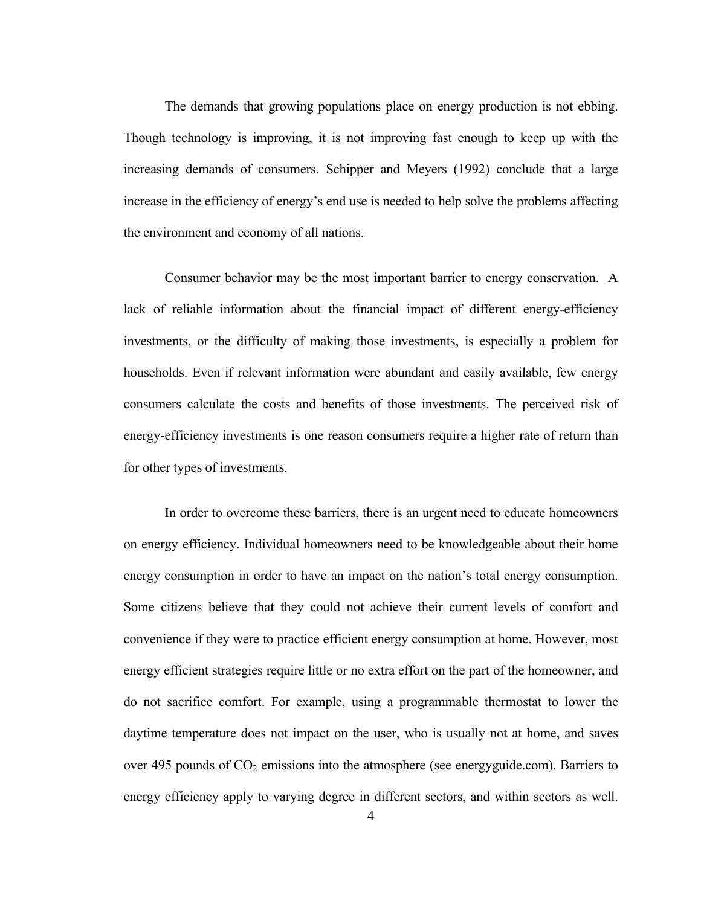The demands that growing populations place on energy production is not ebbing. Though technology is improving, it is not improving fast enough to keep up with the increasing demands of consumers. Schipper and Meyers (1992) conclude that a large increase in the efficiency of energy's end use is needed to help solve the problems affecting the environment and economy of all nations.

Consumer behavior may be the most important barrier to energy conservation. A lack of reliable information about the financial impact of different energy-efficiency investments, or the difficulty of making those investments, is especially a problem for households. Even if relevant information were abundant and easily available, few energy consumers calculate the costs and benefits of those investments. The perceived risk of energy-efficiency investments is one reason consumers require a higher rate of return than for other types of investments.

In order to overcome these barriers, there is an urgent need to educate homeowners on energy efficiency. Individual homeowners need to be knowledgeable about their home energy consumption in order to have an impact on the nation's total energy consumption. Some citizens believe that they could not achieve their current levels of comfort and convenience if they were to practice efficient energy consumption at home. However, most energy efficient strategies require little or no extra effort on the part of the homeowner, and do not sacrifice comfort. For example, using a programmable thermostat to lower the daytime temperature does not impact on the user, who is usually not at home, and saves over 495 pounds of $CO_2$ emissions into the atmosphere (see energyguide.com). Barriers to energy efficiency apply to varying degree in different sectors, and within sectors as well.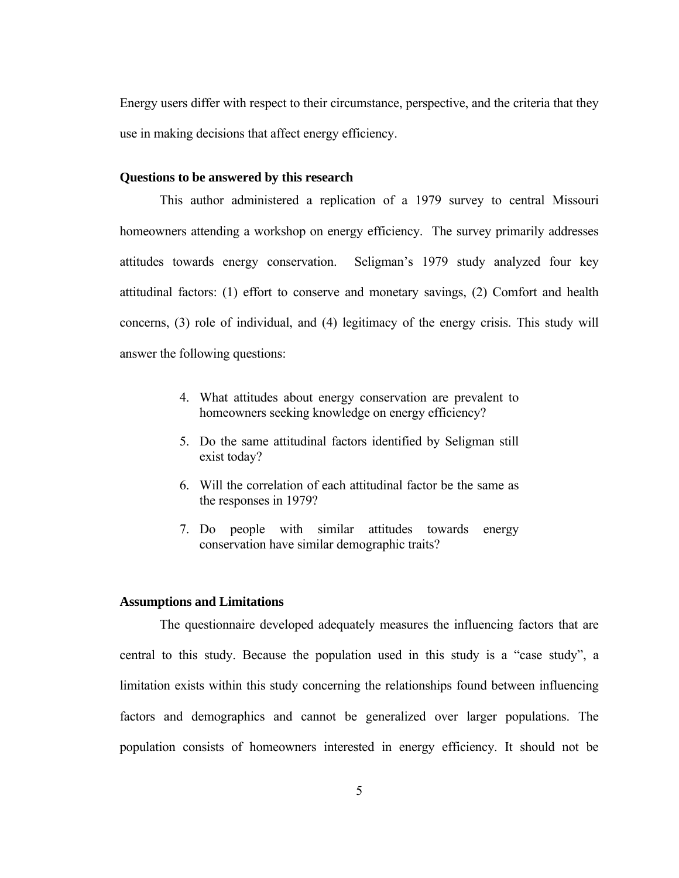Energy users differ with respect to their circumstance, perspective, and the criteria that they use in making decisions that affect energy efficiency.

### Questions to be answered by this research

This author administered a replication of a 1979 survey to central Missouri homeowners attending a workshop on energy efficiency. The survey primarily addresses attitudes towards energy conservation. Seligman's 1979 study analyzed four key attitudinal factors: (1) effort to conserve and monetary savings, (2) Comfort and health concerns, (3) role of individual, and (4) legitimacy of the energy crisis. This study will answer the following questions:

4. What attitudes about energy conservation are prevalent to homeowners seeking knowledge on energy efficiency?
5. Do the same attitudinal factors identified by Seligman still exist today?
6. Will the correlation of each attitudinal factor be the same as the responses in 1979?
7. Do people with similar attitudes towards energy conservation have similar demographic traits?

### Assumptions and Limitations

The questionnaire developed adequately measures the influencing factors that are central to this study. Because the population used in this study is a "case study", a limitation exists within this study concerning the relationships found between influencing factors and demographics and cannot be generalized over larger populations. The population consists of homeowners interested in energy efficiency. It should not be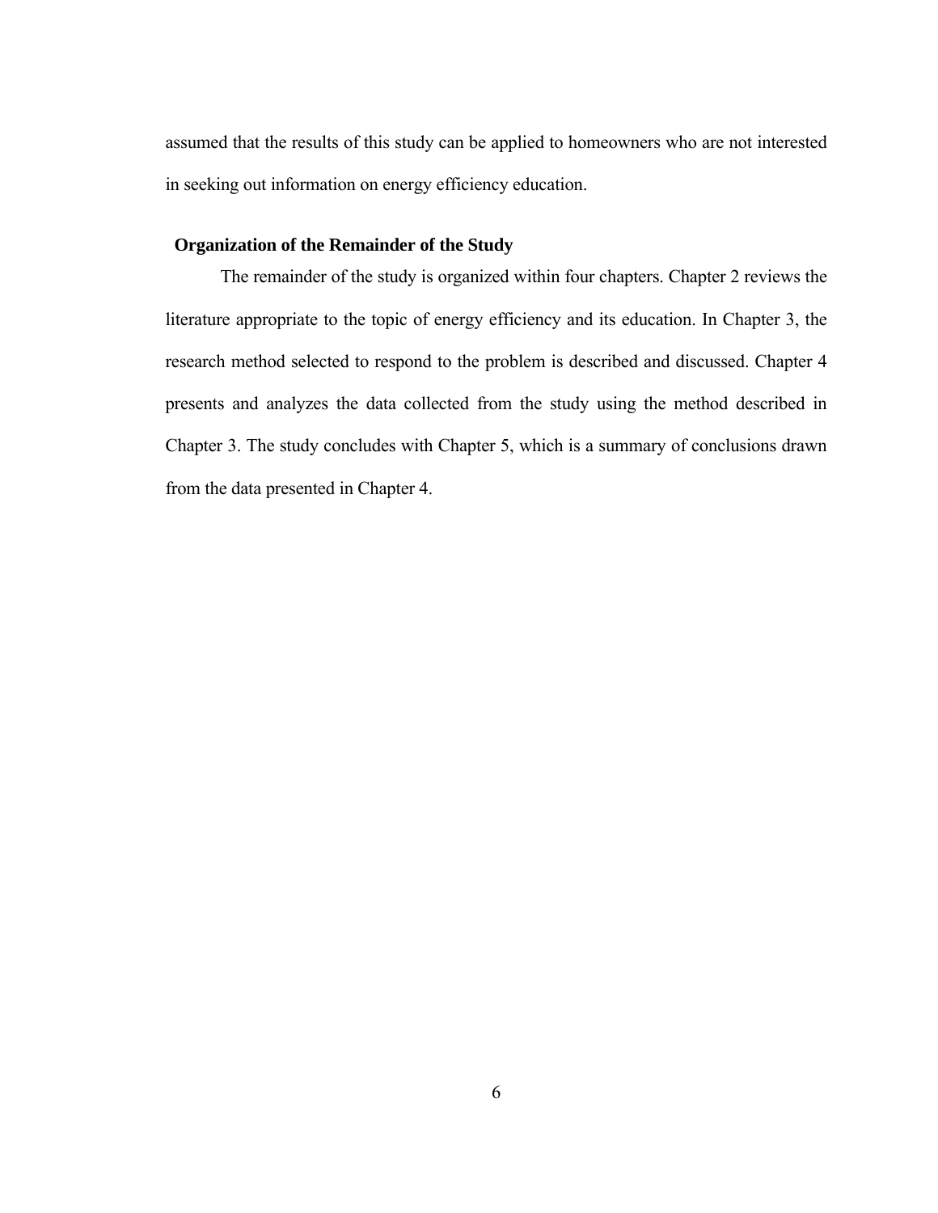assumed that the results of this study can be applied to homeowners who are not interested in seeking out information on energy efficiency education.

## Organization of the Remainder of the Study

The remainder of the study is organized within four chapters. Chapter 2 reviews the literature appropriate to the topic of energy efficiency and its education. In Chapter 3, the research method selected to respond to the problem is described and discussed. Chapter 4 presents and analyzes the data collected from the study using the method described in Chapter 3. The study concludes with Chapter 5, which is a summary of conclusions drawn from the data presented in Chapter 4.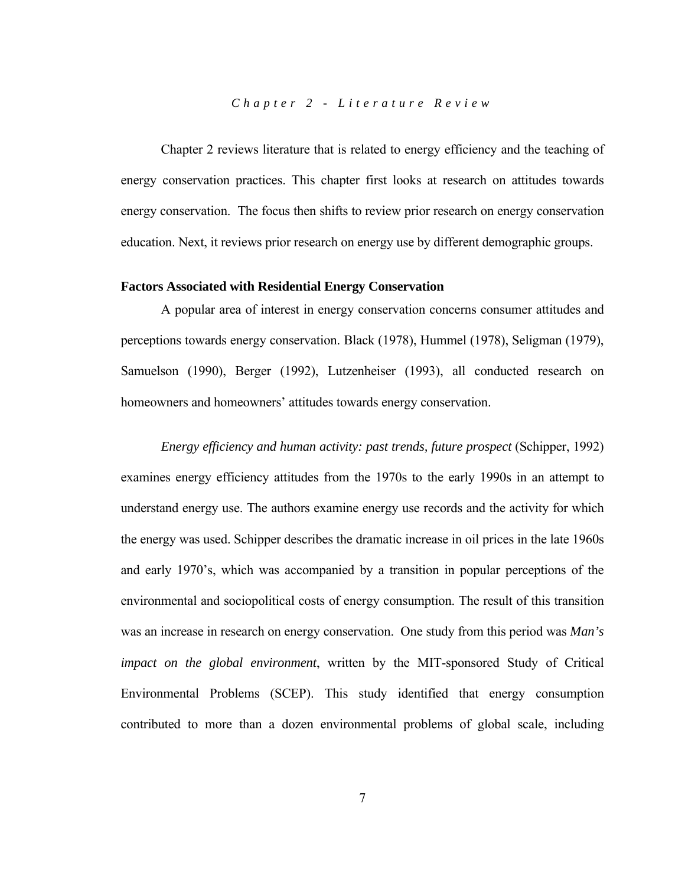# Chapter 2 - Literature Review

Chapter 2 reviews literature that is related to energy efficiency and the teaching of energy conservation practices. This chapter first looks at research on attitudes towards energy conservation. The focus then shifts to review prior research on energy conservation education. Next, it reviews prior research on energy use by different demographic groups.

## Factors Associated with Residential Energy Conservation

A popular area of interest in energy conservation concerns consumer attitudes and perceptions towards energy conservation. Black (1978), Hummel (1978), Seligman (1979), Samuelson (1990), Berger (1992), Lutzenheiser (1993), all conducted research on homeowners and homeowners' attitudes towards energy conservation.

*Energy efficiency and human activity: past trends, future prospect* (Schipper, 1992) examines energy efficiency attitudes from the 1970s to the early 1990s in an attempt to understand energy use. The authors examine energy use records and the activity for which the energy was used. Schipper describes the dramatic increase in oil prices in the late 1960s and early 1970's, which was accompanied by a transition in popular perceptions of the environmental and sociopolitical costs of energy consumption. The result of this transition was an increase in research on energy conservation. One study from this period was *Man's impact on the global environment*, written by the MIT-sponsored Study of Critical Environmental Problems (SCEP). This study identified that energy consumption contributed to more than a dozen environmental problems of global scale, including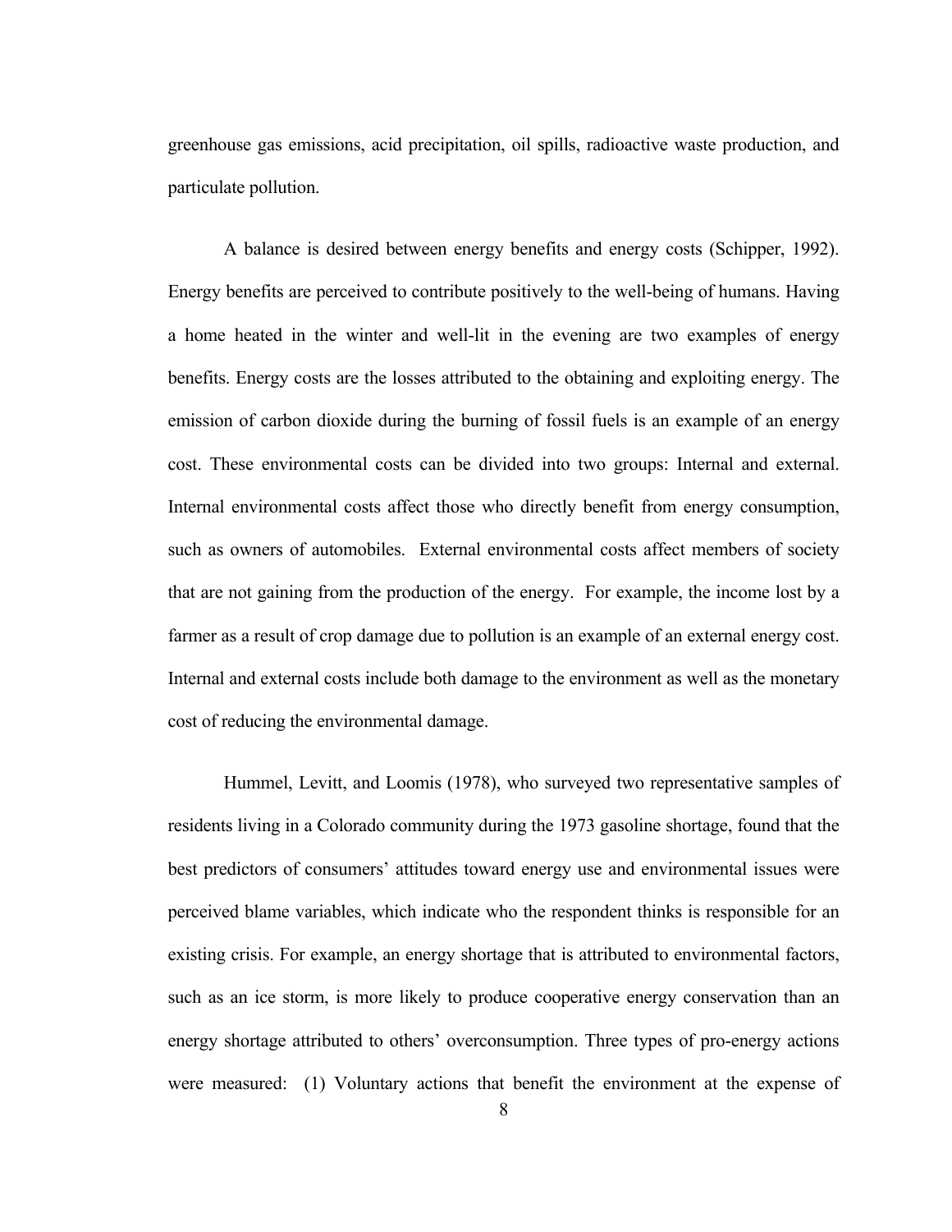greenhouse gas emissions, acid precipitation, oil spills, radioactive waste production, and particulate pollution.

A balance is desired between energy benefits and energy costs (Schipper, 1992). Energy benefits are perceived to contribute positively to the well-being of humans. Having a home heated in the winter and well-lit in the evening are two examples of energy benefits. Energy costs are the losses attributed to the obtaining and exploiting energy. The emission of carbon dioxide during the burning of fossil fuels is an example of an energy cost. These environmental costs can be divided into two groups: Internal and external. Internal environmental costs affect those who directly benefit from energy consumption, such as owners of automobiles. External environmental costs affect members of society that are not gaining from the production of the energy. For example, the income lost by a farmer as a result of crop damage due to pollution is an example of an external energy cost. Internal and external costs include both damage to the environment as well as the monetary cost of reducing the environmental damage.

Hummel, Levitt, and Loomis (1978), who surveyed two representative samples of residents living in a Colorado community during the 1973 gasoline shortage, found that the best predictors of consumers' attitudes toward energy use and environmental issues were perceived blame variables, which indicate who the respondent thinks is responsible for an existing crisis. For example, an energy shortage that is attributed to environmental factors, such as an ice storm, is more likely to produce cooperative energy conservation than an energy shortage attributed to others' overconsumption. Three types of pro-energy actions were measured: (1) Voluntary actions that benefit the environment at the expense of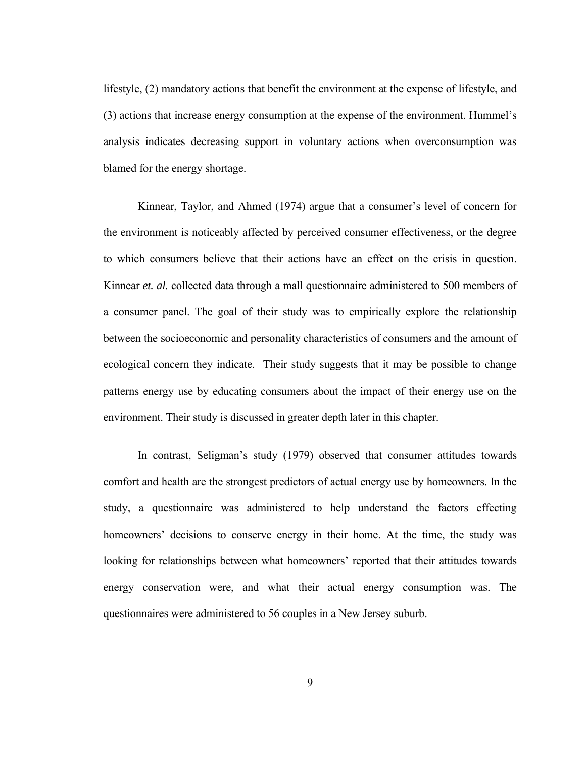lifestyle, (2) mandatory actions that benefit the environment at the expense of lifestyle, and (3) actions that increase energy consumption at the expense of the environment. Hummel's analysis indicates decreasing support in voluntary actions when overconsumption was blamed for the energy shortage.

Kinnear, Taylor, and Ahmed (1974) argue that a consumer's level of concern for the environment is noticeably affected by perceived consumer effectiveness, or the degree to which consumers believe that their actions have an effect on the crisis in question. Kinnear *et. al.* collected data through a mall questionnaire administered to 500 members of a consumer panel. The goal of their study was to empirically explore the relationship between the socioeconomic and personality characteristics of consumers and the amount of ecological concern they indicate. Their study suggests that it may be possible to change patterns energy use by educating consumers about the impact of their energy use on the environment. Their study is discussed in greater depth later in this chapter.

In contrast, Seligman's study (1979) observed that consumer attitudes towards comfort and health are the strongest predictors of actual energy use by homeowners. In the study, a questionnaire was administered to help understand the factors effecting homeowners' decisions to conserve energy in their home. At the time, the study was looking for relationships between what homeowners' reported that their attitudes towards energy conservation were, and what their actual energy consumption was. The questionnaires were administered to 56 couples in a New Jersey suburb.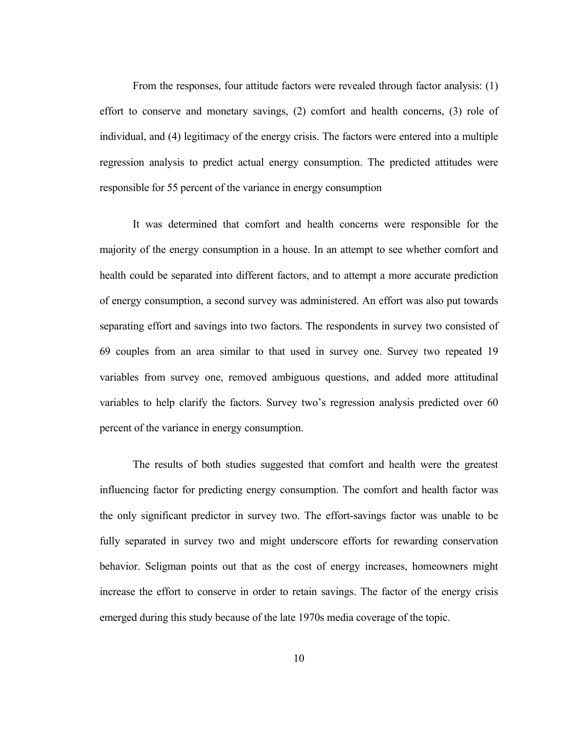From the responses, four attitude factors were revealed through factor analysis: (1) effort to conserve and monetary savings, (2) comfort and health concerns, (3) role of individual, and (4) legitimacy of the energy crisis. The factors were entered into a multiple regression analysis to predict actual energy consumption. The predicted attitudes were responsible for 55 percent of the variance in energy consumption

It was determined that comfort and health concerns were responsible for the majority of the energy consumption in a house. In an attempt to see whether comfort and health could be separated into different factors, and to attempt a more accurate prediction of energy consumption, a second survey was administered. An effort was also put towards separating effort and savings into two factors. The respondents in survey two consisted of 69 couples from an area similar to that used in survey one. Survey two repeated 19 variables from survey one, removed ambiguous questions, and added more attitudinal variables to help clarify the factors. Survey two's regression analysis predicted over 60 percent of the variance in energy consumption.

The results of both studies suggested that comfort and health were the greatest influencing factor for predicting energy consumption. The comfort and health factor was the only significant predictor in survey two. The effort-savings factor was unable to be fully separated in survey two and might underscore efforts for rewarding conservation behavior. Seligman points out that as the cost of energy increases, homeowners might increase the effort to conserve in order to retain savings. The factor of the energy crisis emerged during this study because of the late 1970s media coverage of the topic.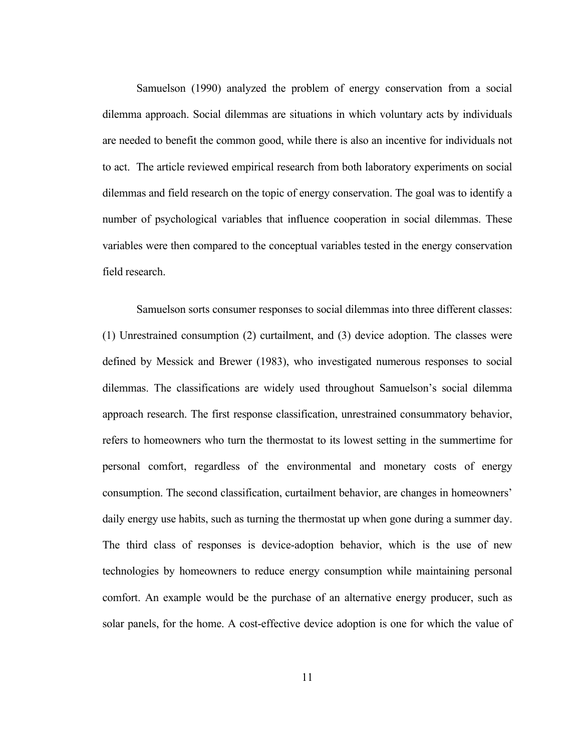Samuelson (1990) analyzed the problem of energy conservation from a social dilemma approach. Social dilemmas are situations in which voluntary acts by individuals are needed to benefit the common good, while there is also an incentive for individuals not to act. The article reviewed empirical research from both laboratory experiments on social dilemmas and field research on the topic of energy conservation. The goal was to identify a number of psychological variables that influence cooperation in social dilemmas. These variables were then compared to the conceptual variables tested in the energy conservation field research.

Samuelson sorts consumer responses to social dilemmas into three different classes: (1) Unrestrained consumption (2) curtailment, and (3) device adoption. The classes were defined by Messick and Brewer (1983), who investigated numerous responses to social dilemmas. The classifications are widely used throughout Samuelson's social dilemma approach research. The first response classification, unrestrained consummatory behavior, refers to homeowners who turn the thermostat to its lowest setting in the summertime for personal comfort, regardless of the environmental and monetary costs of energy consumption. The second classification, curtailment behavior, are changes in homeowners' daily energy use habits, such as turning the thermostat up when gone during a summer day. The third class of responses is device-adoption behavior, which is the use of new technologies by homeowners to reduce energy consumption while maintaining personal comfort. An example would be the purchase of an alternative energy producer, such as solar panels, for the home. A cost-effective device adoption is one for which the value of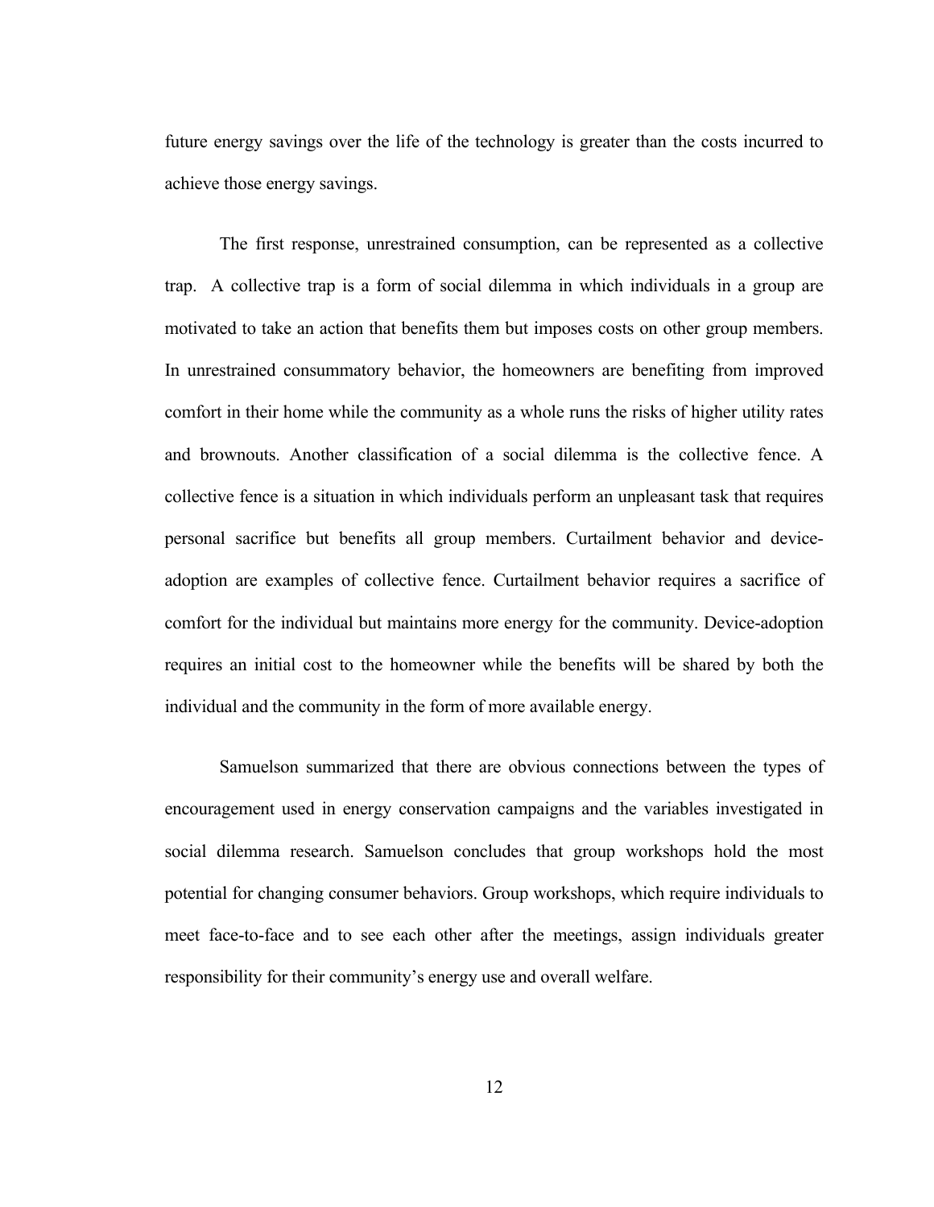future energy savings over the life of the technology is greater than the costs incurred to achieve those energy savings.

The first response, unrestrained consumption, can be represented as a collective trap. A collective trap is a form of social dilemma in which individuals in a group are motivated to take an action that benefits them but imposes costs on other group members. In unrestrained consummatory behavior, the homeowners are benefiting from improved comfort in their home while the community as a whole runs the risks of higher utility rates and brownouts. Another classification of a social dilemma is the collective fence. A collective fence is a situation in which individuals perform an unpleasant task that requires personal sacrifice but benefits all group members. Curtailment behavior and device-adoption are examples of collective fence. Curtailment behavior requires a sacrifice of comfort for the individual but maintains more energy for the community. Device-adoption requires an initial cost to the homeowner while the benefits will be shared by both the individual and the community in the form of more available energy.

Samuelson summarized that there are obvious connections between the types of encouragement used in energy conservation campaigns and the variables investigated in social dilemma research. Samuelson concludes that group workshops hold the most potential for changing consumer behaviors. Group workshops, which require individuals to meet face-to-face and to see each other after the meetings, assign individuals greater responsibility for their community's energy use and overall welfare.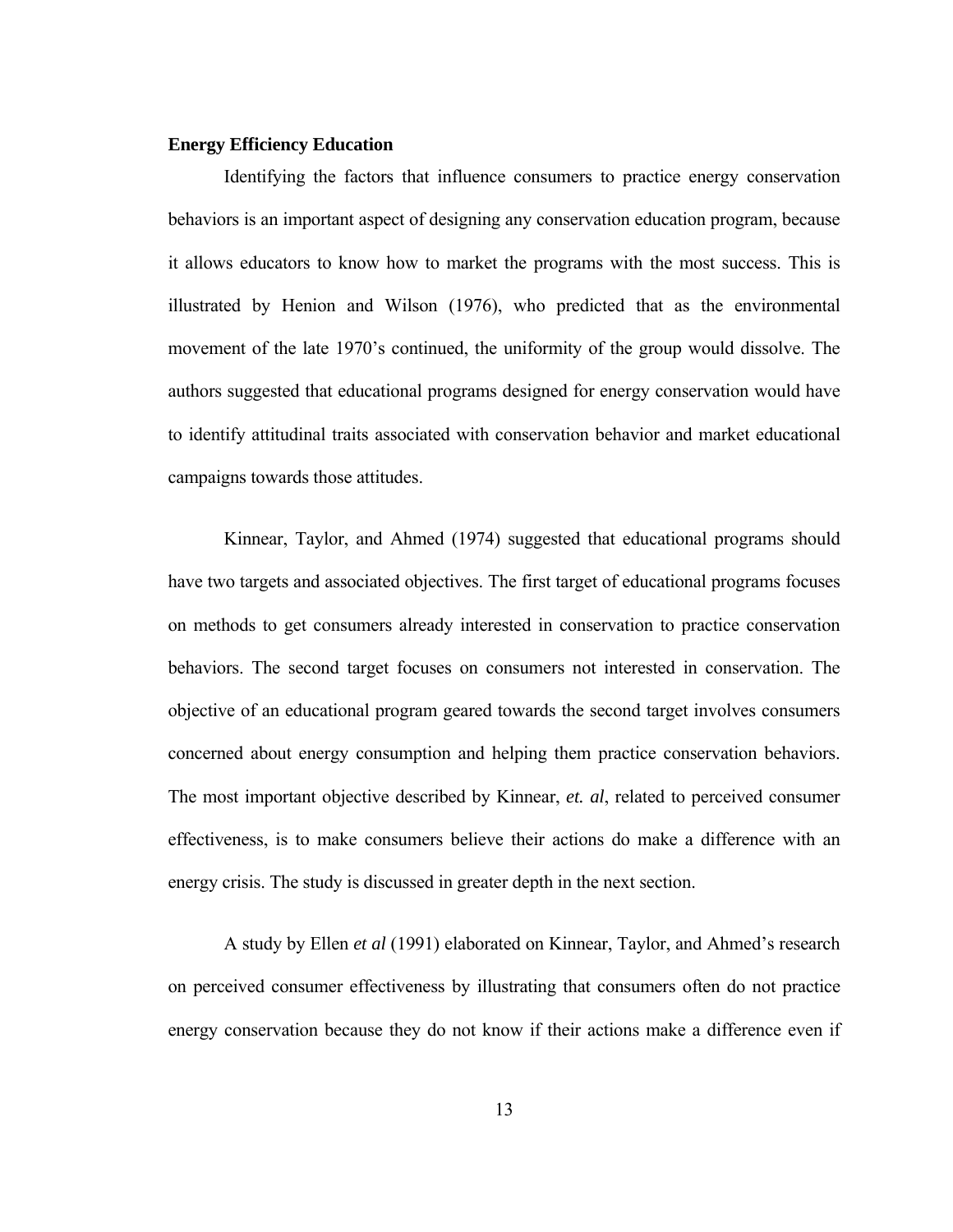**Energy Efficiency Education**

Identifying the factors that influence consumers to practice energy conservation behaviors is an important aspect of designing any conservation education program, because it allows educators to know how to market the programs with the most success. This is illustrated by Henion and Wilson (1976), who predicted that as the environmental movement of the late 1970's continued, the uniformity of the group would dissolve. The authors suggested that educational programs designed for energy conservation would have to identify attitudinal traits associated with conservation behavior and market educational campaigns towards those attitudes.

Kinnear, Taylor, and Ahmed (1974) suggested that educational programs should have two targets and associated objectives. The first target of educational programs focuses on methods to get consumers already interested in conservation to practice conservation behaviors. The second target focuses on consumers not interested in conservation. The objective of an educational program geared towards the second target involves consumers concerned about energy consumption and helping them practice conservation behaviors. The most important objective described by Kinnear, *et. al*, related to perceived consumer effectiveness, is to make consumers believe their actions do make a difference with an energy crisis. The study is discussed in greater depth in the next section.

A study by Ellen *et al* (1991) elaborated on Kinnear, Taylor, and Ahmed's research on perceived consumer effectiveness by illustrating that consumers often do not practice energy conservation because they do not know if their actions make a difference even if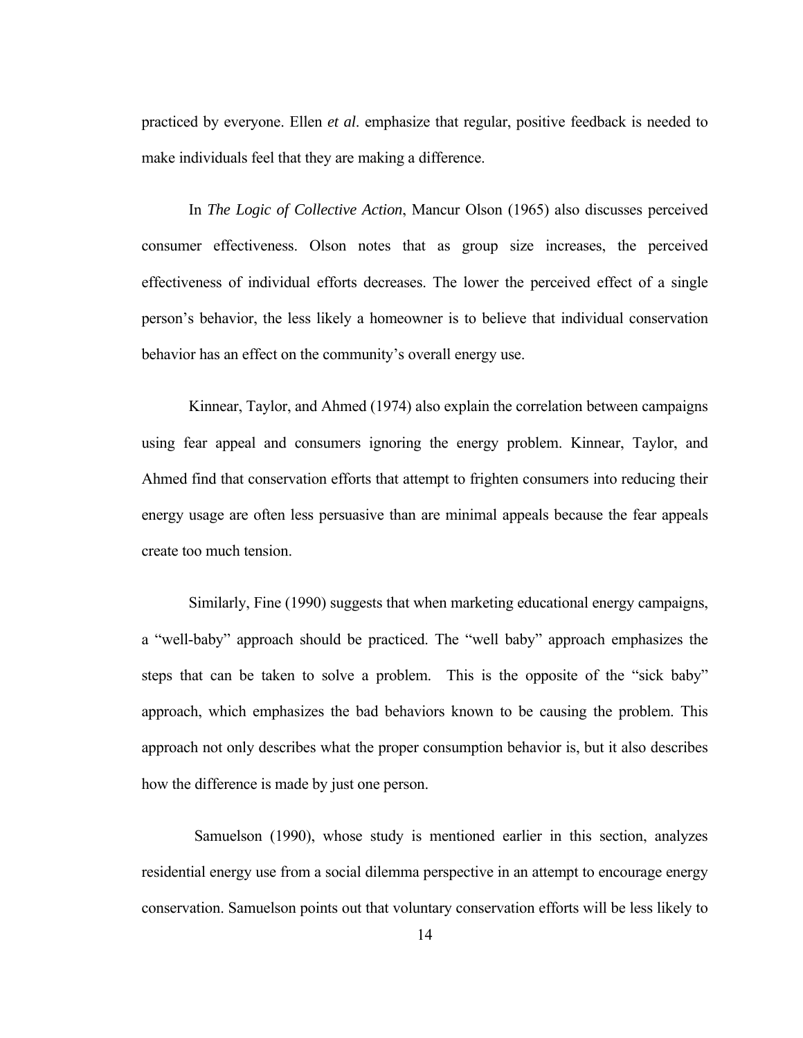practiced by everyone. Ellen *et al*. emphasize that regular, positive feedback is needed to make individuals feel that they are making a difference.

In *The Logic of Collective Action*, Mancur Olson (1965) also discusses perceived consumer effectiveness. Olson notes that as group size increases, the perceived effectiveness of individual efforts decreases. The lower the perceived effect of a single person's behavior, the less likely a homeowner is to believe that individual conservation behavior has an effect on the community's overall energy use.

Kinnear, Taylor, and Ahmed (1974) also explain the correlation between campaigns using fear appeal and consumers ignoring the energy problem. Kinnear, Taylor, and Ahmed find that conservation efforts that attempt to frighten consumers into reducing their energy usage are often less persuasive than are minimal appeals because the fear appeals create too much tension.

Similarly, Fine (1990) suggests that when marketing educational energy campaigns, a "well-baby" approach should be practiced. The "well baby" approach emphasizes the steps that can be taken to solve a problem. This is the opposite of the "sick baby" approach, which emphasizes the bad behaviors known to be causing the problem. This approach not only describes what the proper consumption behavior is, but it also describes how the difference is made by just one person.

Samuelson (1990), whose study is mentioned earlier in this section, analyzes residential energy use from a social dilemma perspective in an attempt to encourage energy conservation. Samuelson points out that voluntary conservation efforts will be less likely to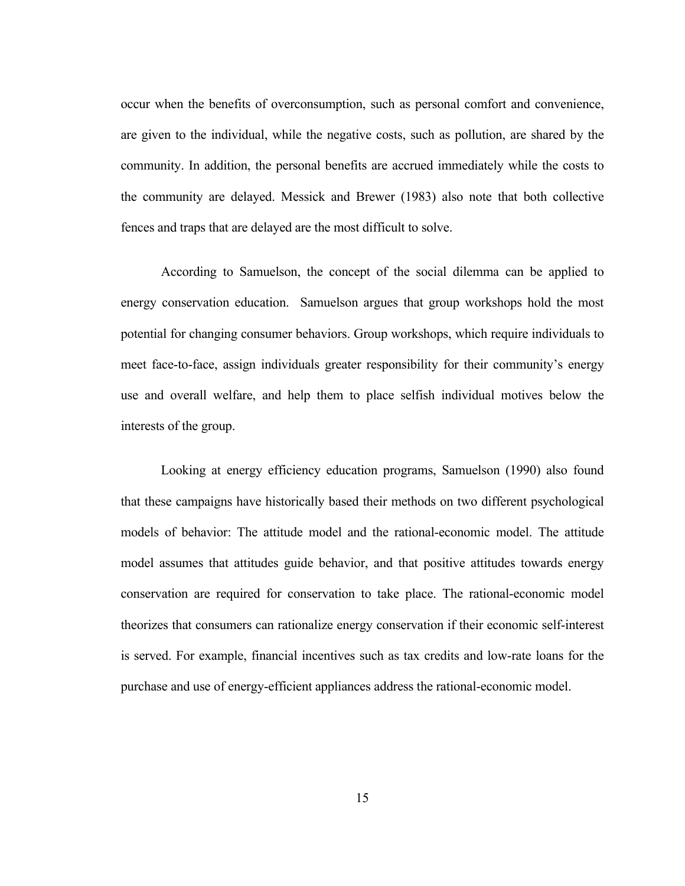occur when the benefits of overconsumption, such as personal comfort and convenience, are given to the individual, while the negative costs, such as pollution, are shared by the community. In addition, the personal benefits are accrued immediately while the costs to the community are delayed. Messick and Brewer (1983) also note that both collective fences and traps that are delayed are the most difficult to solve.

According to Samuelson, the concept of the social dilemma can be applied to energy conservation education. Samuelson argues that group workshops hold the most potential for changing consumer behaviors. Group workshops, which require individuals to meet face-to-face, assign individuals greater responsibility for their community's energy use and overall welfare, and help them to place selfish individual motives below the interests of the group.

Looking at energy efficiency education programs, Samuelson (1990) also found that these campaigns have historically based their methods on two different psychological models of behavior: The attitude model and the rational-economic model. The attitude model assumes that attitudes guide behavior, and that positive attitudes towards energy conservation are required for conservation to take place. The rational-economic model theorizes that consumers can rationalize energy conservation if their economic self-interest is served. For example, financial incentives such as tax credits and low-rate loans for the purchase and use of energy-efficient appliances address the rational-economic model.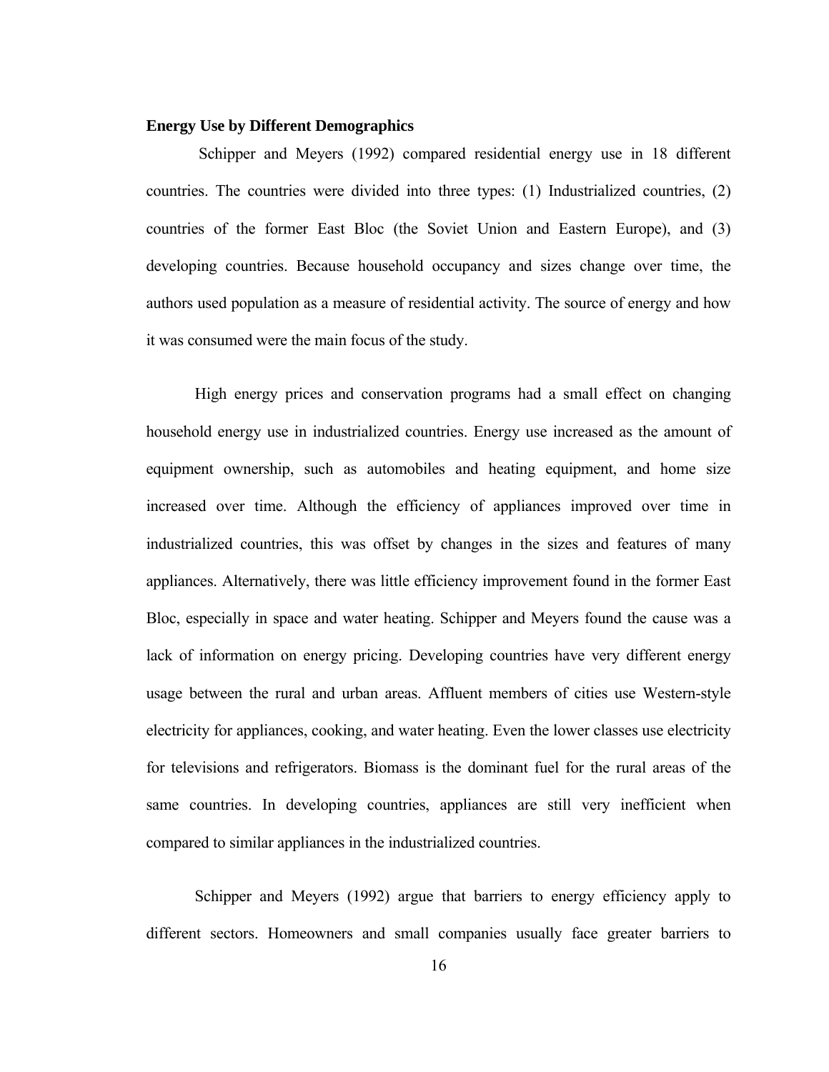**Energy Use by Different Demographics**

Schipper and Meyers (1992) compared residential energy use in 18 different countries. The countries were divided into three types: (1) Industrialized countries, (2) countries of the former East Bloc (the Soviet Union and Eastern Europe), and (3) developing countries. Because household occupancy and sizes change over time, the authors used population as a measure of residential activity. The source of energy and how it was consumed were the main focus of the study.

High energy prices and conservation programs had a small effect on changing household energy use in industrialized countries. Energy use increased as the amount of equipment ownership, such as automobiles and heating equipment, and home size increased over time. Although the efficiency of appliances improved over time in industrialized countries, this was offset by changes in the sizes and features of many appliances. Alternatively, there was little efficiency improvement found in the former East Bloc, especially in space and water heating. Schipper and Meyers found the cause was a lack of information on energy pricing. Developing countries have very different energy usage between the rural and urban areas. Affluent members of cities use Western-style electricity for appliances, cooking, and water heating. Even the lower classes use electricity for televisions and refrigerators. Biomass is the dominant fuel for the rural areas of the same countries. In developing countries, appliances are still very inefficient when compared to similar appliances in the industrialized countries.

Schipper and Meyers (1992) argue that barriers to energy efficiency apply to different sectors. Homeowners and small companies usually face greater barriers to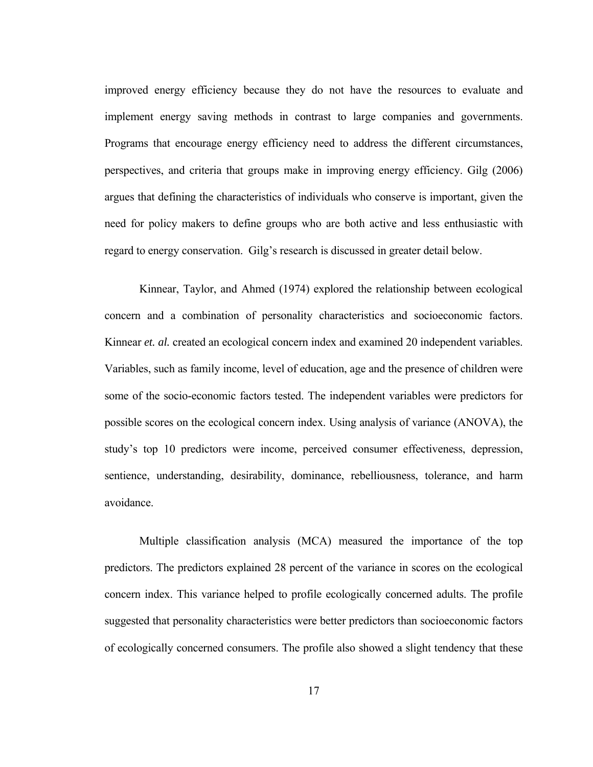improved energy efficiency because they do not have the resources to evaluate and implement energy saving methods in contrast to large companies and governments. Programs that encourage energy efficiency need to address the different circumstances, perspectives, and criteria that groups make in improving energy efficiency. Gilg (2006) argues that defining the characteristics of individuals who conserve is important, given the need for policy makers to define groups who are both active and less enthusiastic with regard to energy conservation. Gilg's research is discussed in greater detail below.

Kinnear, Taylor, and Ahmed (1974) explored the relationship between ecological concern and a combination of personality characteristics and socioeconomic factors. Kinnear *et. al.* created an ecological concern index and examined 20 independent variables. Variables, such as family income, level of education, age and the presence of children were some of the socio-economic factors tested. The independent variables were predictors for possible scores on the ecological concern index. Using analysis of variance (ANOVA), the study's top 10 predictors were income, perceived consumer effectiveness, depression, sentience, understanding, desirability, dominance, rebelliousness, tolerance, and harm avoidance.

Multiple classification analysis (MCA) measured the importance of the top predictors. The predictors explained 28 percent of the variance in scores on the ecological concern index. This variance helped to profile ecologically concerned adults. The profile suggested that personality characteristics were better predictors than socioeconomic factors of ecologically concerned consumers. The profile also showed a slight tendency that these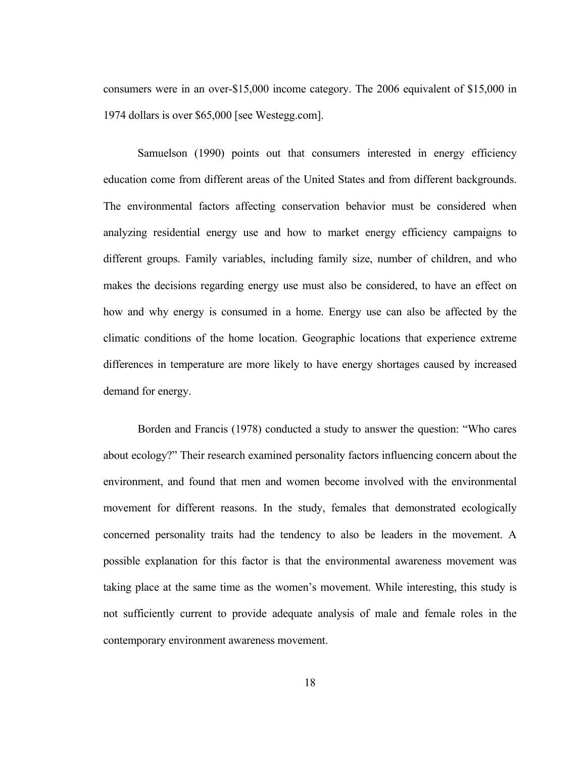consumers were in an over-$15,000 income category. The 2006 equivalent of $15,000 in 1974 dollars is over $65,000 [see Westegg.com].

Samuelson (1990) points out that consumers interested in energy efficiency education come from different areas of the United States and from different backgrounds. The environmental factors affecting conservation behavior must be considered when analyzing residential energy use and how to market energy efficiency campaigns to different groups. Family variables, including family size, number of children, and who makes the decisions regarding energy use must also be considered, to have an effect on how and why energy is consumed in a home. Energy use can also be affected by the climatic conditions of the home location. Geographic locations that experience extreme differences in temperature are more likely to have energy shortages caused by increased demand for energy.

Borden and Francis (1978) conducted a study to answer the question: "Who cares about ecology?" Their research examined personality factors influencing concern about the environment, and found that men and women become involved with the environmental movement for different reasons. In the study, females that demonstrated ecologically concerned personality traits had the tendency to also be leaders in the movement. A possible explanation for this factor is that the environmental awareness movement was taking place at the same time as the women's movement. While interesting, this study is not sufficiently current to provide adequate analysis of male and female roles in the contemporary environment awareness movement.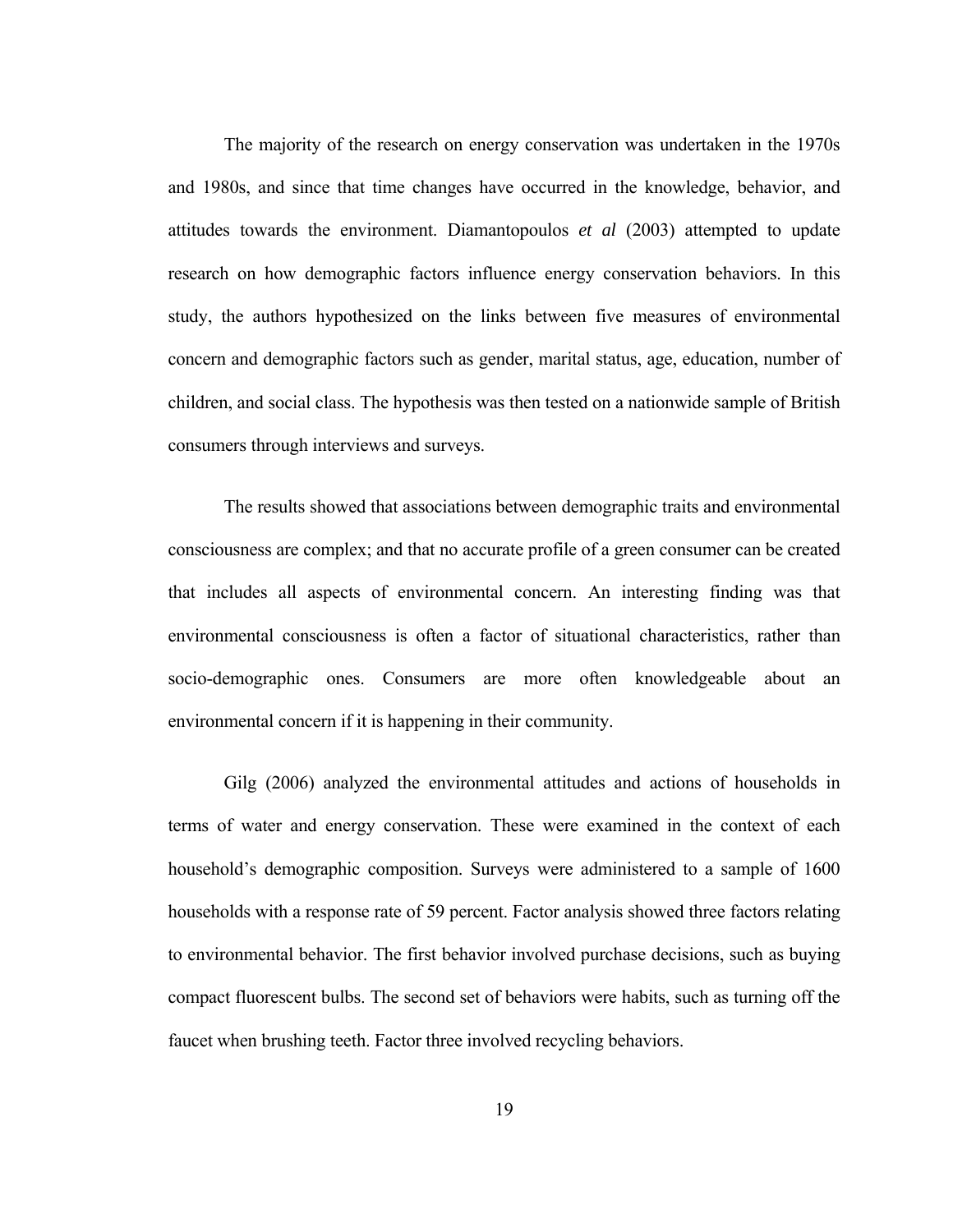The majority of the research on energy conservation was undertaken in the 1970s and 1980s, and since that time changes have occurred in the knowledge, behavior, and attitudes towards the environment. Diamantopoulos *et al* (2003) attempted to update research on how demographic factors influence energy conservation behaviors. In this study, the authors hypothesized on the links between five measures of environmental concern and demographic factors such as gender, marital status, age, education, number of children, and social class. The hypothesis was then tested on a nationwide sample of British consumers through interviews and surveys.

The results showed that associations between demographic traits and environmental consciousness are complex; and that no accurate profile of a green consumer can be created that includes all aspects of environmental concern. An interesting finding was that environmental consciousness is often a factor of situational characteristics, rather than socio-demographic ones. Consumers are more often knowledgeable about an environmental concern if it is happening in their community.

Gilg (2006) analyzed the environmental attitudes and actions of households in terms of water and energy conservation. These were examined in the context of each household's demographic composition. Surveys were administered to a sample of 1600 households with a response rate of 59 percent. Factor analysis showed three factors relating to environmental behavior. The first behavior involved purchase decisions, such as buying compact fluorescent bulbs. The second set of behaviors were habits, such as turning off the faucet when brushing teeth. Factor three involved recycling behaviors.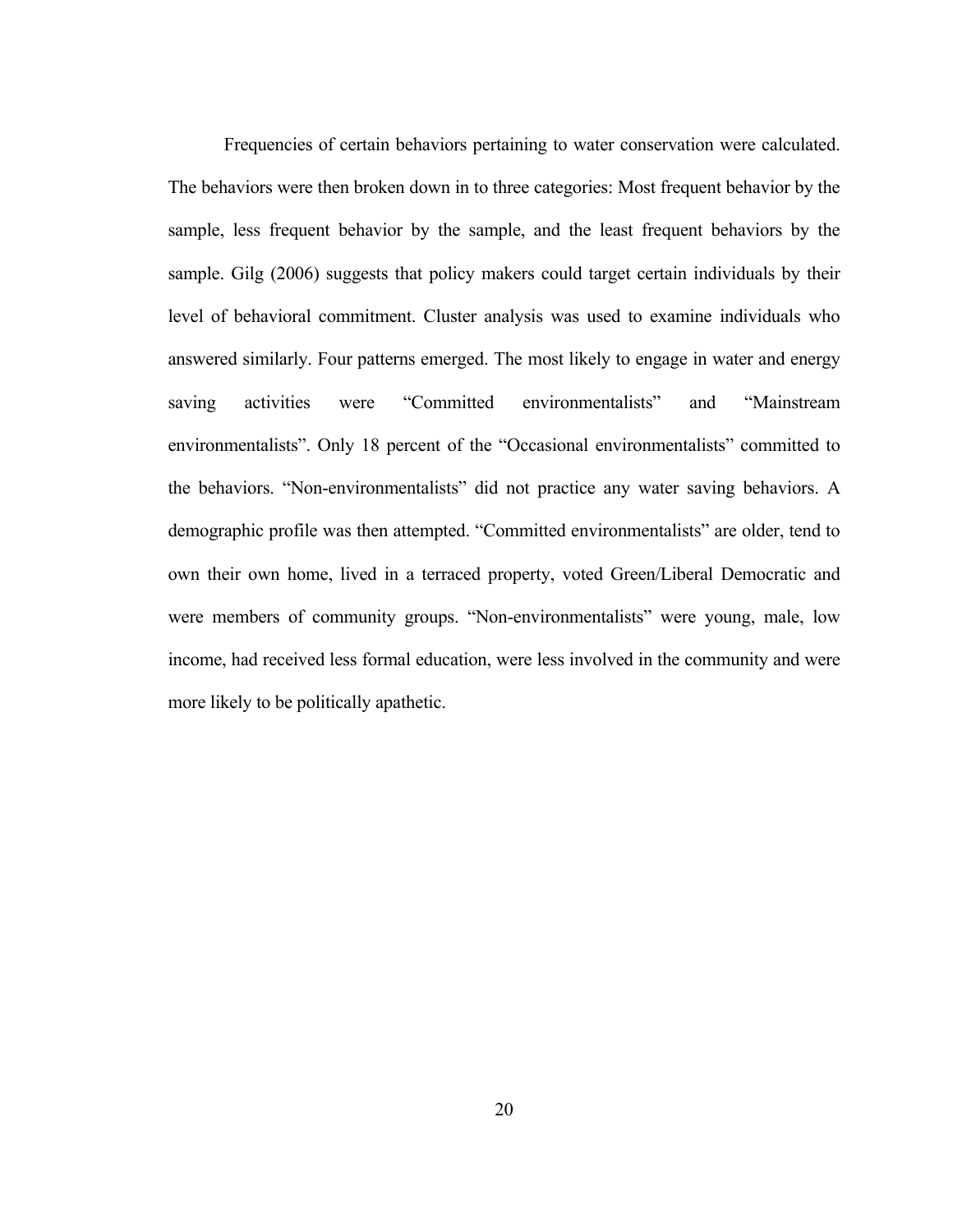Frequencies of certain behaviors pertaining to water conservation were calculated. The behaviors were then broken down in to three categories: Most frequent behavior by the sample, less frequent behavior by the sample, and the least frequent behaviors by the sample. Gilg (2006) suggests that policy makers could target certain individuals by their level of behavioral commitment. Cluster analysis was used to examine individuals who answered similarly. Four patterns emerged. The most likely to engage in water and energy saving activities were "Committed environmentalists" and "Mainstream environmentalists". Only 18 percent of the "Occasional environmentalists" committed to the behaviors. "Non-environmentalists" did not practice any water saving behaviors. A demographic profile was then attempted. "Committed environmentalists" are older, tend to own their own home, lived in a terraced property, voted Green/Liberal Democratic and were members of community groups. "Non-environmentalists" were young, male, low income, had received less formal education, were less involved in the community and were more likely to be politically apathetic.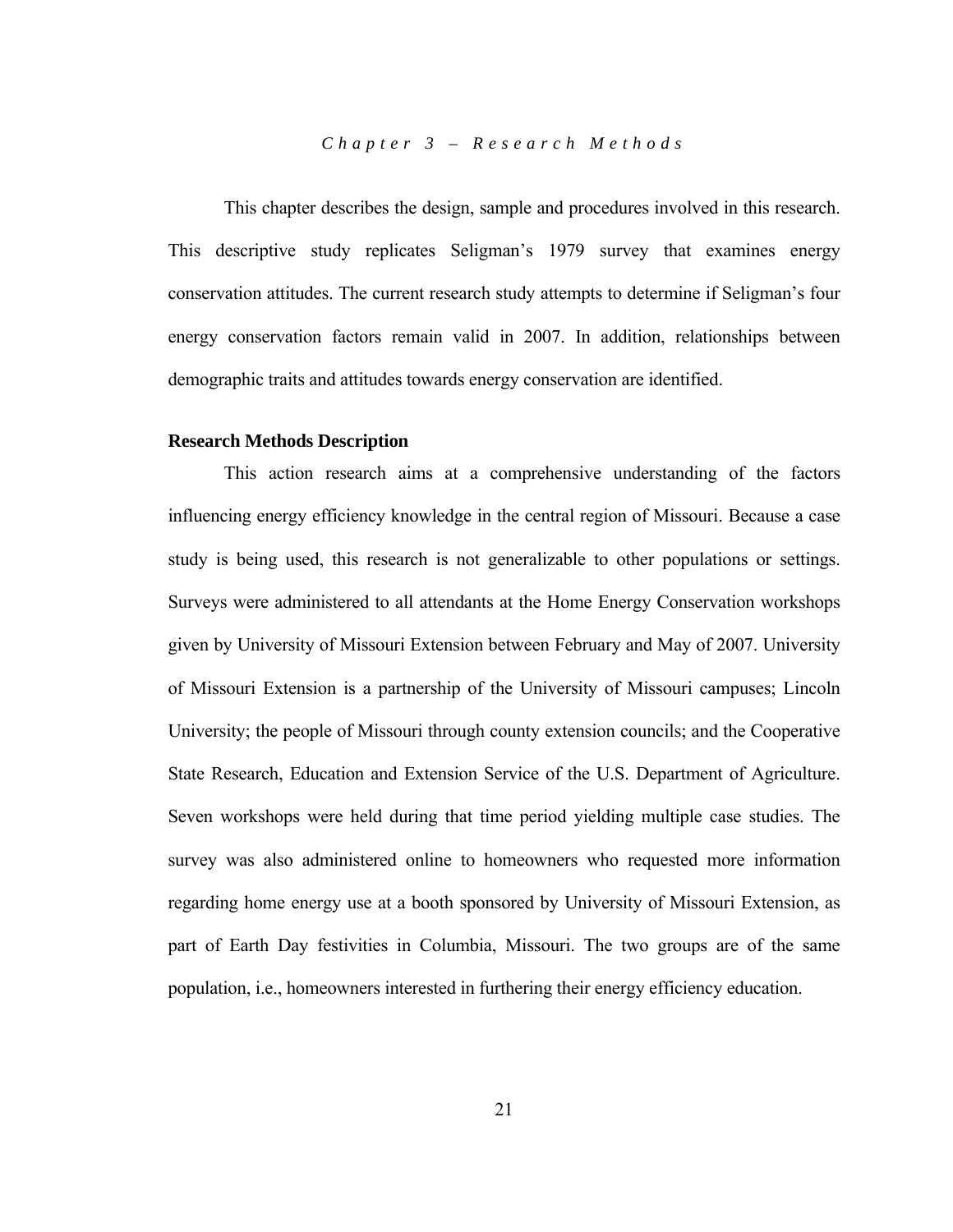*Chapter 3 – Research Methods*

This chapter describes the design, sample and procedures involved in this research. This descriptive study replicates Seligman's 1979 survey that examines energy conservation attitudes. The current research study attempts to determine if Seligman's four energy conservation factors remain valid in 2007. In addition, relationships between demographic traits and attitudes towards energy conservation are identified.

**Research Methods Description**

This action research aims at a comprehensive understanding of the factors influencing energy efficiency knowledge in the central region of Missouri. Because a case study is being used, this research is not generalizable to other populations or settings. Surveys were administered to all attendants at the Home Energy Conservation workshops given by University of Missouri Extension between February and May of 2007. University of Missouri Extension is a partnership of the University of Missouri campuses; Lincoln University; the people of Missouri through county extension councils; and the Cooperative State Research, Education and Extension Service of the U.S. Department of Agriculture. Seven workshops were held during that time period yielding multiple case studies. The survey was also administered online to homeowners who requested more information regarding home energy use at a booth sponsored by University of Missouri Extension, as part of Earth Day festivities in Columbia, Missouri. The two groups are of the same population, i.e., homeowners interested in furthering their energy efficiency education.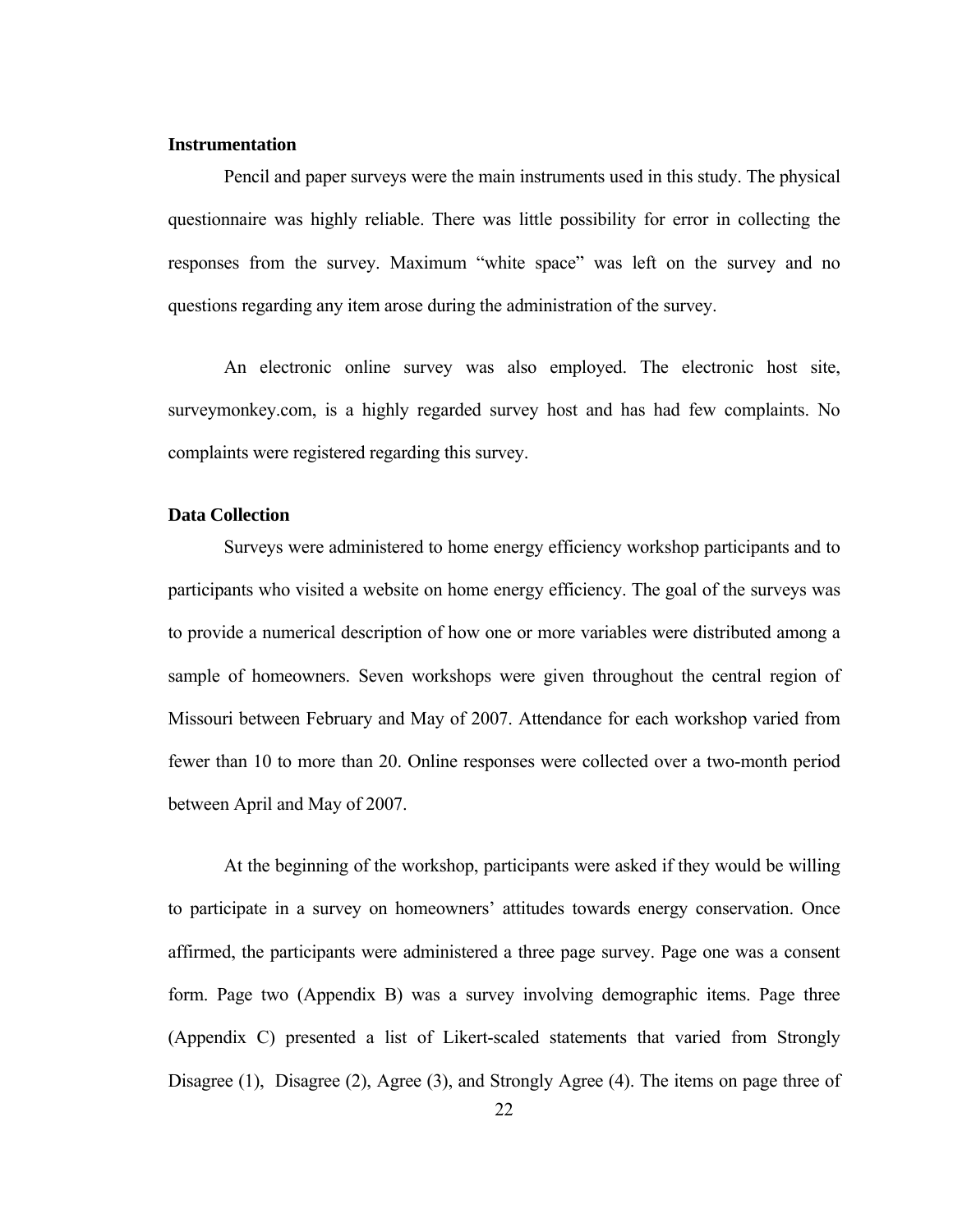**Instrumentation**

Pencil and paper surveys were the main instruments used in this study. The physical questionnaire was highly reliable. There was little possibility for error in collecting the responses from the survey. Maximum "white space" was left on the survey and no questions regarding any item arose during the administration of the survey.

An electronic online survey was also employed. The electronic host site, surveymonkey.com, is a highly regarded survey host and has had few complaints. No complaints were registered regarding this survey.

**Data Collection**

Surveys were administered to home energy efficiency workshop participants and to participants who visited a website on home energy efficiency. The goal of the surveys was to provide a numerical description of how one or more variables were distributed among a sample of homeowners. Seven workshops were given throughout the central region of Missouri between February and May of 2007. Attendance for each workshop varied from fewer than 10 to more than 20. Online responses were collected over a two-month period between April and May of 2007.

At the beginning of the workshop, participants were asked if they would be willing to participate in a survey on homeowners' attitudes towards energy conservation. Once affirmed, the participants were administered a three page survey. Page one was a consent form. Page two (Appendix B) was a survey involving demographic items. Page three (Appendix C) presented a list of Likert-scaled statements that varied from Strongly Disagree (1), Disagree (2), Agree (3), and Strongly Agree (4). The items on page three of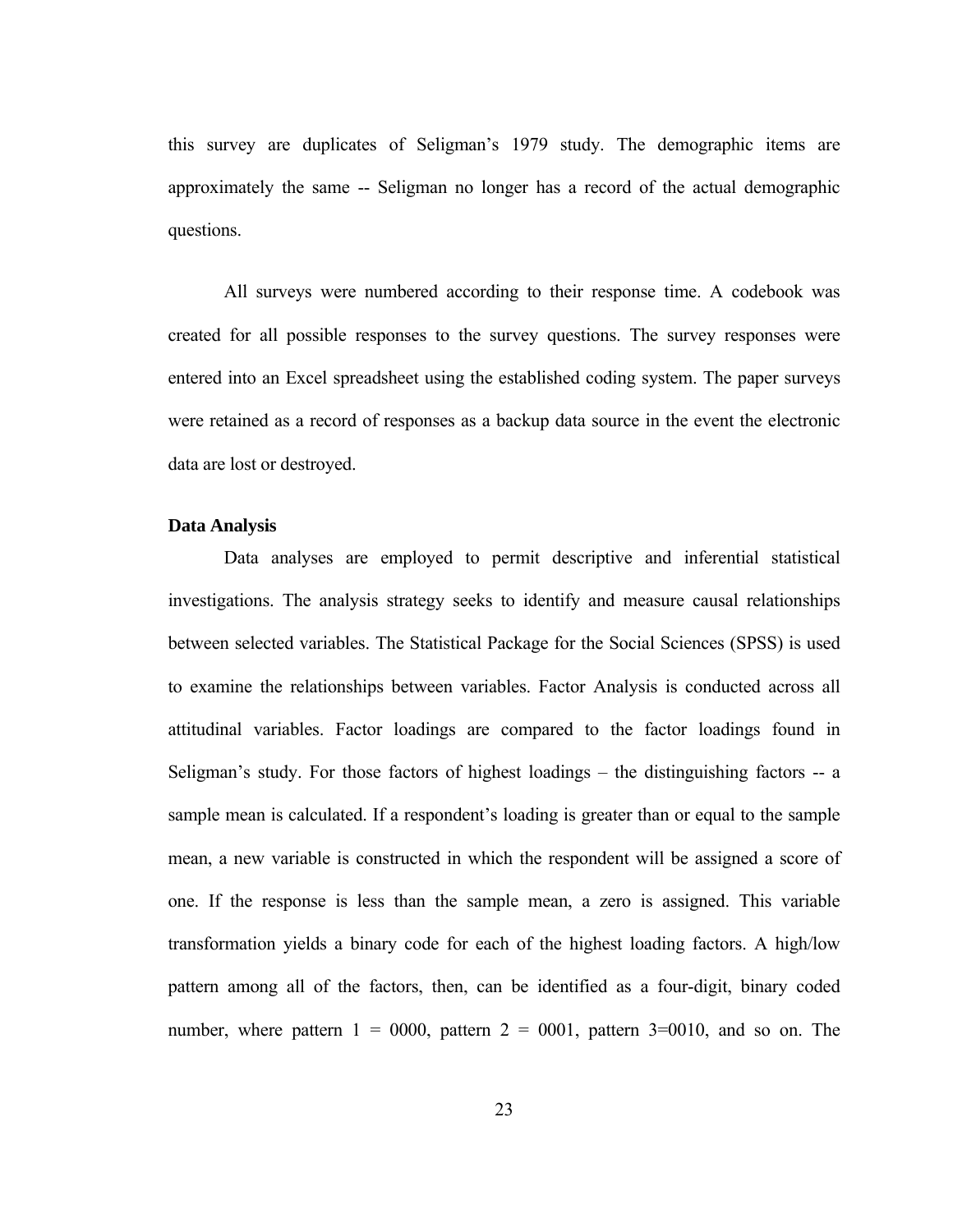this survey are duplicates of Seligman's 1979 study. The demographic items are approximately the same -- Seligman no longer has a record of the actual demographic questions.

All surveys were numbered according to their response time. A codebook was created for all possible responses to the survey questions. The survey responses were entered into an Excel spreadsheet using the established coding system. The paper surveys were retained as a record of responses as a backup data source in the event the electronic data are lost or destroyed.

**Data Analysis**

Data analyses are employed to permit descriptive and inferential statistical investigations. The analysis strategy seeks to identify and measure causal relationships between selected variables. The Statistical Package for the Social Sciences (SPSS) is used to examine the relationships between variables. Factor Analysis is conducted across all attitudinal variables. Factor loadings are compared to the factor loadings found in Seligman's study. For those factors of highest loadings – the distinguishing factors -- a sample mean is calculated. If a respondent's loading is greater than or equal to the sample mean, a new variable is constructed in which the respondent will be assigned a score of one. If the response is less than the sample mean, a zero is assigned. This variable transformation yields a binary code for each of the highest loading factors. A high/low pattern among all of the factors, then, can be identified as a four-digit, binary coded number, where pattern 1 = 0000, pattern 2 = 0001, pattern 3=0010, and so on. The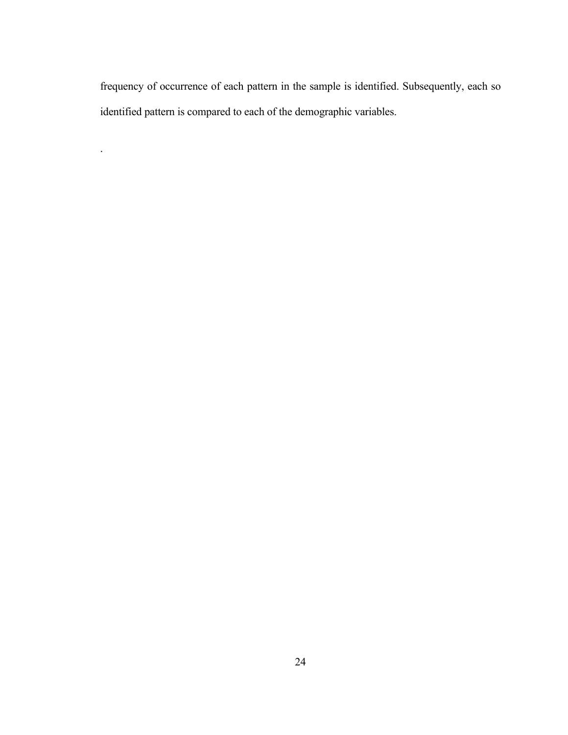frequency of occurrence of each pattern in the sample is identified. Subsequently, each so identified pattern is compared to each of the demographic variables.

.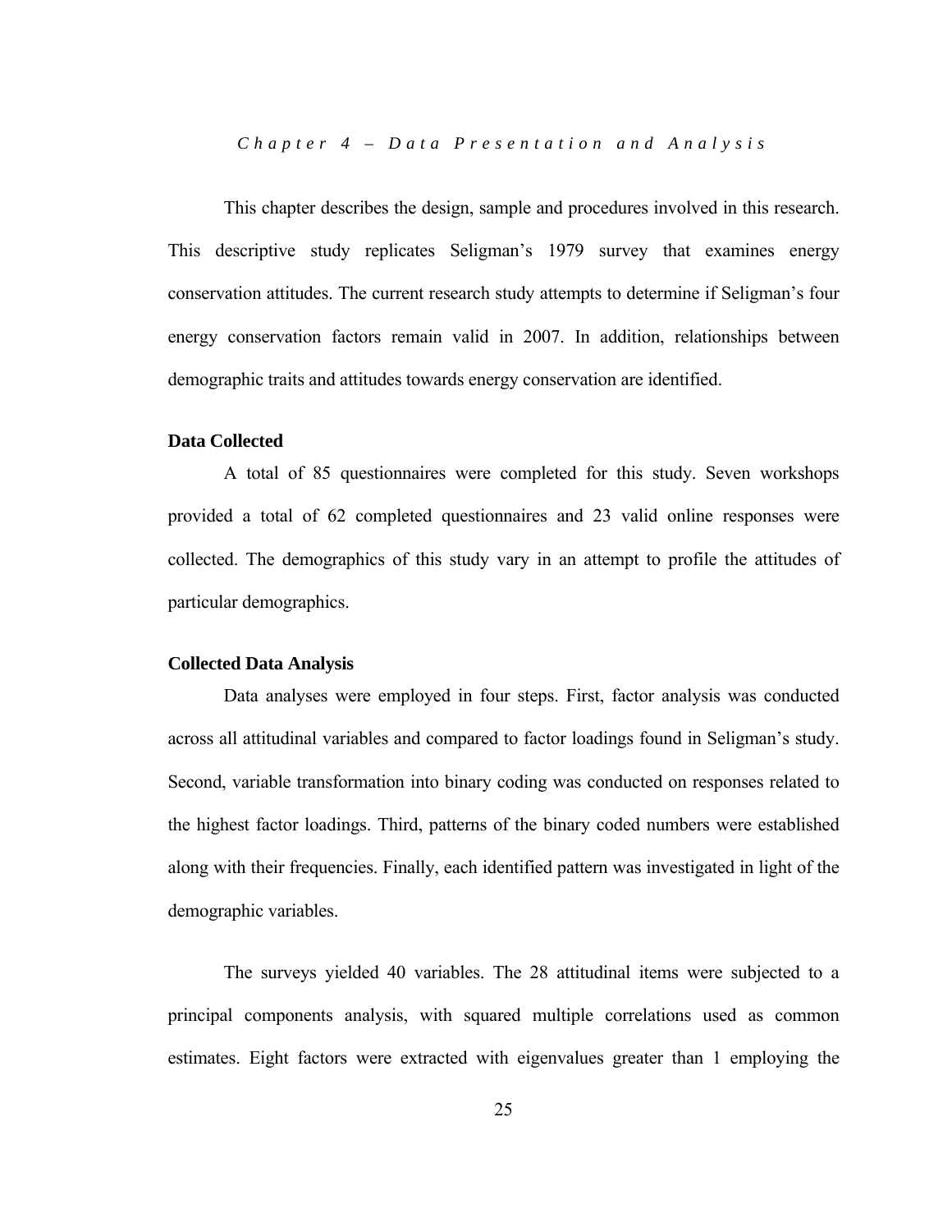*Chapter 4 – Data Presentation and Analysis*

This chapter describes the design, sample and procedures involved in this research. This descriptive study replicates Seligman's 1979 survey that examines energy conservation attitudes. The current research study attempts to determine if Seligman's four energy conservation factors remain valid in 2007. In addition, relationships between demographic traits and attitudes towards energy conservation are identified.

## Data Collected

A total of 85 questionnaires were completed for this study. Seven workshops provided a total of 62 completed questionnaires and 23 valid online responses were collected. The demographics of this study vary in an attempt to profile the attitudes of particular demographics.

## Collected Data Analysis

Data analyses were employed in four steps. First, factor analysis was conducted across all attitudinal variables and compared to factor loadings found in Seligman's study. Second, variable transformation into binary coding was conducted on responses related to the highest factor loadings. Third, patterns of the binary coded numbers were established along with their frequencies. Finally, each identified pattern was investigated in light of the demographic variables.

The surveys yielded 40 variables. The 28 attitudinal items were subjected to a principal components analysis, with squared multiple correlations used as common estimates. Eight factors were extracted with eigenvalues greater than 1 employing the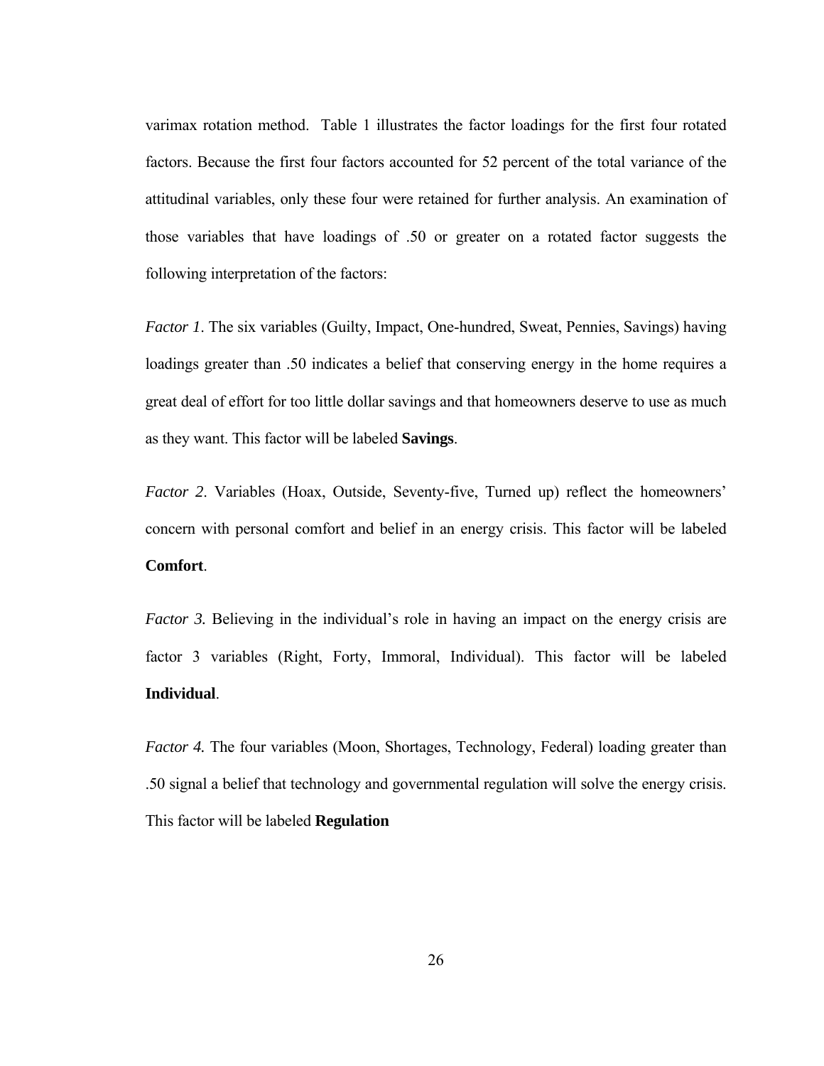varimax rotation method. Table 1 illustrates the factor loadings for the first four rotated factors. Because the first four factors accounted for 52 percent of the total variance of the attitudinal variables, only these four were retained for further analysis. An examination of those variables that have loadings of .50 or greater on a rotated factor suggests the following interpretation of the factors:

*Factor 1*. The six variables (Guilty, Impact, One-hundred, Sweat, Pennies, Savings) having loadings greater than .50 indicates a belief that conserving energy in the home requires a great deal of effort for too little dollar savings and that homeowners deserve to use as much as they want. This factor will be labeled **Savings**.

*Factor 2*. Variables (Hoax, Outside, Seventy-five, Turned up) reflect the homeowners' concern with personal comfort and belief in an energy crisis. This factor will be labeled **Comfort**.

*Factor 3.* Believing in the individual's role in having an impact on the energy crisis are factor 3 variables (Right, Forty, Immoral, Individual). This factor will be labeled **Individual**.

*Factor 4.* The four variables (Moon, Shortages, Technology, Federal) loading greater than .50 signal a belief that technology and governmental regulation will solve the energy crisis. This factor will be labeled **Regulation**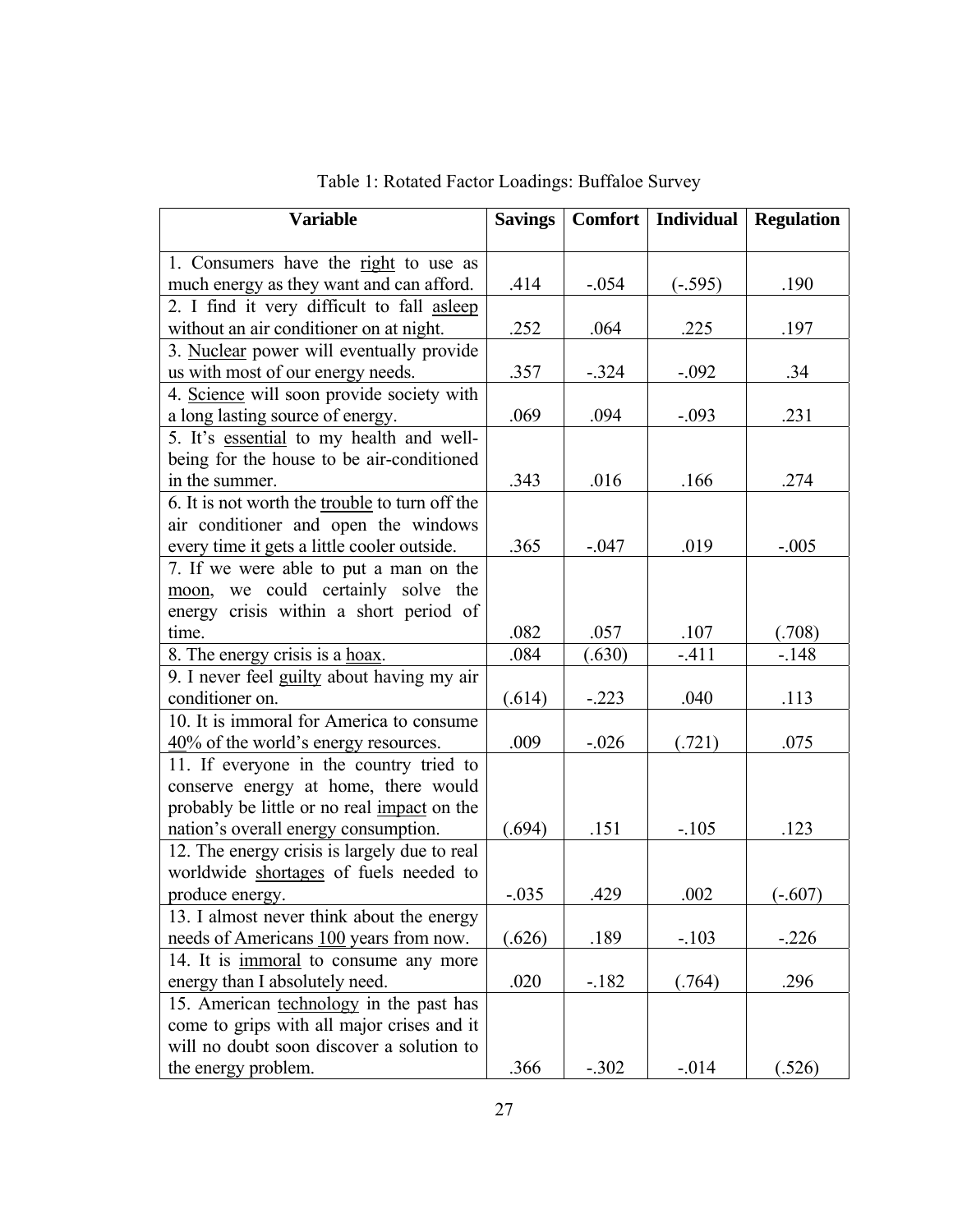Table 1: Rotated Factor Loadings: Buffaloe Survey

| Variable | Savings | Comfort | Individual | Regulation |
|---|---|---|---|---|
| 1. Consumers have the <u>right</u> to use as much energy as they want and can afford. | .414 | -.054 | (-.595) | .190 |
| 2. I find it very difficult to fall <u>asleep</u> without an air conditioner on at night. | .252 | .064 | .225 | .197 |
| 3. <u>Nuclear</u> power will eventually provide us with most of our energy needs. | .357 | -.324 | -.092 | .34 |
| 4. <u>Science</u> will soon provide society with a long lasting source of energy. | .069 | .094 | -.093 | .231 |
| 5. It's <u>essential</u> to my health and well-being for the house to be air-conditioned in the summer. | .343 | .016 | .166 | .274 |
| 6. It is not worth the <u>trouble</u> to turn off the air conditioner and open the windows every time it gets a little cooler outside. | .365 | -.047 | .019 | -.005 |
| 7. If we were able to put a man on the <u>moon</u>, we could certainly solve the energy crisis within a short period of time. | .082 | .057 | .107 | (.708) |
| 8. The energy crisis is a <u>hoax</u>. | .084 | (.630) | -.411 | -.148 |
| 9. I never feel <u>guilty</u> about having my air conditioner on. | (.614) | -.223 | .040 | .113 |
| 10. It is immoral for America to consume <u>40</u>% of the world's energy resources. | .009 | -.026 | (.721) | .075 |
| 11. If everyone in the country tried to conserve energy at home, there would probably be little or no real <u>impact</u> on the nation's overall energy consumption. | (.694) | .151 | -.105 | .123 |
| 12. The energy crisis is largely due to real worldwide <u>shortages</u> of fuels needed to produce energy. | -.035 | .429 | .002 | (-.607) |
| 13. I almost never think about the energy needs of Americans <u>100</u> years from now. | (.626) | .189 | -.103 | -.226 |
| 14. It is <u>immoral</u> to consume any more energy than I absolutely need. | .020 | -.182 | (.764) | .296 |
| 15. American <u>technology</u> in the past has come to grips with all major crises and it will no doubt soon discover a solution to the energy problem. | .366 | -.302 | -.014 | (.526) |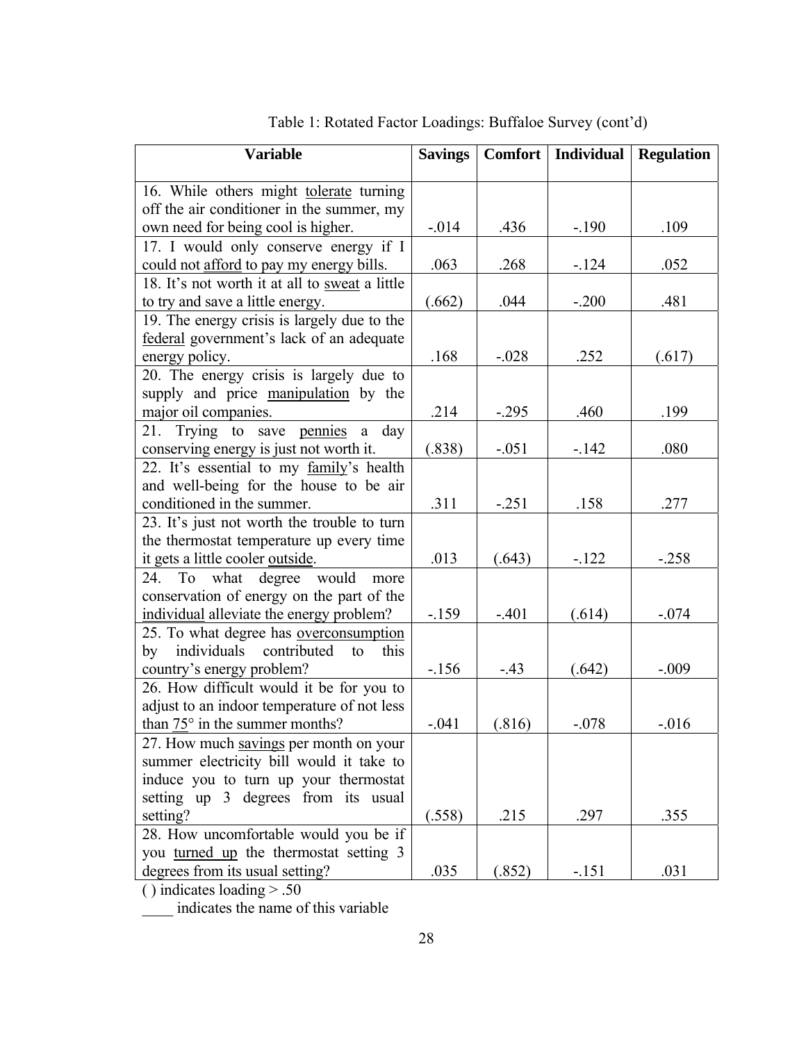Table 1: Rotated Factor Loadings: Buffaloe Survey (cont'd)

| Variable | Savings | Comfort | Individual | Regulation |
|---|---|---|---|---|
| 16. While others might <u>tolerate</u> turning off the air conditioner in the summer, my own need for being cool is higher. | -.014 | .436 | -.190 | .109 |
| 17. I would only conserve energy if I could not <u>afford</u> to pay my energy bills. | .063 | .268 | -.124 | .052 |
| 18. It's not worth it at all to <u>sweat</u> a little to try and save a little energy. | (.662) | .044 | -.200 | .481 |
| 19. The energy crisis is largely due to the <u>federal</u> government's lack of an adequate energy policy. | .168 | -.028 | .252 | (.617) |
| 20. The energy crisis is largely due to supply and price <u>manipulation</u> by the major oil companies. | .214 | -.295 | .460 | .199 |
| 21. Trying to save <u>pennies</u> a day conserving energy is just not worth it. | (.838) | -.051 | -.142 | .080 |
| 22. It's essential to my <u>family</u>'s health and well-being for the house to be air conditioned in the summer. | .311 | -.251 | .158 | .277 |
| 23. It's just not worth the trouble to turn the thermostat temperature up every time it gets a little cooler <u>outside</u>. | .013 | (.643) | -.122 | -.258 |
| 24. To what degree would more conservation of energy on the part of the <u>individual</u> alleviate the energy problem? | -.159 | -.401 | (.614) | -.074 |
| 25. To what degree has <u>overconsumption</u> by individuals contributed to this country's energy problem? | -.156 | -.43 | (.642) | -.009 |
| 26. How difficult would it be for you to adjust to an indoor temperature of not less than <u>75</u>° in the summer months? | -.041 | (.816) | -.078 | -.016 |
| 27. How much <u>savings</u> per month on your summer electricity bill would it take to induce you to turn up your thermostat setting up 3 degrees from its usual setting? | (.558) | .215 | .297 | .355 |
| 28. How uncomfortable would you be if you <u>turned up</u> the thermostat setting 3 degrees from its usual setting? | .035 | (.852) | -.151 | .031 |

( ) indicates loading > .50

____ indicates the name of this variable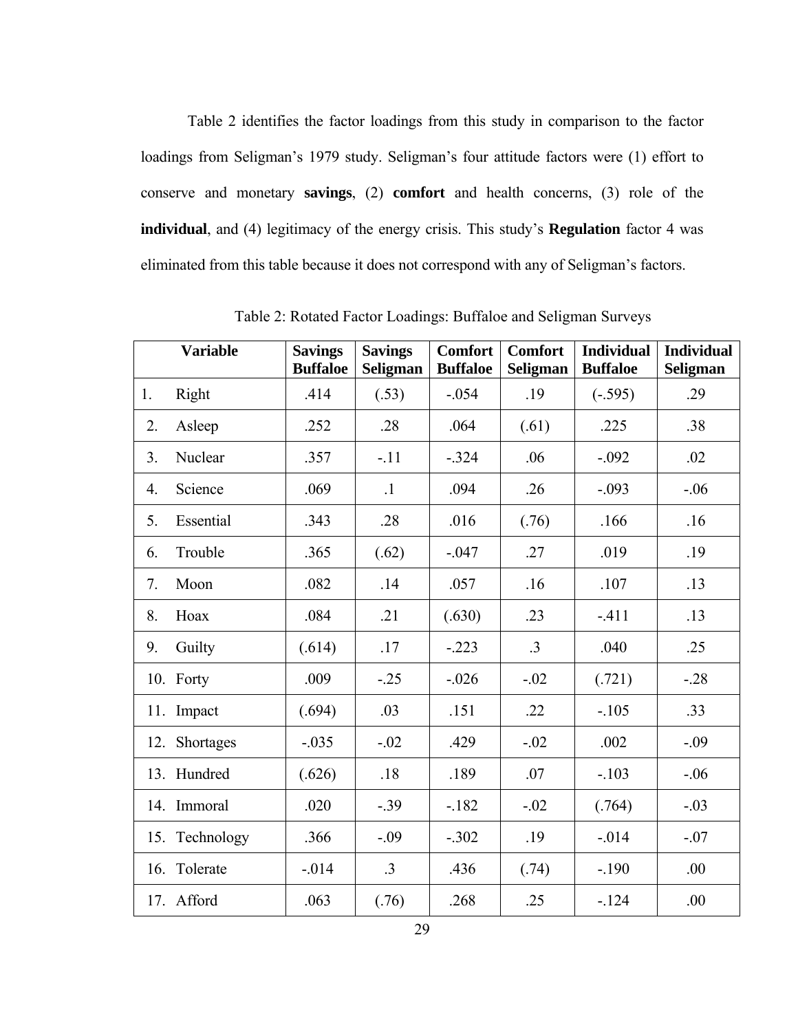Table 2 identifies the factor loadings from this study in comparison to the factor loadings from Seligman's 1979 study. Seligman's four attitude factors were (1) effort to conserve and monetary **savings**, (2) **comfort** and health concerns, (3) role of the **individual**, and (4) legitimacy of the energy crisis. This study's **Regulation** factor 4 was eliminated from this table because it does not correspond with any of Seligman's factors.

Table 2: Rotated Factor Loadings: Buffaloe and Seligman Surveys

| Variable | Savings Buffaloe | Savings Seligman | Comfort Buffaloe | Comfort Seligman | Individual Buffaloe | Individual Seligman |
|---|---|---|---|---|---|---|
| 1. Right | .414 | (.53) | -.054 | .19 | (-.595) | .29 |
| 2. Asleep | .252 | .28 | .064 | (.61) | .225 | .38 |
| 3. Nuclear | .357 | -.11 | -.324 | .06 | -.092 | .02 |
| 4. Science | .069 | .1 | .094 | .26 | -.093 | -.06 |
| 5. Essential | .343 | .28 | .016 | (.76) | .166 | .16 |
| 6. Trouble | .365 | (.62) | -.047 | .27 | .019 | .19 |
| 7. Moon | .082 | .14 | .057 | .16 | .107 | .13 |
| 8. Hoax | .084 | .21 | (.630) | .23 | -.411 | .13 |
| 9. Guilty | (.614) | .17 | -.223 | .3 | .040 | .25 |
| 10. Forty | .009 | -.25 | -.026 | -.02 | (.721) | -.28 |
| 11. Impact | (.694) | .03 | .151 | .22 | -.105 | .33 |
| 12. Shortages | -.035 | -.02 | .429 | -.02 | .002 | -.09 |
| 13. Hundred | (.626) | .18 | .189 | .07 | -.103 | -.06 |
| 14. Immoral | .020 | -.39 | -.182 | -.02 | (.764) | -.03 |
| 15. Technology | .366 | -.09 | -.302 | .19 | -.014 | -.07 |
| 16. Tolerate | -.014 | .3 | .436 | (.74) | -.190 | .00 |
| 17. Afford | .063 | (.76) | .268 | .25 | -.124 | .00 |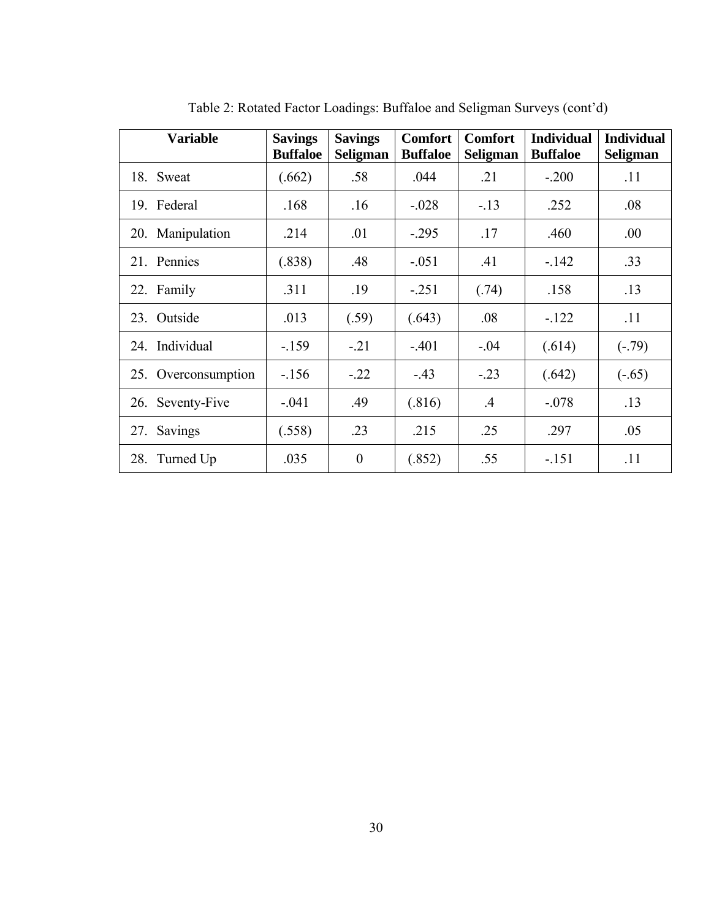Table 2: Rotated Factor Loadings: Buffaloe and Seligman Surveys (cont'd)

| Variable | Savings Buffaloe | Savings Seligman | Comfort Buffaloe | Comfort Seligman | Individual Buffaloe | Individual Seligman |
|---|---|---|---|---|---|---|
| 18. Sweat | (.662) | .58 | .044 | .21 | -.200 | .11 |
| 19. Federal | .168 | .16 | -.028 | -.13 | .252 | .08 |
| 20. Manipulation | .214 | .01 | -.295 | .17 | .460 | .00 |
| 21. Pennies | (.838) | .48 | -.051 | .41 | -.142 | .33 |
| 22. Family | .311 | .19 | -.251 | (.74) | .158 | .13 |
| 23. Outside | .013 | (.59) | (.643) | .08 | -.122 | .11 |
| 24. Individual | -.159 | -.21 | -.401 | -.04 | (.614) | (-.79) |
| 25. Overconsumption | -.156 | -.22 | -.43 | -.23 | (.642) | (-.65) |
| 26. Seventy-Five | -.041 | .49 | (.816) | .4 | -.078 | .13 |
| 27. Savings | (.558) | .23 | .215 | .25 | .297 | .05 |
| 28. Turned Up | .035 | 0 | (.852) | .55 | -.151 | .11 |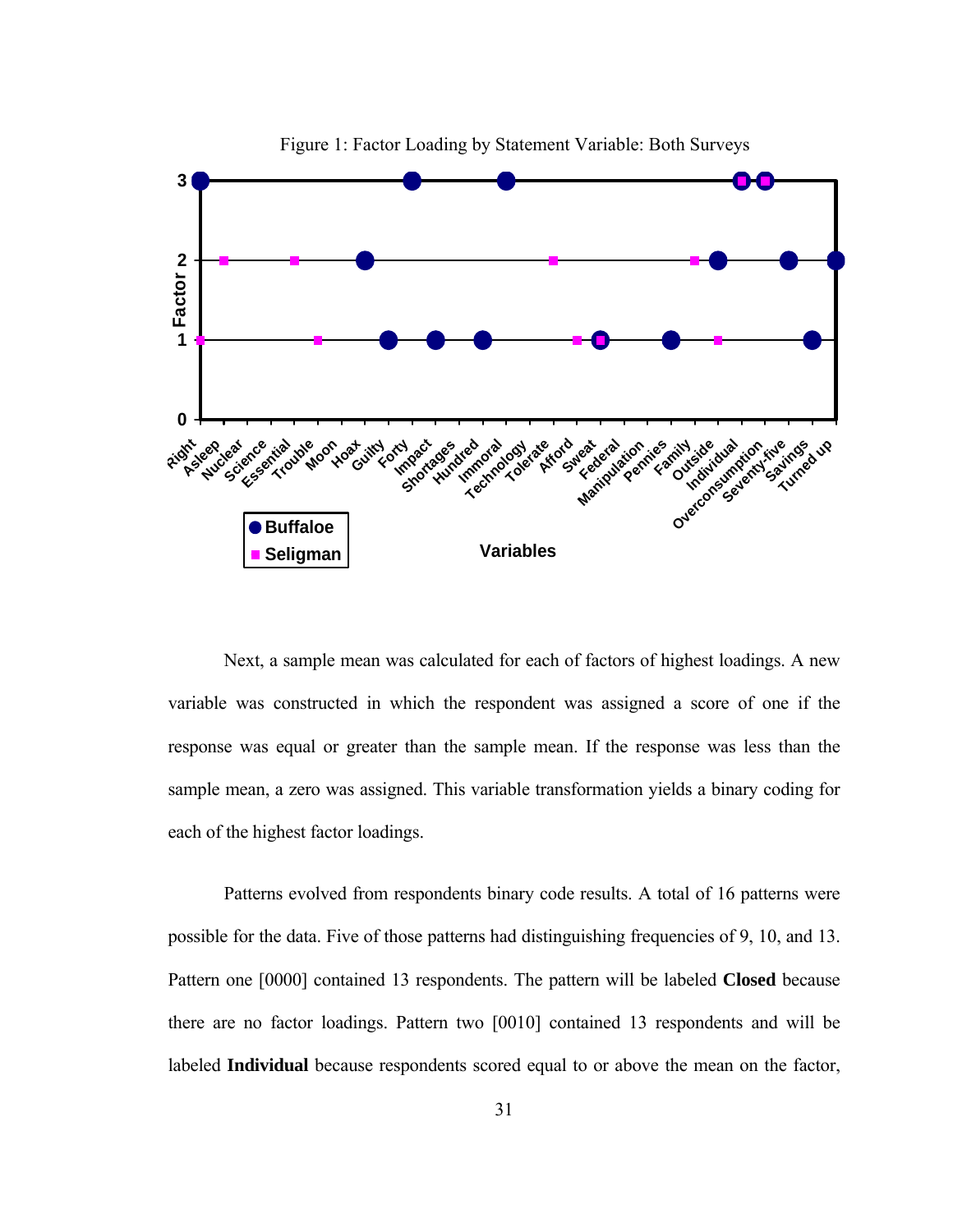Figure 1: Factor Loading by Statement Variable: Both Surveys

Factor

3

2

1

0

Right Asleep Nuclear Science Essential Trouble Moon Hoax Guilty Forty Impact Shortages Hundred Immoral Technology Tolerate Afford Sweat Federal Manipulation Pennies Family Outside Individual Overconsumption Seventy-five Savings Turned up

Variables

Buffaloe

Seligman

Next, a sample mean was calculated for each of factors of highest loadings. A new variable was constructed in which the respondent was assigned a score of one if the response was equal or greater than the sample mean. If the response was less than the sample mean, a zero was assigned. This variable transformation yields a binary coding for each of the highest factor loadings.

Patterns evolved from respondents binary code results. A total of 16 patterns were possible for the data. Five of those patterns had distinguishing frequencies of 9, 10, and 13. Pattern one [0000] contained 13 respondents. The pattern will be labeled **Closed** because there are no factor loadings. Pattern two [0010] contained 13 respondents and will be labeled **Individual** because respondents scored equal to or above the mean on the factor,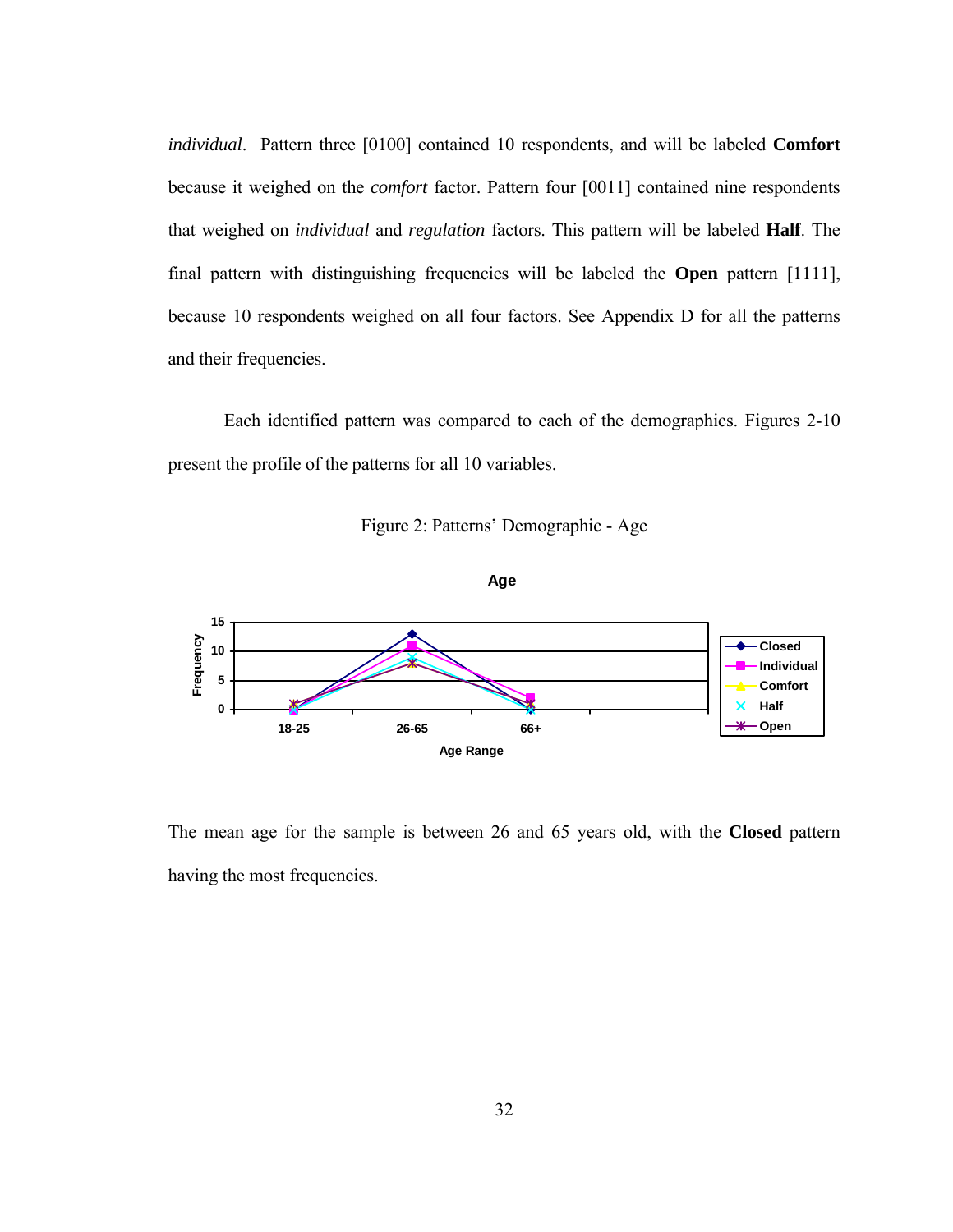*individual*. Pattern three [0100] contained 10 respondents, and will be labeled **Comfort** because it weighed on the *comfort* factor. Pattern four [0011] contained nine respondents that weighed on *individual* and *regulation* factors. This pattern will be labeled **Half**. The final pattern with distinguishing frequencies will be labeled the **Open** pattern [1111], because 10 respondents weighed on all four factors. See Appendix D for all the patterns and their frequencies.

Each identified pattern was compared to each of the demographics. Figures 2-10 present the profile of the patterns for all 10 variables.

Figure 2: Patterns' Demographic - Age

Age

Frequency

15
10
5
0

18-25
26-65
66+

Age Range

Closed
Individual
Comfort
Half
Open

The mean age for the sample is between 26 and 65 years old, with the **Closed** pattern having the most frequencies.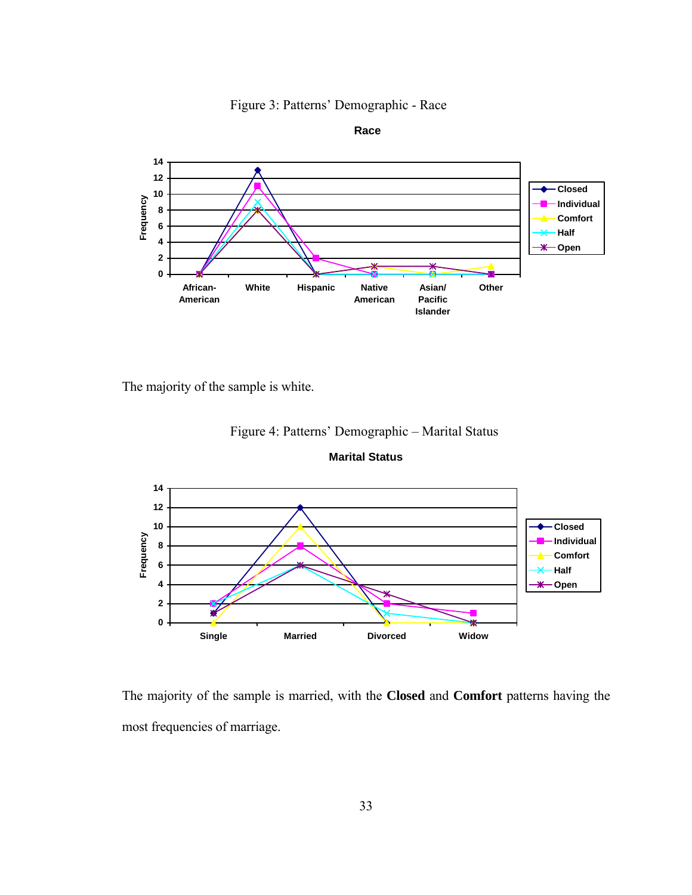Figure 3: Patterns' Demographic - Race

Race

Frequency

14
12
10
8
6
4
2
0

African-American
White
Hispanic
Native American
Asian/ Pacific Islander
Other

Closed
Individual
Comfort
Half
Open

The majority of the sample is white.

Figure 4: Patterns' Demographic – Marital Status

Marital Status

Frequency

14
12
10
8
6
4
2
0

Single
Married
Divorced
Widow

Closed
Individual
Comfort
Half
Open

The majority of the sample is married, with the **Closed** and **Comfort** patterns having the most frequencies of marriage.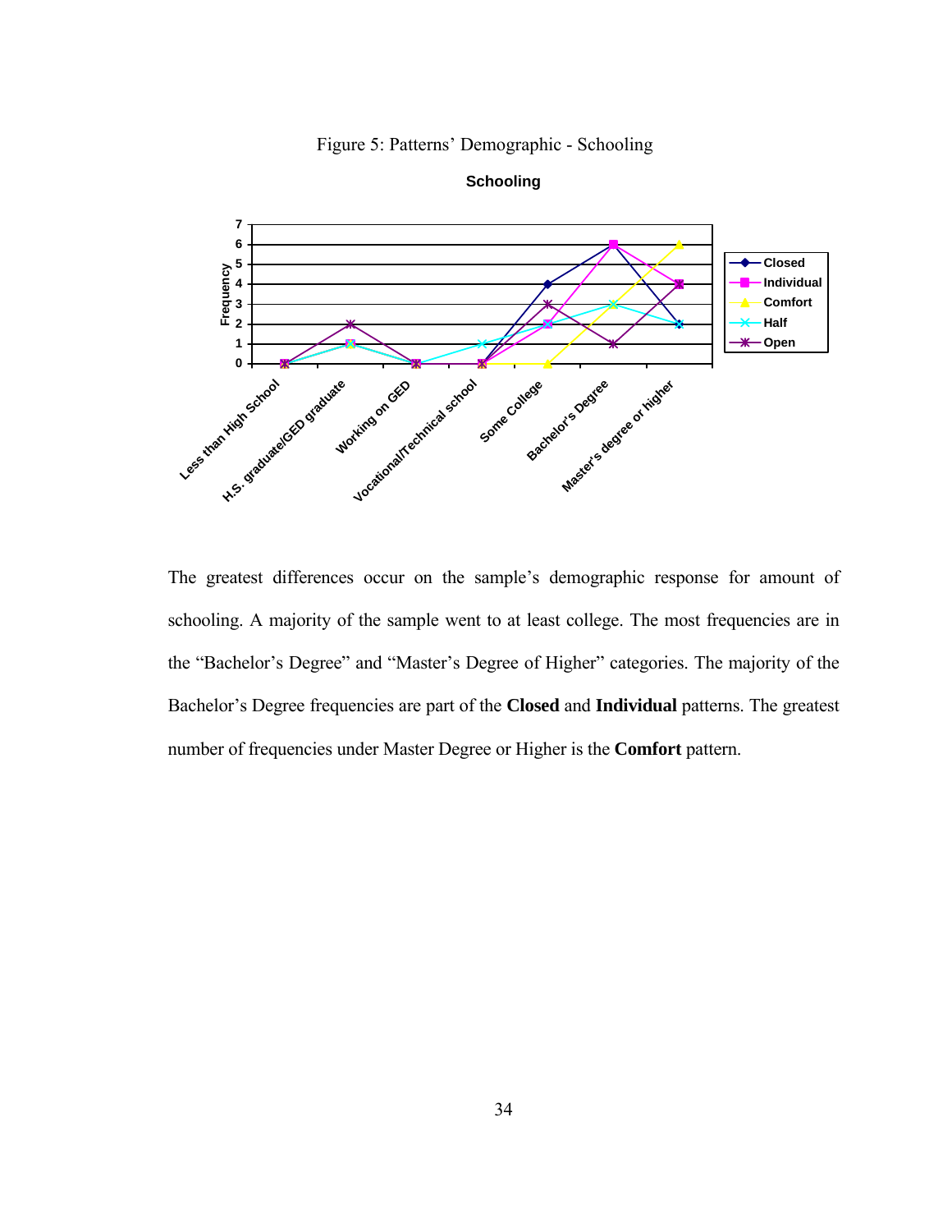Figure 5: Patterns' Demographic - Schooling

Schooling

Frequency

7
6
5
4
3
2
1
0

Less than High School
H.S. graduate/GED graduate
Working on GED
Vocational/Technical school
Some College
Bachelor's Degree
Master's degree or higher

Closed
Individual
Comfort
Half
Open

The greatest differences occur on the sample's demographic response for amount of schooling. A majority of the sample went to at least college. The most frequencies are in the "Bachelor's Degree" and "Master's Degree of Higher" categories. The majority of the Bachelor's Degree frequencies are part of the **Closed** and **Individual** patterns. The greatest number of frequencies under Master Degree or Higher is the **Comfort** pattern.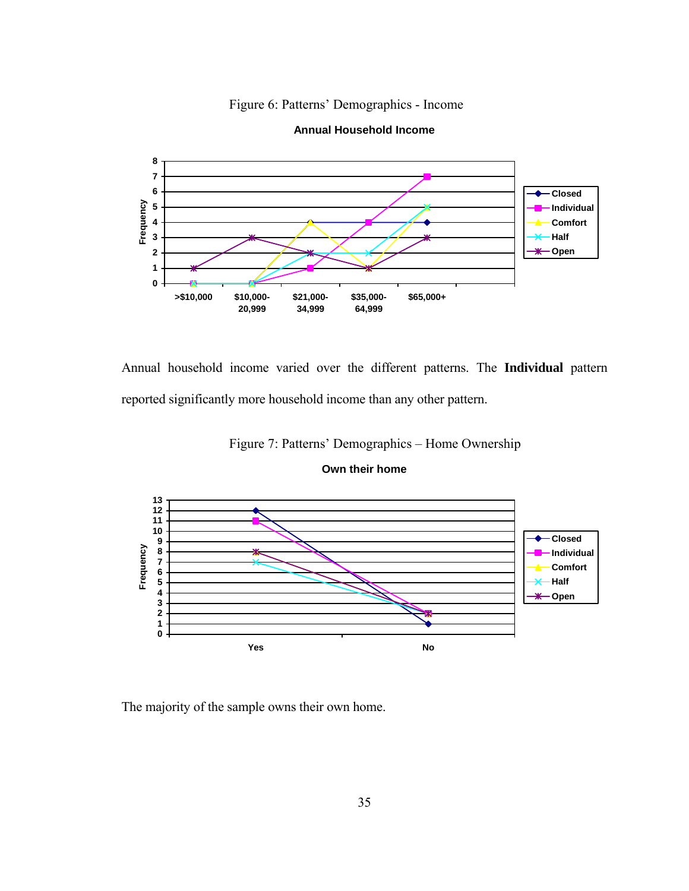Figure 6: Patterns' Demographics - Income

Annual Household Income

Frequency

8
7
6
5
4
3
2
1
0

>$10,000
$10,000-20,999
$21,000-34,999
$35,000-64,999
$65,000+

Closed
Individual
Comfort
Half
Open

Annual household income varied over the different patterns. The **Individual** pattern reported significantly more household income than any other pattern.

Figure 7: Patterns' Demographics – Home Ownership

Own their home

Frequency

13
12
11
10
9
8
7
6
5
4
3
2
1
0

Yes
No

Closed
Individual
Comfort
Half
Open

The majority of the sample owns their own home.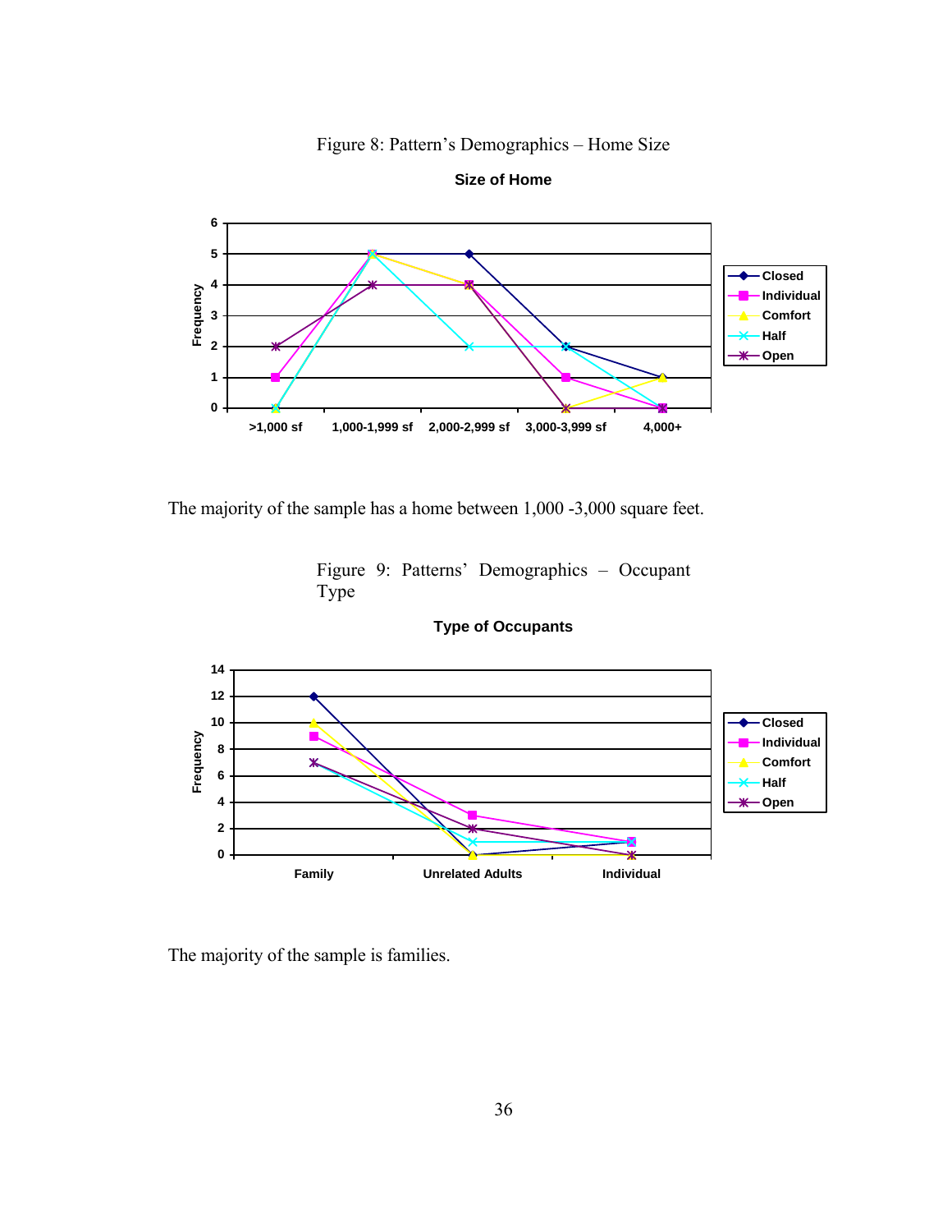Figure 8: Pattern's Demographics – Home Size

**Size of Home**

Frequency

6
5
4
3
2
1
0

>1,000 sf
1,000-1,999 sf
2,000-2,999 sf
3,000-3,999 sf
4,000+

Closed
Individual
Comfort
Half
Open

The majority of the sample has a home between 1,000 -3,000 square feet.

Figure 9: Patterns' Demographics – Occupant Type

**Type of Occupants**

Frequency

14
12
10
8
6
4
2
0

Family
Unrelated Adults
Individual

Closed
Individual
Comfort
Half
Open

The majority of the sample is families.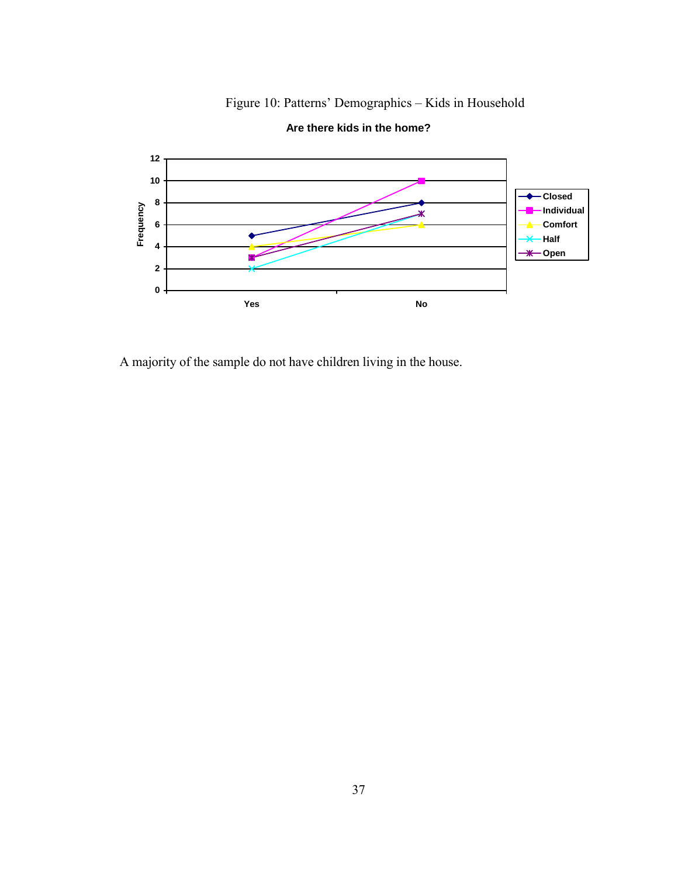Figure 10: Patterns' Demographics – Kids in Household

Are there kids in the home?

Frequency

12
10
8
6
4
2
0

Yes
No

Closed
Individual
Comfort
Half
Open

A majority of the sample do not have children living in the house.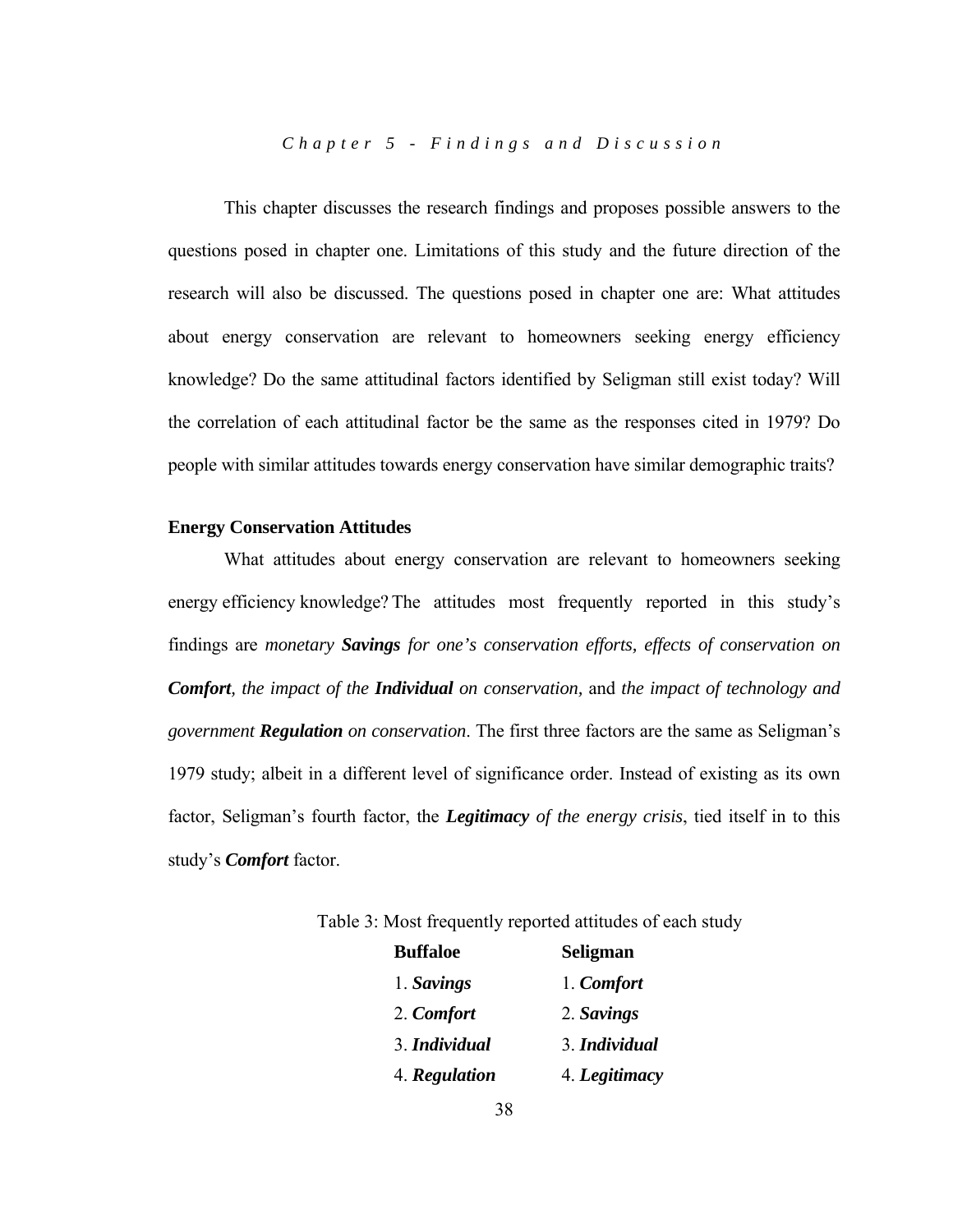# Chapter 5 - Findings and Discussion

This chapter discusses the research findings and proposes possible answers to the questions posed in chapter one. Limitations of this study and the future direction of the research will also be discussed. The questions posed in chapter one are: What attitudes about energy conservation are relevant to homeowners seeking energy efficiency knowledge? Do the same attitudinal factors identified by Seligman still exist today? Will the correlation of each attitudinal factor be the same as the responses cited in 1979? Do people with similar attitudes towards energy conservation have similar demographic traits?

## Energy Conservation Attitudes

What attitudes about energy conservation are relevant to homeowners seeking energy efficiency knowledge? The attitudes most frequently reported in this study's findings are *monetary **Savings** for one's conservation efforts, effects of conservation on **Comfort**, the impact of the **Individual** on conservation,* and *the impact of technology and government **Regulation** on conservation*. The first three factors are the same as Seligman's 1979 study; albeit in a different level of significance order. Instead of existing as its own factor, Seligman's fourth factor, the ***Legitimacy** of the energy crisis*, tied itself in to this study's ***Comfort*** factor.

Table 3: Most frequently reported attitudes of each study

| Buffaloe | Seligman |
|---|---|
| 1. ***Savings*** | 1. ***Comfort*** |
| 2. ***Comfort*** | 2. ***Savings*** |
| 3. ***Individual*** | 3. ***Individual*** |
| 4. ***Regulation*** | 4. ***Legitimacy*** |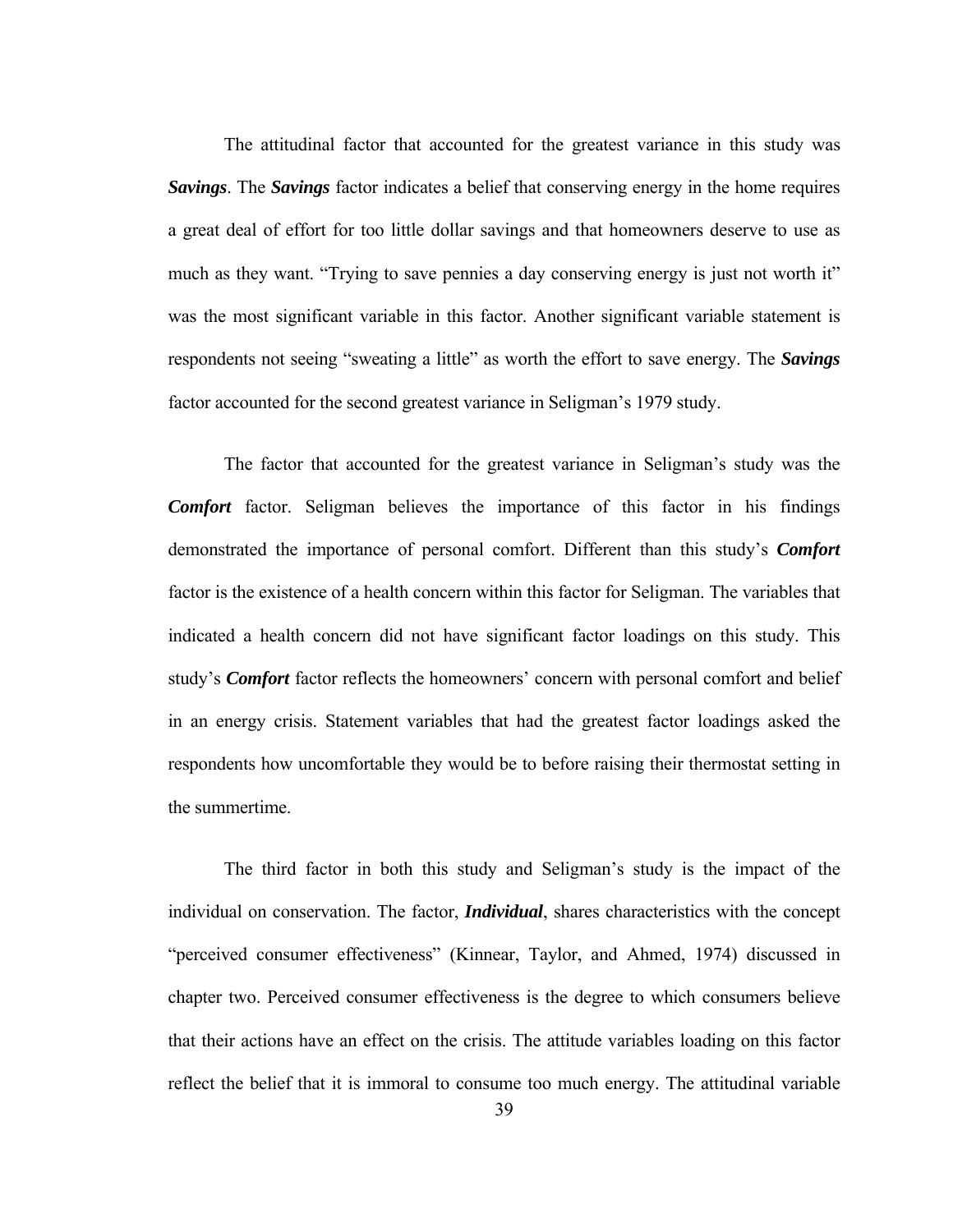The attitudinal factor that accounted for the greatest variance in this study was ***Savings***. The ***Savings*** factor indicates a belief that conserving energy in the home requires a great deal of effort for too little dollar savings and that homeowners deserve to use as much as they want. "Trying to save pennies a day conserving energy is just not worth it" was the most significant variable in this factor. Another significant variable statement is respondents not seeing "sweating a little" as worth the effort to save energy. The ***Savings*** factor accounted for the second greatest variance in Seligman's 1979 study.

The factor that accounted for the greatest variance in Seligman's study was the ***Comfort*** factor. Seligman believes the importance of this factor in his findings demonstrated the importance of personal comfort. Different than this study's ***Comfort*** factor is the existence of a health concern within this factor for Seligman. The variables that indicated a health concern did not have significant factor loadings on this study. This study's ***Comfort*** factor reflects the homeowners' concern with personal comfort and belief in an energy crisis. Statement variables that had the greatest factor loadings asked the respondents how uncomfortable they would be to before raising their thermostat setting in the summertime.

The third factor in both this study and Seligman's study is the impact of the individual on conservation. The factor, ***Individual***, shares characteristics with the concept "perceived consumer effectiveness" (Kinnear, Taylor, and Ahmed, 1974) discussed in chapter two. Perceived consumer effectiveness is the degree to which consumers believe that their actions have an effect on the crisis. The attitude variables loading on this factor reflect the belief that it is immoral to consume too much energy. The attitudinal variable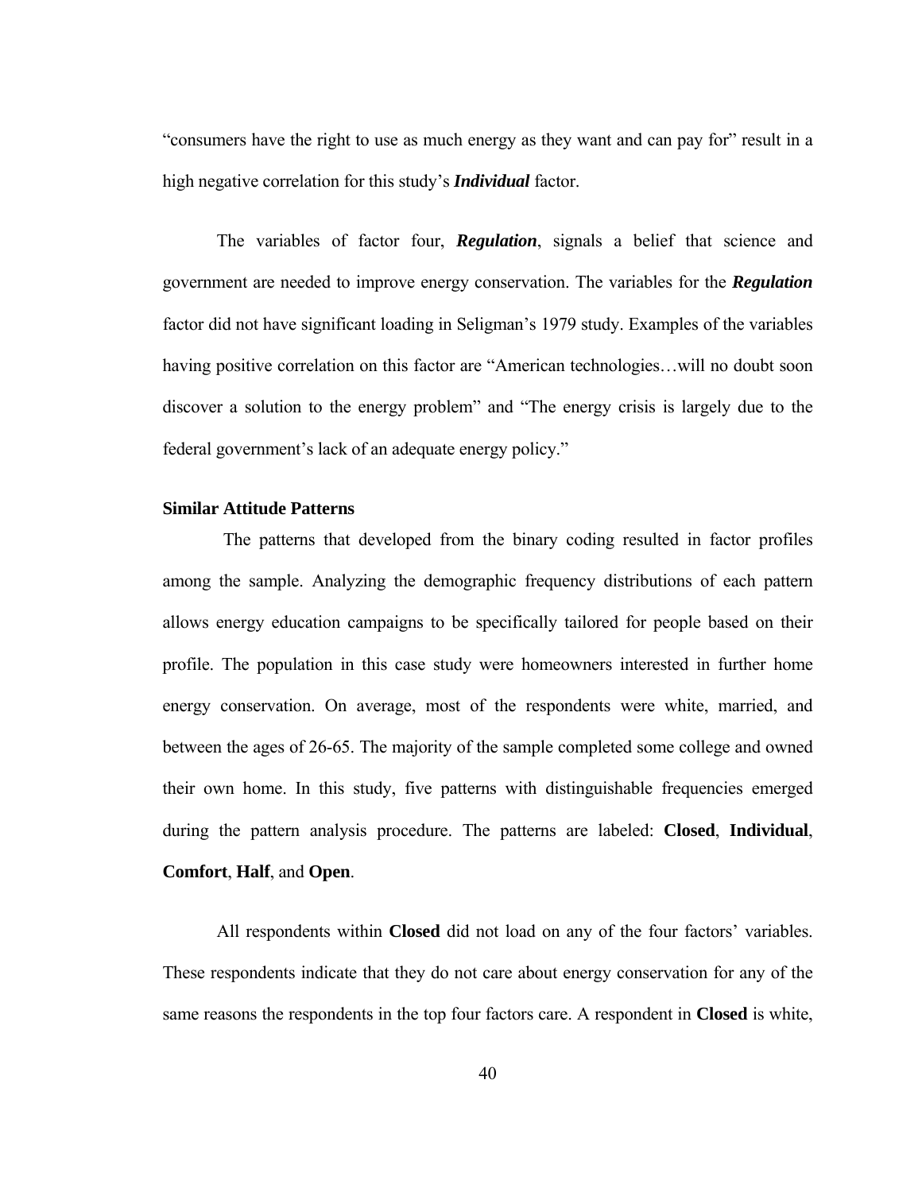"consumers have the right to use as much energy as they want and can pay for" result in a high negative correlation for this study's ***Individual*** factor.

The variables of factor four, ***Regulation***, signals a belief that science and government are needed to improve energy conservation. The variables for the ***Regulation*** factor did not have significant loading in Seligman's 1979 study. Examples of the variables having positive correlation on this factor are "American technologies…will no doubt soon discover a solution to the energy problem" and "The energy crisis is largely due to the federal government's lack of an adequate energy policy."

**Similar Attitude Patterns**

The patterns that developed from the binary coding resulted in factor profiles among the sample. Analyzing the demographic frequency distributions of each pattern allows energy education campaigns to be specifically tailored for people based on their profile. The population in this case study were homeowners interested in further home energy conservation. On average, most of the respondents were white, married, and between the ages of 26-65. The majority of the sample completed some college and owned their own home. In this study, five patterns with distinguishable frequencies emerged during the pattern analysis procedure. The patterns are labeled: **Closed**, **Individual**, **Comfort**, **Half**, and **Open**.

All respondents within **Closed** did not load on any of the four factors' variables. These respondents indicate that they do not care about energy conservation for any of the same reasons the respondents in the top four factors care. A respondent in **Closed** is white,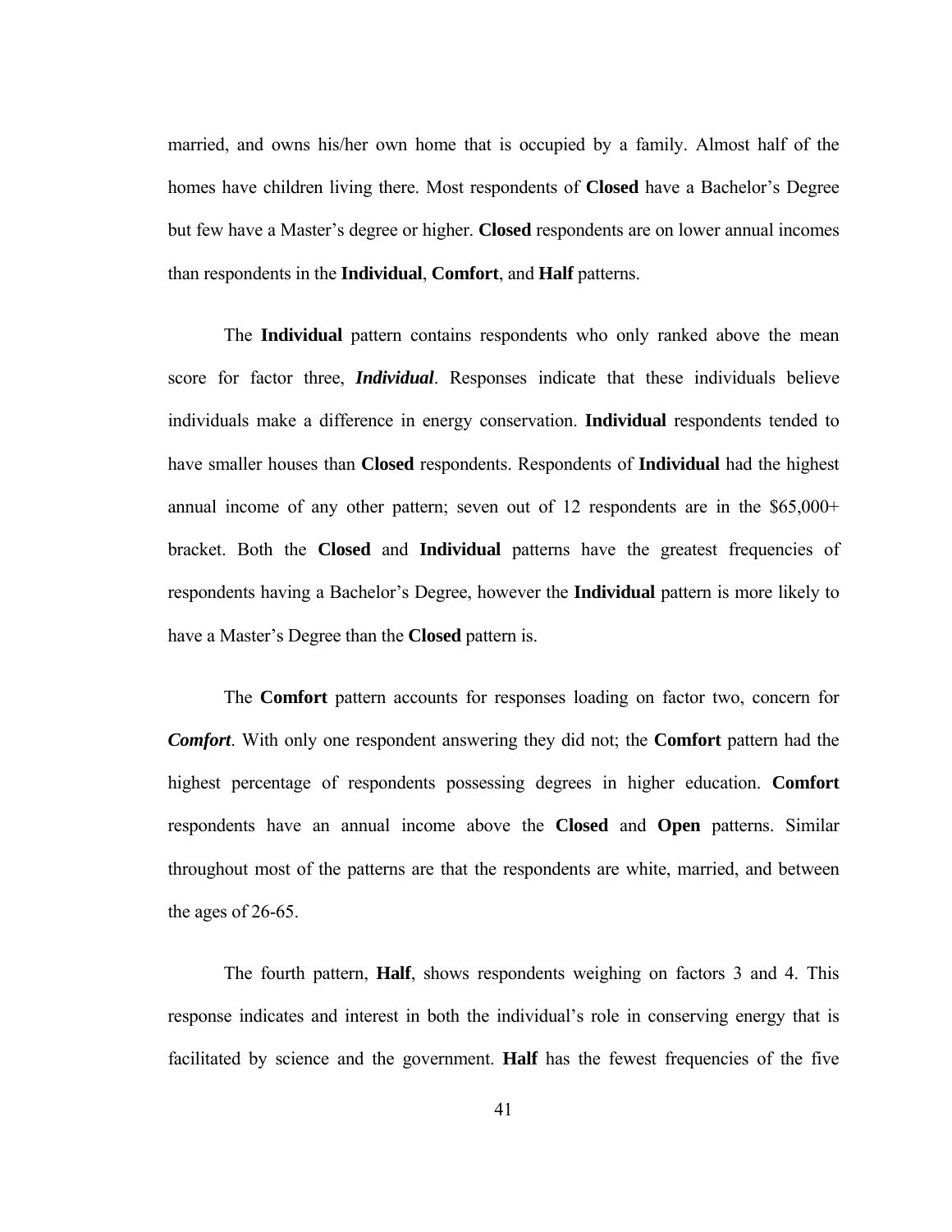married, and owns his/her own home that is occupied by a family. Almost half of the homes have children living there. Most respondents of **Closed** have a Bachelor's Degree but few have a Master's degree or higher. **Closed** respondents are on lower annual incomes than respondents in the **Individual**, **Comfort**, and **Half** patterns.

The **Individual** pattern contains respondents who only ranked above the mean score for factor three, ***Individual***. Responses indicate that these individuals believe individuals make a difference in energy conservation. **Individual** respondents tended to have smaller houses than **Closed** respondents. Respondents of **Individual** had the highest annual income of any other pattern; seven out of 12 respondents are in the $65,000+ bracket. Both the **Closed** and **Individual** patterns have the greatest frequencies of respondents having a Bachelor's Degree, however the **Individual** pattern is more likely to have a Master's Degree than the **Closed** pattern is.

The **Comfort** pattern accounts for responses loading on factor two, concern for ***Comfort***. With only one respondent answering they did not; the **Comfort** pattern had the highest percentage of respondents possessing degrees in higher education. **Comfort** respondents have an annual income above the **Closed** and **Open** patterns. Similar throughout most of the patterns are that the respondents are white, married, and between the ages of 26-65.

The fourth pattern, **Half**, shows respondents weighing on factors 3 and 4. This response indicates and interest in both the individual's role in conserving energy that is facilitated by science and the government. **Half** has the fewest frequencies of the five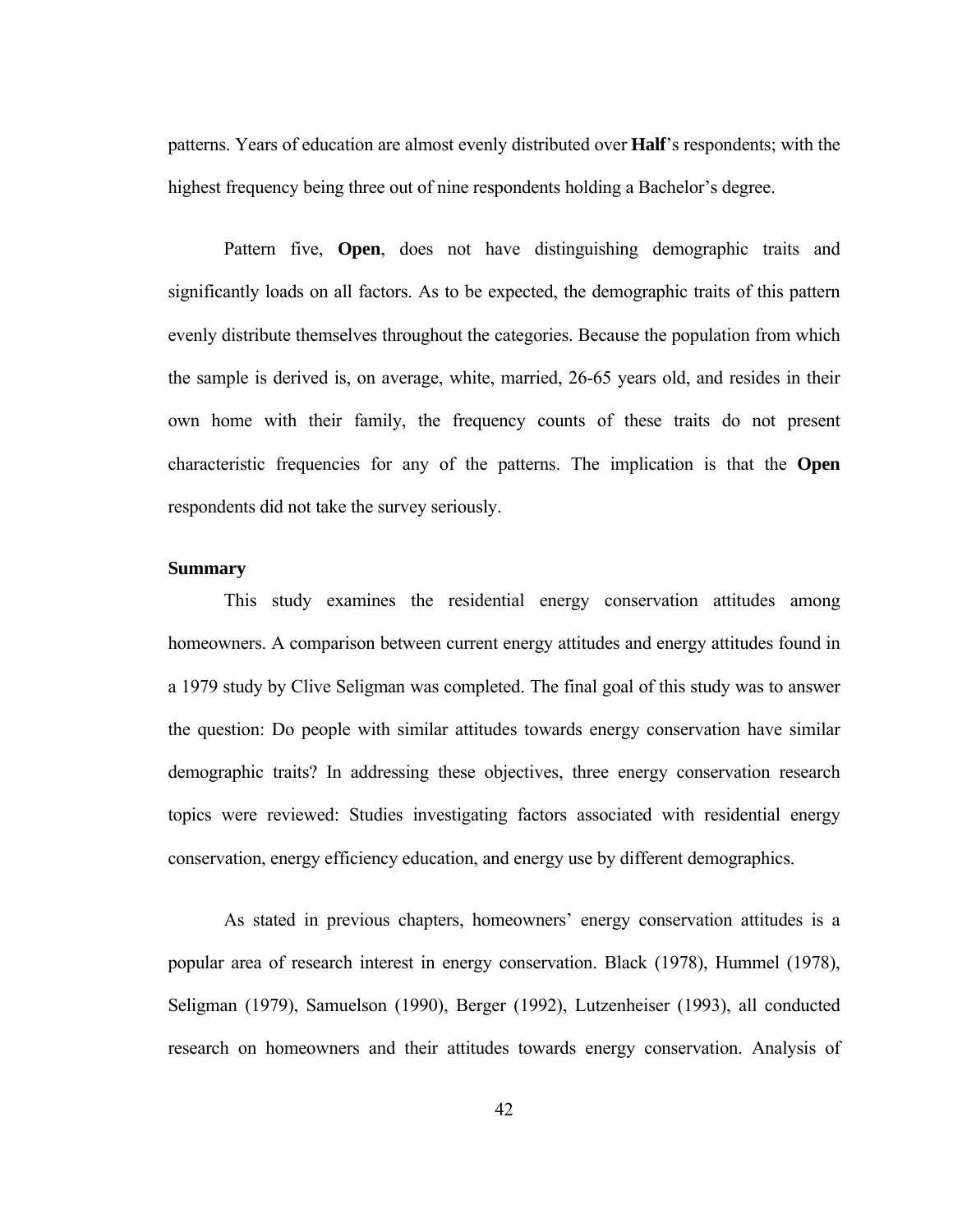patterns. Years of education are almost evenly distributed over **Half**'s respondents; with the highest frequency being three out of nine respondents holding a Bachelor's degree.

Pattern five, **Open**, does not have distinguishing demographic traits and significantly loads on all factors. As to be expected, the demographic traits of this pattern evenly distribute themselves throughout the categories. Because the population from which the sample is derived is, on average, white, married, 26-65 years old, and resides in their own home with their family, the frequency counts of these traits do not present characteristic frequencies for any of the patterns. The implication is that the **Open** respondents did not take the survey seriously.

### Summary

This study examines the residential energy conservation attitudes among homeowners. A comparison between current energy attitudes and energy attitudes found in a 1979 study by Clive Seligman was completed. The final goal of this study was to answer the question: Do people with similar attitudes towards energy conservation have similar demographic traits? In addressing these objectives, three energy conservation research topics were reviewed: Studies investigating factors associated with residential energy conservation, energy efficiency education, and energy use by different demographics.

As stated in previous chapters, homeowners' energy conservation attitudes is a popular area of research interest in energy conservation. Black (1978), Hummel (1978), Seligman (1979), Samuelson (1990), Berger (1992), Lutzenheiser (1993), all conducted research on homeowners and their attitudes towards energy conservation. Analysis of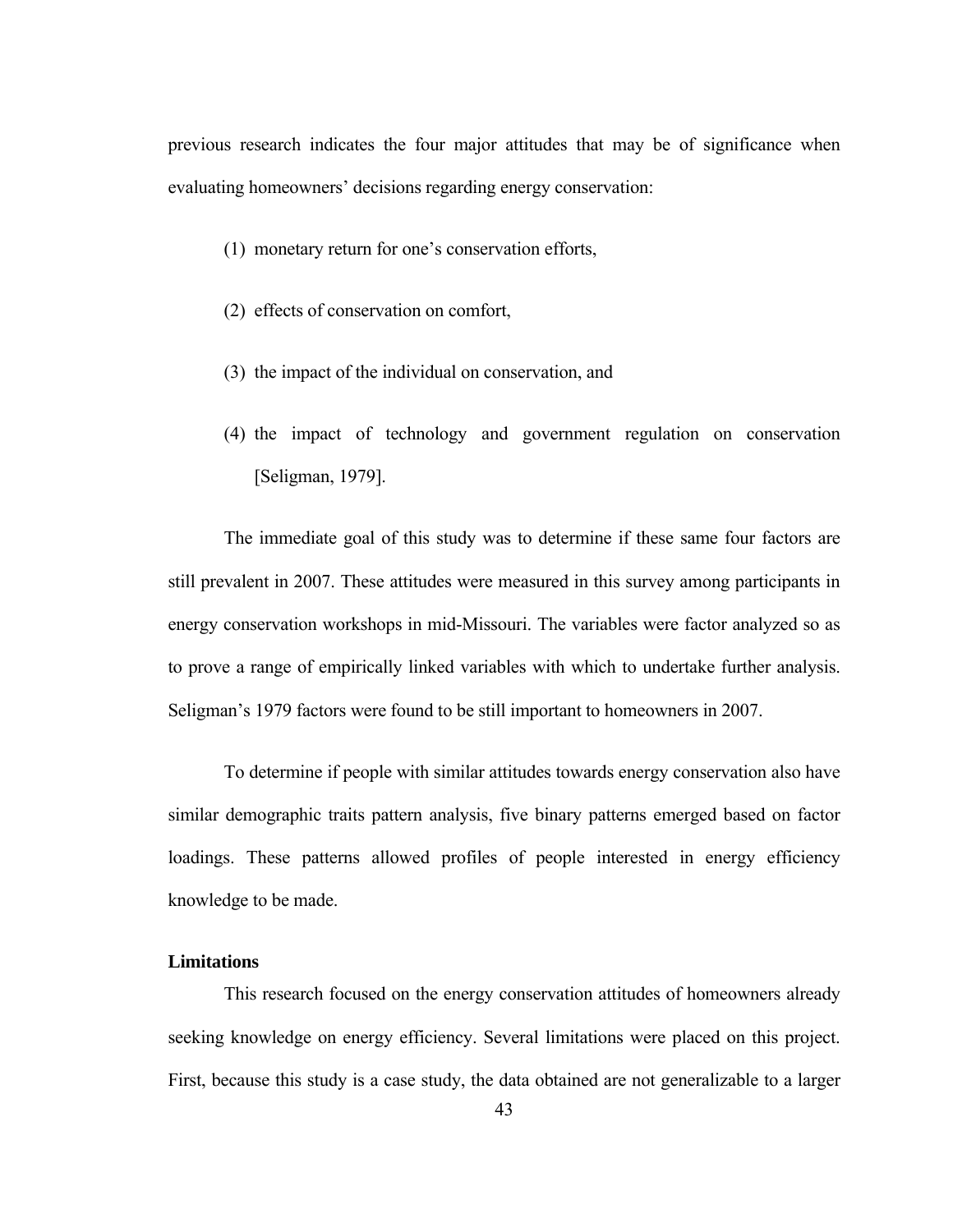previous research indicates the four major attitudes that may be of significance when evaluating homeowners' decisions regarding energy conservation:

(1) monetary return for one's conservation efforts,

(2) effects of conservation on comfort,

(3) the impact of the individual on conservation, and

(4) the impact of technology and government regulation on conservation [Seligman, 1979].

The immediate goal of this study was to determine if these same four factors are still prevalent in 2007. These attitudes were measured in this survey among participants in energy conservation workshops in mid-Missouri. The variables were factor analyzed so as to prove a range of empirically linked variables with which to undertake further analysis. Seligman's 1979 factors were found to be still important to homeowners in 2007.

To determine if people with similar attitudes towards energy conservation also have similar demographic traits pattern analysis, five binary patterns emerged based on factor loadings. These patterns allowed profiles of people interested in energy efficiency knowledge to be made.

**Limitations**

This research focused on the energy conservation attitudes of homeowners already seeking knowledge on energy efficiency. Several limitations were placed on this project. First, because this study is a case study, the data obtained are not generalizable to a larger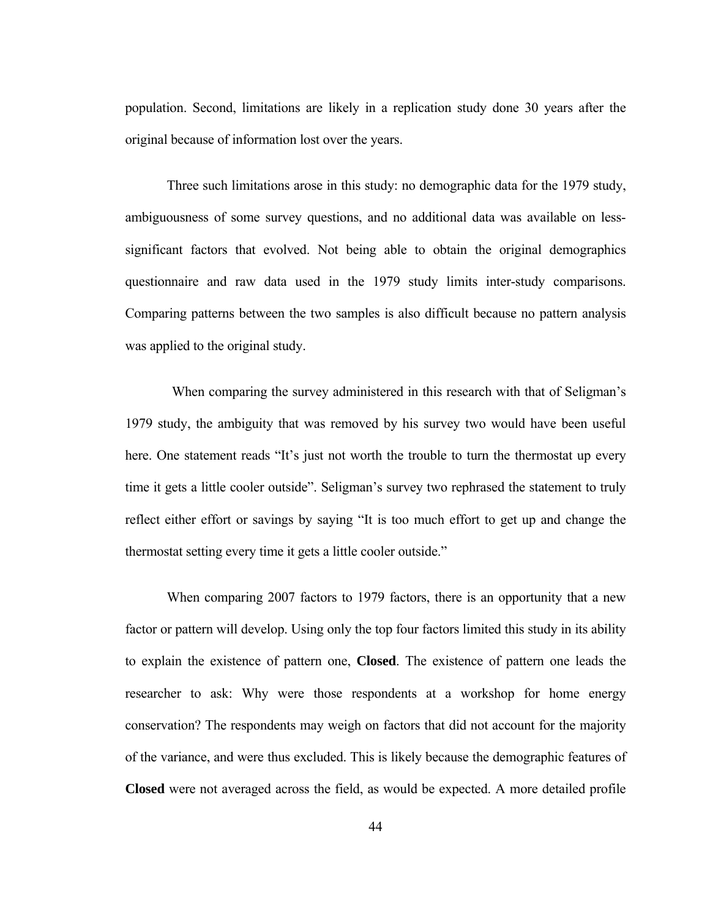population. Second, limitations are likely in a replication study done 30 years after the original because of information lost over the years.

Three such limitations arose in this study: no demographic data for the 1979 study, ambiguousness of some survey questions, and no additional data was available on less-significant factors that evolved. Not being able to obtain the original demographics questionnaire and raw data used in the 1979 study limits inter-study comparisons. Comparing patterns between the two samples is also difficult because no pattern analysis was applied to the original study.

When comparing the survey administered in this research with that of Seligman's 1979 study, the ambiguity that was removed by his survey two would have been useful here. One statement reads "It's just not worth the trouble to turn the thermostat up every time it gets a little cooler outside". Seligman's survey two rephrased the statement to truly reflect either effort or savings by saying "It is too much effort to get up and change the thermostat setting every time it gets a little cooler outside."

When comparing 2007 factors to 1979 factors, there is an opportunity that a new factor or pattern will develop. Using only the top four factors limited this study in its ability to explain the existence of pattern one, **Closed**. The existence of pattern one leads the researcher to ask: Why were those respondents at a workshop for home energy conservation? The respondents may weigh on factors that did not account for the majority of the variance, and were thus excluded. This is likely because the demographic features of **Closed** were not averaged across the field, as would be expected. A more detailed profile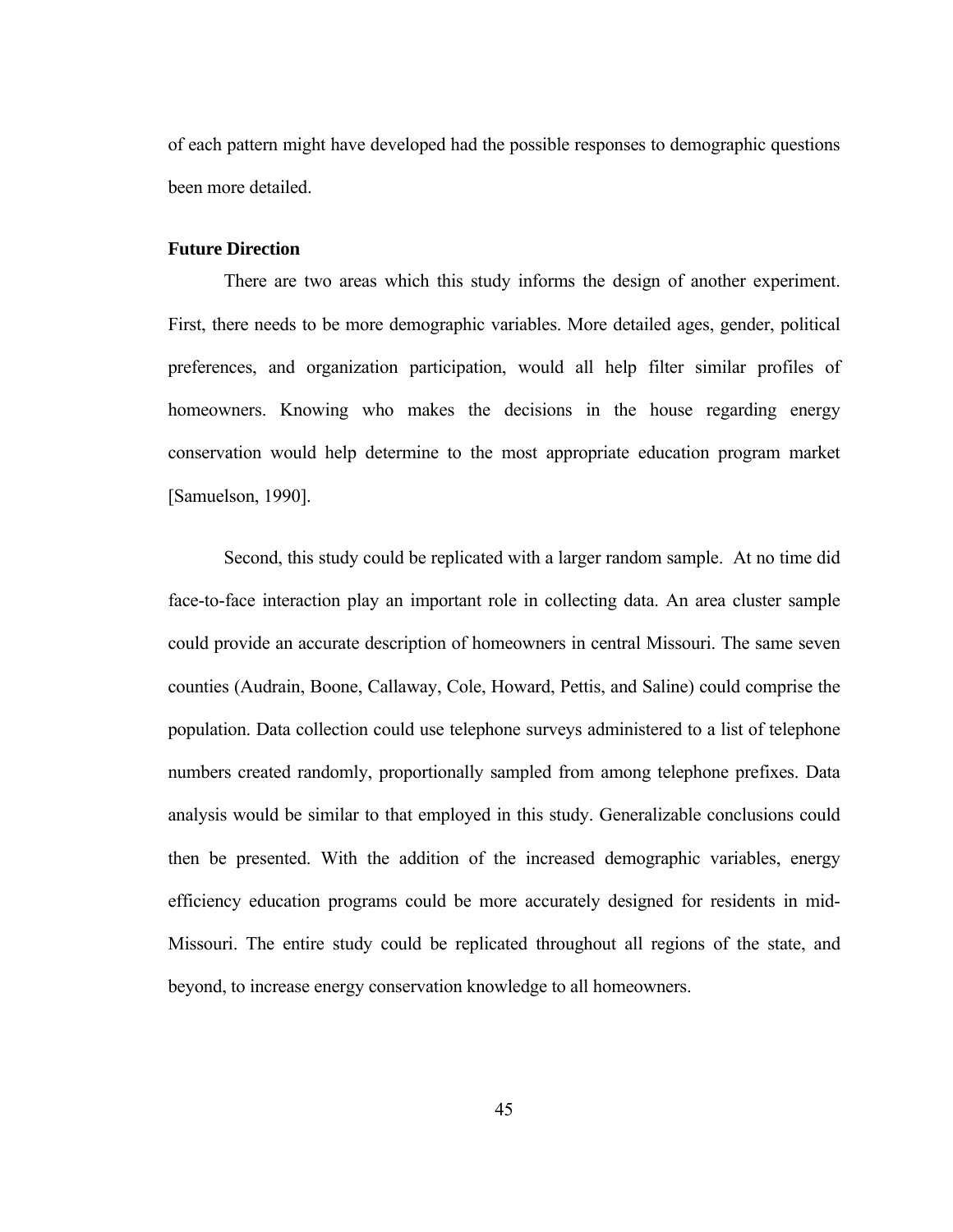of each pattern might have developed had the possible responses to demographic questions been more detailed.

**Future Direction**

There are two areas which this study informs the design of another experiment. First, there needs to be more demographic variables. More detailed ages, gender, political preferences, and organization participation, would all help filter similar profiles of homeowners. Knowing who makes the decisions in the house regarding energy conservation would help determine to the most appropriate education program market [Samuelson, 1990].

Second, this study could be replicated with a larger random sample. At no time did face-to-face interaction play an important role in collecting data. An area cluster sample could provide an accurate description of homeowners in central Missouri. The same seven counties (Audrain, Boone, Callaway, Cole, Howard, Pettis, and Saline) could comprise the population. Data collection could use telephone surveys administered to a list of telephone numbers created randomly, proportionally sampled from among telephone prefixes. Data analysis would be similar to that employed in this study. Generalizable conclusions could then be presented. With the addition of the increased demographic variables, energy efficiency education programs could be more accurately designed for residents in mid-Missouri. The entire study could be replicated throughout all regions of the state, and beyond, to increase energy conservation knowledge to all homeowners.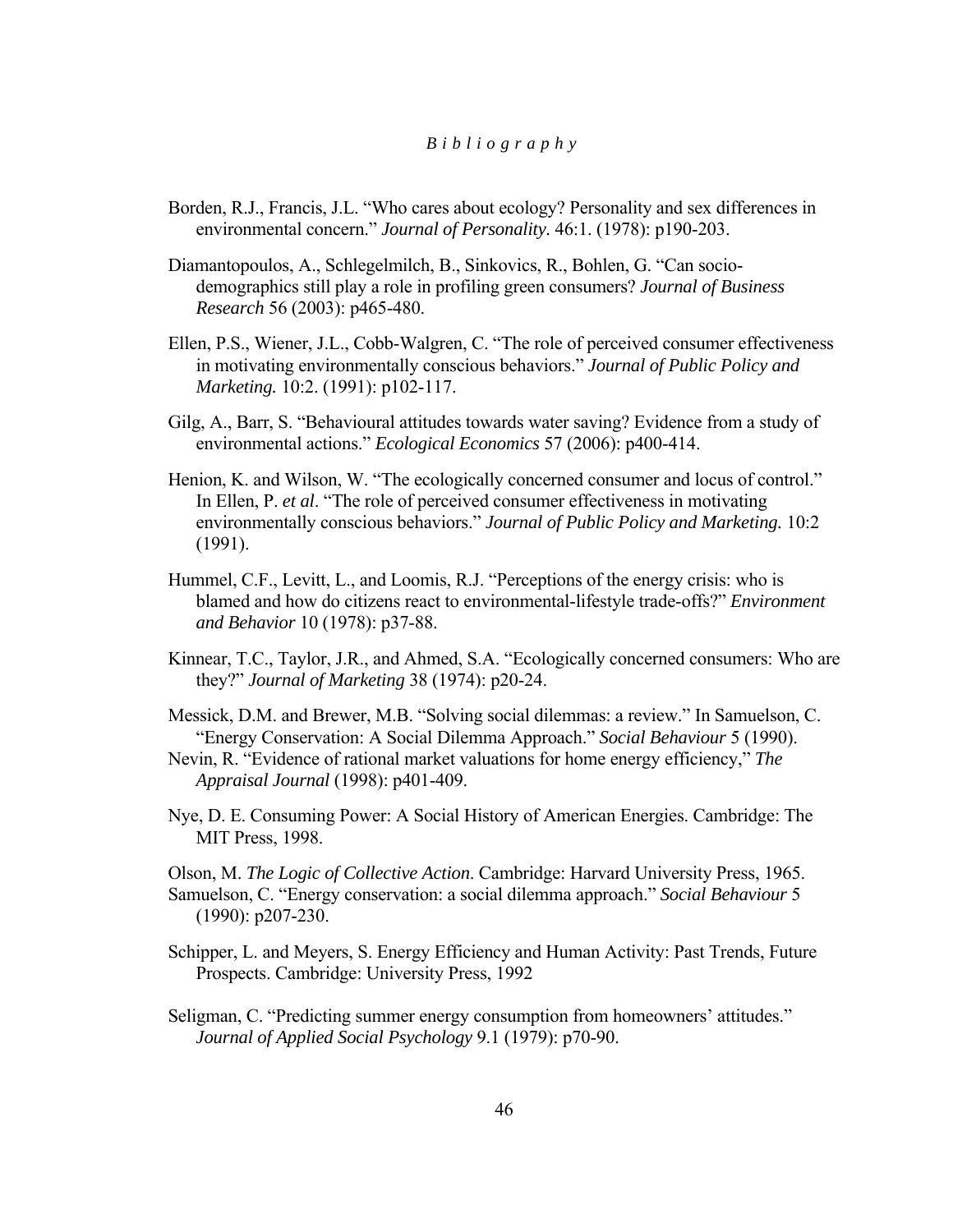*Bibliography*

Borden, R.J., Francis, J.L. "Who cares about ecology? Personality and sex differences in environmental concern." *Journal of Personality.* 46:1. (1978): p190-203.

Diamantopoulos, A., Schlegelmilch, B., Sinkovics, R., Bohlen, G. "Can socio-demographics still play a role in profiling green consumers? *Journal of Business Research* 56 (2003): p465-480.

Ellen, P.S., Wiener, J.L., Cobb-Walgren, C. "The role of perceived consumer effectiveness in motivating environmentally conscious behaviors." *Journal of Public Policy and Marketing.* 10:2. (1991): p102-117.

Gilg, A., Barr, S. "Behavioural attitudes towards water saving? Evidence from a study of environmental actions." *Ecological Economics* 57 (2006): p400-414.

Henion, K. and Wilson, W. "The ecologically concerned consumer and locus of control." In Ellen, P. *et al*. "The role of perceived consumer effectiveness in motivating environmentally conscious behaviors." *Journal of Public Policy and Marketing.* 10:2 (1991).

Hummel, C.F., Levitt, L., and Loomis, R.J. "Perceptions of the energy crisis: who is blamed and how do citizens react to environmental-lifestyle trade-offs?" *Environment and Behavior* 10 (1978): p37-88.

Kinnear, T.C., Taylor, J.R., and Ahmed, S.A. "Ecologically concerned consumers: Who are they?" *Journal of Marketing* 38 (1974): p20-24.

Messick, D.M. and Brewer, M.B. "Solving social dilemmas: a review." In Samuelson, C. "Energy Conservation: A Social Dilemma Approach." *Social Behaviour* 5 (1990).

Nevin, R. "Evidence of rational market valuations for home energy efficiency," *The Appraisal Journal* (1998): p401-409.

Nye, D. E. Consuming Power: A Social History of American Energies. Cambridge: The MIT Press, 1998.

Olson, M. *The Logic of Collective Action.* Cambridge: Harvard University Press, 1965.

Samuelson, C. "Energy conservation: a social dilemma approach." *Social Behaviour* 5 (1990): p207-230.

Schipper, L. and Meyers, S. Energy Efficiency and Human Activity: Past Trends, Future Prospects. Cambridge: University Press, 1992

Seligman, C. "Predicting summer energy consumption from homeowners' attitudes." *Journal of Applied Social Psychology* 9.1 (1979): p70-90.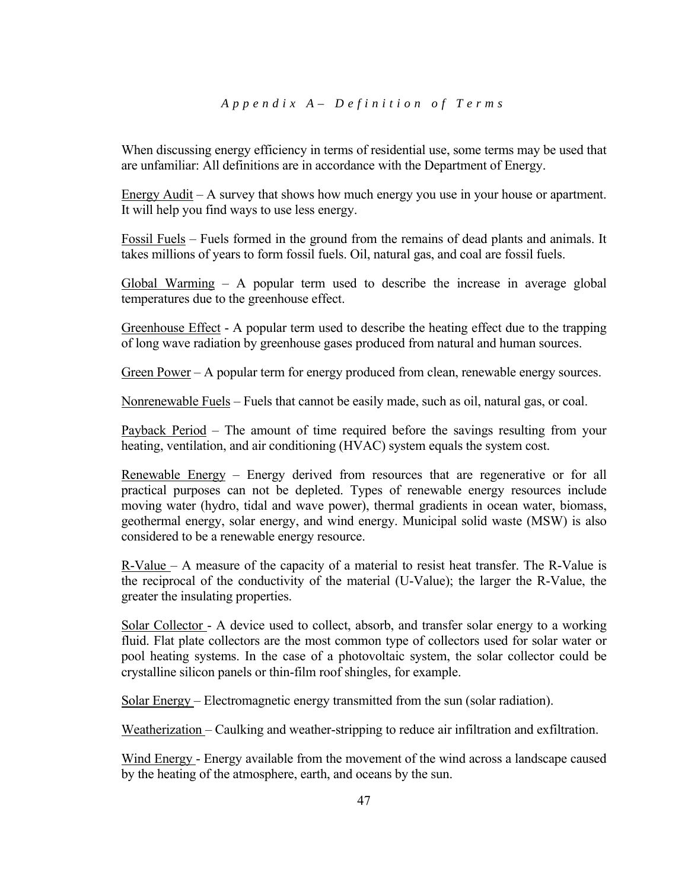# *Appendix A– Definition of Terms*

When discussing energy efficiency in terms of residential use, some terms may be used that are unfamiliar: All definitions are in accordance with the Department of Energy.

Energy Audit – A survey that shows how much energy you use in your house or apartment. It will help you find ways to use less energy.

Fossil Fuels – Fuels formed in the ground from the remains of dead plants and animals. It takes millions of years to form fossil fuels. Oil, natural gas, and coal are fossil fuels.

Global Warming – A popular term used to describe the increase in average global temperatures due to the greenhouse effect.

Greenhouse Effect - A popular term used to describe the heating effect due to the trapping of long wave radiation by greenhouse gases produced from natural and human sources.

Green Power – A popular term for energy produced from clean, renewable energy sources.

Nonrenewable Fuels – Fuels that cannot be easily made, such as oil, natural gas, or coal.

Payback Period – The amount of time required before the savings resulting from your heating, ventilation, and air conditioning (HVAC) system equals the system cost.

Renewable Energy – Energy derived from resources that are regenerative or for all practical purposes can not be depleted. Types of renewable energy resources include moving water (hydro, tidal and wave power), thermal gradients in ocean water, biomass, geothermal energy, solar energy, and wind energy. Municipal solid waste (MSW) is also considered to be a renewable energy resource.

R-Value – A measure of the capacity of a material to resist heat transfer. The R-Value is the reciprocal of the conductivity of the material (U-Value); the larger the R-Value, the greater the insulating properties.

Solar Collector - A device used to collect, absorb, and transfer solar energy to a working fluid. Flat plate collectors are the most common type of collectors used for solar water or pool heating systems. In the case of a photovoltaic system, the solar collector could be crystalline silicon panels or thin-film roof shingles, for example.

Solar Energy – Electromagnetic energy transmitted from the sun (solar radiation).

Weatherization – Caulking and weather-stripping to reduce air infiltration and exfiltration.

Wind Energy - Energy available from the movement of the wind across a landscape caused by the heating of the atmosphere, earth, and oceans by the sun.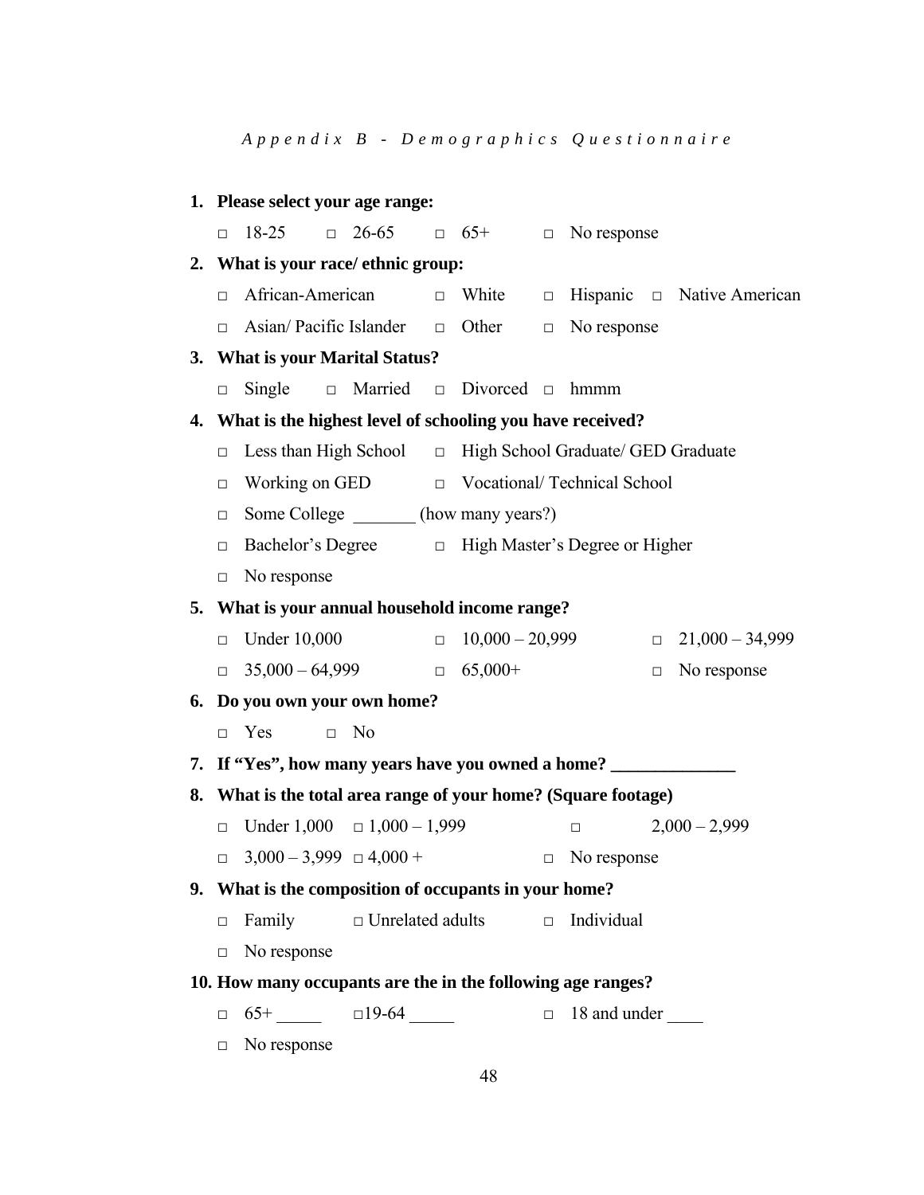*Appendix B - Demographics Questionnaire*

1. **Please select your age range:**

   □ 18-25 □ 26-65 □ 65+ □ No response

2. **What is your race/ ethnic group:**

   □ African-American □ White □ Hispanic □ Native American

   □ Asian/ Pacific Islander □ Other □ No response

3. **What is your Marital Status?**

   □ Single □ Married □ Divorced □ hmmm

4. **What is the highest level of schooling you have received?**

   □ Less than High School □ High School Graduate/ GED Graduate

   □ Working on GED □ Vocational/ Technical School

   □ Some College _______ (how many years?)

   □ Bachelor's Degree □ High Master's Degree or Higher

   □ No response

5. **What is your annual household income range?**

   □ Under 10,000 □ 10,000 – 20,999 □ 21,000 – 34,999

   □ 35,000 – 64,999 □ 65,000+ □ No response

6. **Do you own your own home?**

   □ Yes □ No

7. **If "Yes", how many years have you owned a home? ______________**

8. **What is the total area range of your home? (Square footage)**

   □ Under 1,000 □ 1,000 – 1,999 □ 2,000 – 2,999

   □ 3,000 – 3,999 □ 4,000 + □ No response

9. **What is the composition of occupants in your home?**

   □ Family □ Unrelated adults □ Individual

   □ No response

10. **How many occupants are the in the following age ranges?**

    □ 65+ _____ □19-64 _____ □ 18 and under ____

    □ No response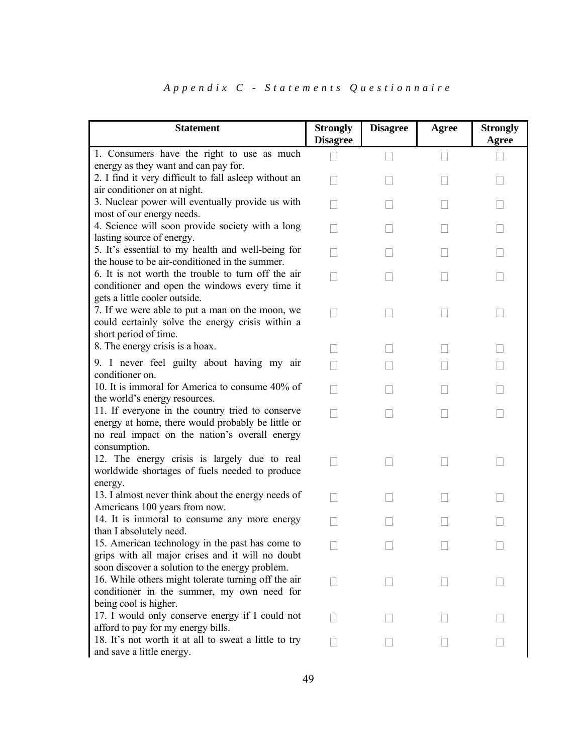*Appendix C - Statements Questionnaire*

| Statement | Strongly Disagree | Disagree | Agree | Strongly Agree |
|---|---|---|---|---|
| 1. Consumers have the right to use as much energy as they want and can pay for. | ☐ | ☐ | ☐ | ☐ |
| 2. I find it very difficult to fall asleep without an air conditioner on at night. | ☐ | ☐ | ☐ | ☐ |
| 3. Nuclear power will eventually provide us with most of our energy needs. | ☐ | ☐ | ☐ | ☐ |
| 4. Science will soon provide society with a long lasting source of energy. | ☐ | ☐ | ☐ | ☐ |
| 5. It's essential to my health and well-being for the house to be air-conditioned in the summer. | ☐ | ☐ | ☐ | ☐ |
| 6. It is not worth the trouble to turn off the air conditioner and open the windows every time it gets a little cooler outside. | ☐ | ☐ | ☐ | ☐ |
| 7. If we were able to put a man on the moon, we could certainly solve the energy crisis within a short period of time. | ☐ | ☐ | ☐ | ☐ |
| 8. The energy crisis is a hoax. | ☐ | ☐ | ☐ | ☐ |
| 9. I never feel guilty about having my air conditioner on. | ☐ | ☐ | ☐ | ☐ |
| 10. It is immoral for America to consume 40% of the world's energy resources. | ☐ | ☐ | ☐ | ☐ |
| 11. If everyone in the country tried to conserve energy at home, there would probably be little or no real impact on the nation's overall energy consumption. | ☐ | ☐ | ☐ | ☐ |
| 12. The energy crisis is largely due to real worldwide shortages of fuels needed to produce energy. | ☐ | ☐ | ☐ | ☐ |
| 13. I almost never think about the energy needs of Americans 100 years from now. | ☐ | ☐ | ☐ | ☐ |
| 14. It is immoral to consume any more energy than I absolutely need. | ☐ | ☐ | ☐ | ☐ |
| 15. American technology in the past has come to grips with all major crises and it will no doubt soon discover a solution to the energy problem. | ☐ | ☐ | ☐ | ☐ |
| 16. While others might tolerate turning off the air conditioner in the summer, my own need for being cool is higher. | ☐ | ☐ | ☐ | ☐ |
| 17. I would only conserve energy if I could not afford to pay for my energy bills. | ☐ | ☐ | ☐ | ☐ |
| 18. It's not worth it at all to sweat a little to try and save a little energy. | ☐ | ☐ | ☐ | ☐ |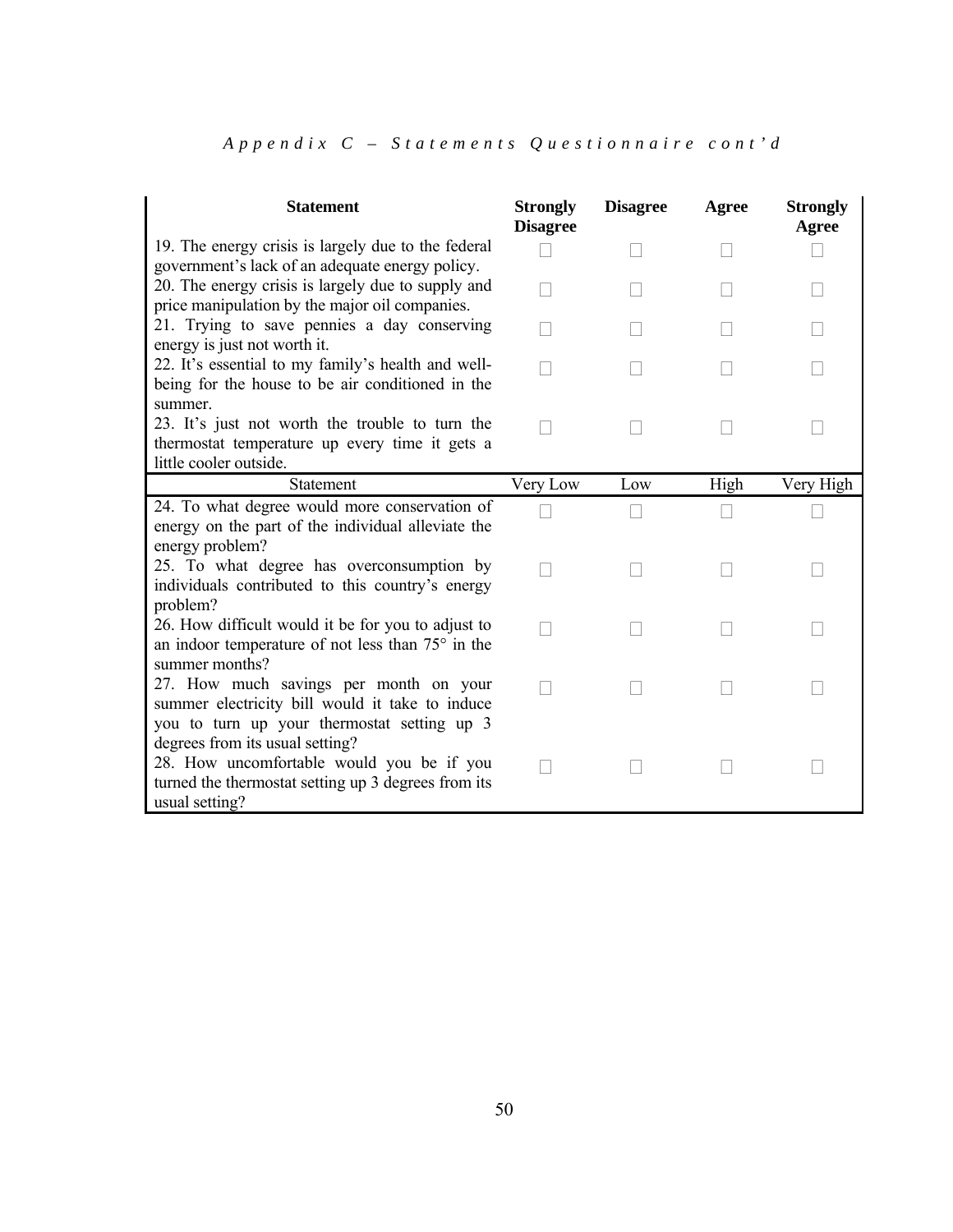*Appendix C – Statements Questionnaire cont'd*

| Statement | Strongly Disagree | Disagree | Agree | Strongly Agree |
|---|---|---|---|---|
| 19. The energy crisis is largely due to the federal government's lack of an adequate energy policy. | ☐ | ☐ | ☐ | ☐ |
| 20. The energy crisis is largely due to supply and price manipulation by the major oil companies. | ☐ | ☐ | ☐ | ☐ |
| 21. Trying to save pennies a day conserving energy is just not worth it. | ☐ | ☐ | ☐ | ☐ |
| 22. It's essential to my family's health and well-being for the house to be air conditioned in the summer. | ☐ | ☐ | ☐ | ☐ |
| 23. It's just not worth the trouble to turn the thermostat temperature up every time it gets a little cooler outside. | ☐ | ☐ | ☐ | ☐ |
| Statement | Very Low | Low | High | Very High |
| 24. To what degree would more conservation of energy on the part of the individual alleviate the energy problem? | ☐ | ☐ | ☐ | ☐ |
| 25. To what degree has overconsumption by individuals contributed to this country's energy problem? | ☐ | ☐ | ☐ | ☐ |
| 26. How difficult would it be for you to adjust to an indoor temperature of not less than 75° in the summer months? | ☐ | ☐ | ☐ | ☐ |
| 27. How much savings per month on your summer electricity bill would it take to induce you to turn up your thermostat setting up 3 degrees from its usual setting? | ☐ | ☐ | ☐ | ☐ |
| 28. How uncomfortable would you be if you turned the thermostat setting up 3 degrees from its usual setting? | ☐ | ☐ | ☐ | ☐ |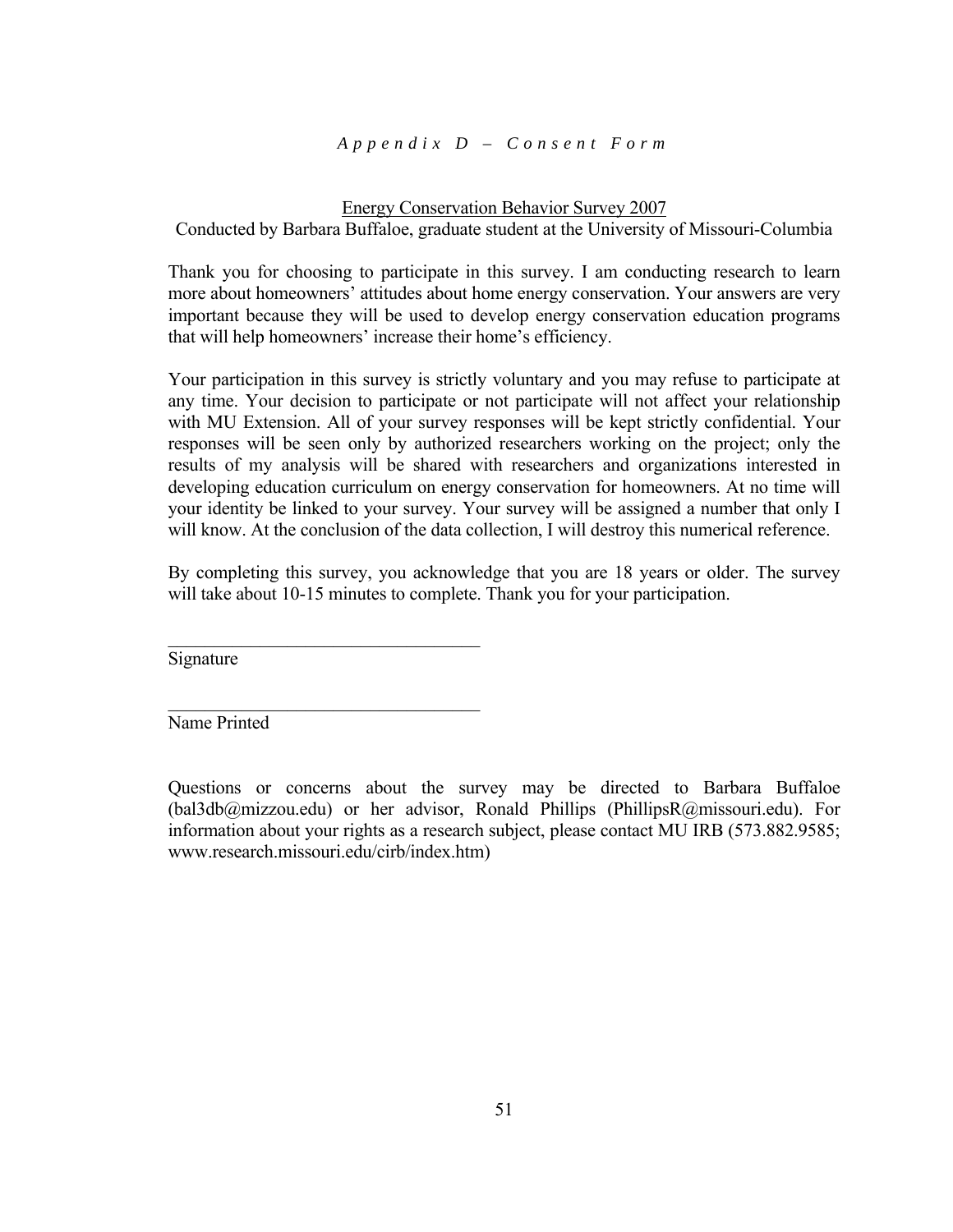*Appendix D – Consent Form*

Energy Conservation Behavior Survey 2007

Conducted by Barbara Buffaloe, graduate student at the University of Missouri-Columbia

Thank you for choosing to participate in this survey. I am conducting research to learn more about homeowners' attitudes about home energy conservation. Your answers are very important because they will be used to develop energy conservation education programs that will help homeowners' increase their home's efficiency.

Your participation in this survey is strictly voluntary and you may refuse to participate at any time. Your decision to participate or not participate will not affect your relationship with MU Extension. All of your survey responses will be kept strictly confidential. Your responses will be seen only by authorized researchers working on the project; only the results of my analysis will be shared with researchers and organizations interested in developing education curriculum on energy conservation for homeowners. At no time will your identity be linked to your survey. Your survey will be assigned a number that only I will know. At the conclusion of the data collection, I will destroy this numerical reference.

By completing this survey, you acknowledge that you are 18 years or older. The survey will take about 10-15 minutes to complete. Thank you for your participation.

___________________________________

Signature

___________________________________

Name Printed

Questions or concerns about the survey may be directed to Barbara Buffaloe (bal3db@mizzou.edu) or her advisor, Ronald Phillips (PhillipsR@missouri.edu). For information about your rights as a research subject, please contact MU IRB (573.882.9585; www.research.missouri.edu/cirb/index.htm)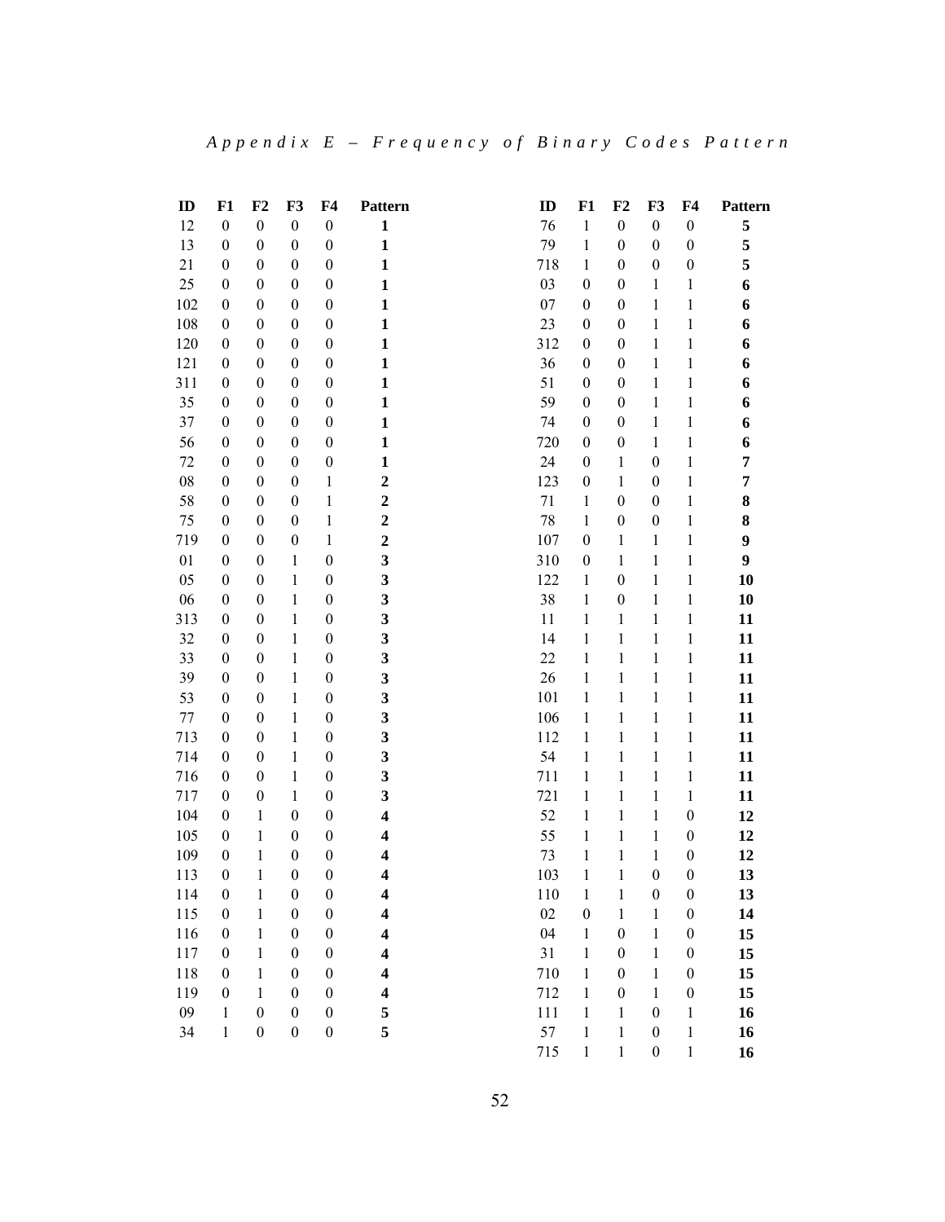# Appendix E – Frequency of Binary Codes Pattern

| ID | F1 | F2 | F3 | F4 | Pattern |
|---|---|---|---|---|---|
| 12 | 0 | 0 | 0 | 0 | **1** |
| 13 | 0 | 0 | 0 | 0 | **1** |
| 21 | 0 | 0 | 0 | 0 | **1** |
| 25 | 0 | 0 | 0 | 0 | **1** |
| 102 | 0 | 0 | 0 | 0 | **1** |
| 108 | 0 | 0 | 0 | 0 | **1** |
| 120 | 0 | 0 | 0 | 0 | **1** |
| 121 | 0 | 0 | 0 | 0 | **1** |
| 311 | 0 | 0 | 0 | 0 | **1** |
| 35 | 0 | 0 | 0 | 0 | **1** |
| 37 | 0 | 0 | 0 | 0 | **1** |
| 56 | 0 | 0 | 0 | 0 | **1** |
| 72 | 0 | 0 | 0 | 0 | **1** |
| 08 | 0 | 0 | 0 | 1 | **2** |
| 58 | 0 | 0 | 0 | 1 | **2** |
| 75 | 0 | 0 | 0 | 1 | **2** |
| 719 | 0 | 0 | 0 | 1 | **2** |
| 01 | 0 | 0 | 1 | 0 | **3** |
| 05 | 0 | 0 | 1 | 0 | **3** |
| 06 | 0 | 0 | 1 | 0 | **3** |
| 313 | 0 | 0 | 1 | 0 | **3** |
| 32 | 0 | 0 | 1 | 0 | **3** |
| 33 | 0 | 0 | 1 | 0 | **3** |
| 39 | 0 | 0 | 1 | 0 | **3** |
| 53 | 0 | 0 | 1 | 0 | **3** |
| 77 | 0 | 0 | 1 | 0 | **3** |
| 713 | 0 | 0 | 1 | 0 | **3** |
| 714 | 0 | 0 | 1 | 0 | **3** |
| 716 | 0 | 0 | 1 | 0 | **3** |
| 717 | 0 | 0 | 1 | 0 | **3** |
| 104 | 0 | 1 | 0 | 0 | **4** |
| 105 | 0 | 1 | 0 | 0 | **4** |
| 109 | 0 | 1 | 0 | 0 | **4** |
| 113 | 0 | 1 | 0 | 0 | **4** |
| 114 | 0 | 1 | 0 | 0 | **4** |
| 115 | 0 | 1 | 0 | 0 | **4** |
| 116 | 0 | 1 | 0 | 0 | **4** |
| 117 | 0 | 1 | 0 | 0 | **4** |
| 118 | 0 | 1 | 0 | 0 | **4** |
| 119 | 0 | 1 | 0 | 0 | **4** |
| 09 | 1 | 0 | 0 | 0 | **5** |
| 34 | 1 | 0 | 0 | 0 | **5** |
| 76 | 1 | 0 | 0 | 0 | **5** |
| 79 | 1 | 0 | 0 | 0 | **5** |
| 718 | 1 | 0 | 0 | 0 | **5** |
| 03 | 0 | 0 | 1 | 1 | **6** |
| 07 | 0 | 0 | 1 | 1 | **6** |
| 23 | 0 | 0 | 1 | 1 | **6** |
| 312 | 0 | 0 | 1 | 1 | **6** |
| 36 | 0 | 0 | 1 | 1 | **6** |
| 51 | 0 | 0 | 1 | 1 | **6** |
| 59 | 0 | 0 | 1 | 1 | **6** |
| 74 | 0 | 0 | 1 | 1 | **6** |
| 720 | 0 | 0 | 1 | 1 | **6** |
| 24 | 0 | 1 | 0 | 1 | **7** |
| 123 | 0 | 1 | 0 | 1 | **7** |
| 71 | 1 | 0 | 0 | 1 | **8** |
| 78 | 1 | 0 | 0 | 1 | **8** |
| 107 | 0 | 1 | 1 | 1 | **9** |
| 310 | 0 | 1 | 1 | 1 | **9** |
| 122 | 1 | 0 | 1 | 1 | **10** |
| 38 | 1 | 0 | 1 | 1 | **10** |
| 11 | 1 | 1 | 1 | 1 | **11** |
| 14 | 1 | 1 | 1 | 1 | **11** |
| 22 | 1 | 1 | 1 | 1 | **11** |
| 26 | 1 | 1 | 1 | 1 | **11** |
| 101 | 1 | 1 | 1 | 1 | **11** |
| 106 | 1 | 1 | 1 | 1 | **11** |
| 112 | 1 | 1 | 1 | 1 | **11** |
| 54 | 1 | 1 | 1 | 1 | **11** |
| 711 | 1 | 1 | 1 | 1 | **11** |
| 721 | 1 | 1 | 1 | 1 | **11** |
| 52 | 1 | 1 | 1 | 0 | **12** |
| 55 | 1 | 1 | 1 | 0 | **12** |
| 73 | 1 | 1 | 1 | 0 | **12** |
| 103 | 1 | 1 | 0 | 0 | **13** |
| 110 | 1 | 1 | 0 | 0 | **13** |
| 02 | 0 | 1 | 1 | 0 | **14** |
| 04 | 1 | 0 | 1 | 0 | **15** |
| 31 | 1 | 0 | 1 | 0 | **15** |
| 710 | 1 | 0 | 1 | 0 | **15** |
| 712 | 1 | 0 | 1 | 0 | **15** |
| 111 | 1 | 1 | 0 | 1 | **16** |
| 57 | 1 | 1 | 0 | 1 | **16** |
| 715 | 1 | 1 | 0 | 1 | **16** |